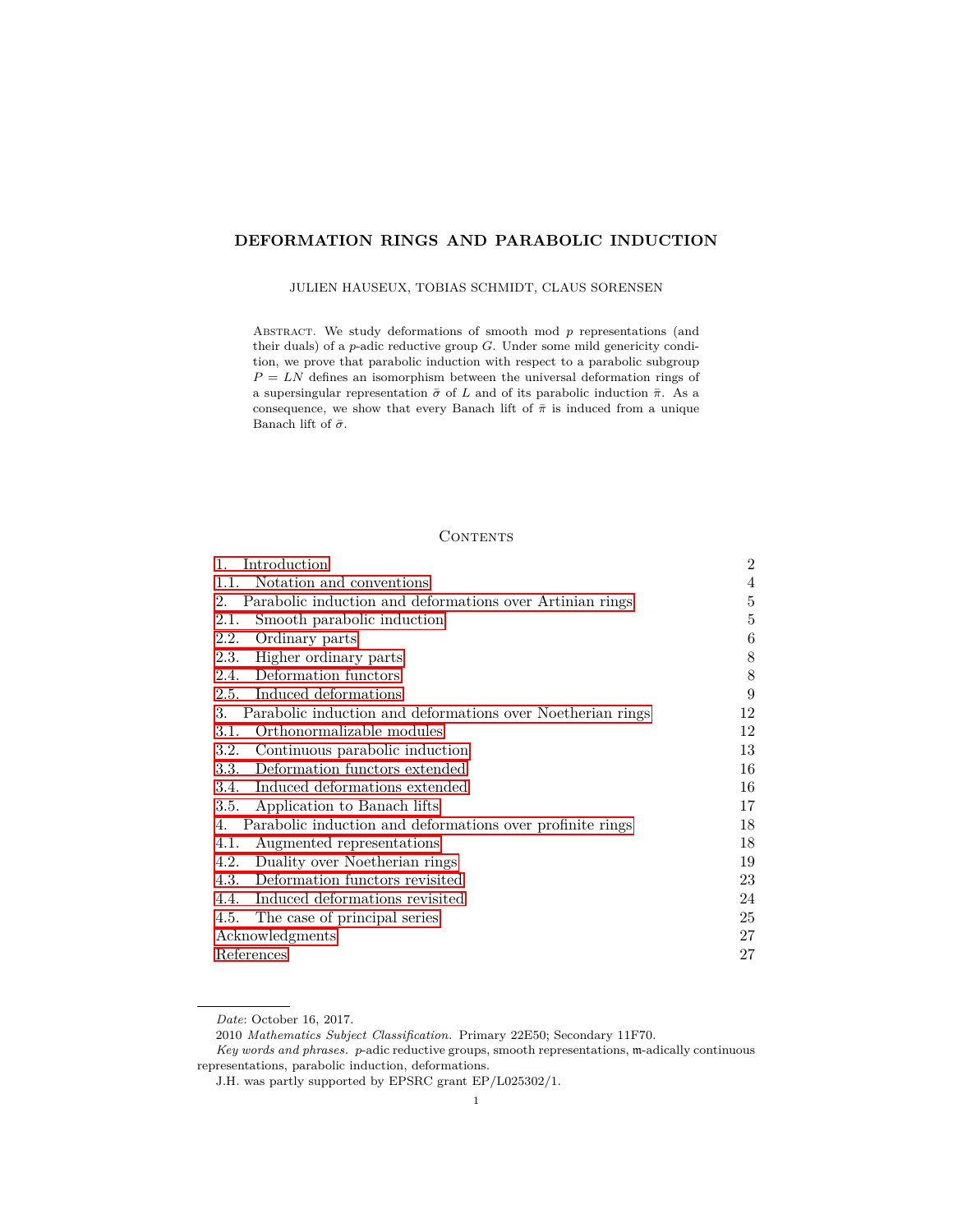# DEFORMATION RINGS AND PARABOLIC INDUCTION

JULIEN HAUSEUX, TOBIAS SCHMIDT, CLAUS SORENSEN

Abstract. We study deformations of smooth mod $p$ representations (and their duals) of a $p$-adic reductive group $G$. Under some mild genericity condition, we prove that parabolic induction with respect to a parabolic subgroup $P = LN$ defines an isomorphism between the universal deformation rings of a supersingular representation $\bar{\sigma}$ of $L$ and of its parabolic induction $\bar{\pi}$. As a consequence, we show that every Banach lift of $\bar{\pi}$ is induced from a unique Banach lift of $\bar{\sigma}$.

## Contents

| | |
|---|---|
| 1. Introduction | 2 |
| 1.1. Notation and conventions | 4 |
| 2. Parabolic induction and deformations over Artinian rings | 5 |
| 2.1. Smooth parabolic induction | 5 |
| 2.2. Ordinary parts | 6 |
| 2.3. Higher ordinary parts | 8 |
| 2.4. Deformation functors | 8 |
| 2.5. Induced deformations | 9 |
| 3. Parabolic induction and deformations over Noetherian rings | 12 |
| 3.1. Orthonormalizable modules | 12 |
| 3.2. Continuous parabolic induction | 13 |
| 3.3. Deformation functors extended | 16 |
| 3.4. Induced deformations extended | 16 |
| 3.5. Application to Banach lifts | 17 |
| 4. Parabolic induction and deformations over profinite rings | 18 |
| 4.1. Augmented representations | 18 |
| 4.2. Duality over Noetherian rings | 19 |
| 4.3. Deformation functors revisited | 23 |
| 4.4. Induced deformations revisited | 24 |
| 4.5. The case of principal series | 25 |
| Acknowledgments | 27 |
| References | 27 |

---

*Date*: October 16, 2017.

2010 *Mathematics Subject Classification.* Primary 22E50; Secondary 11F70.

*Key words and phrases.* $p$-adic reductive groups, smooth representations, $\mathfrak{m}$-adically continuous representations, parabolic induction, deformations.

J.H. was partly supported by EPSRC grant EP/L025302/1.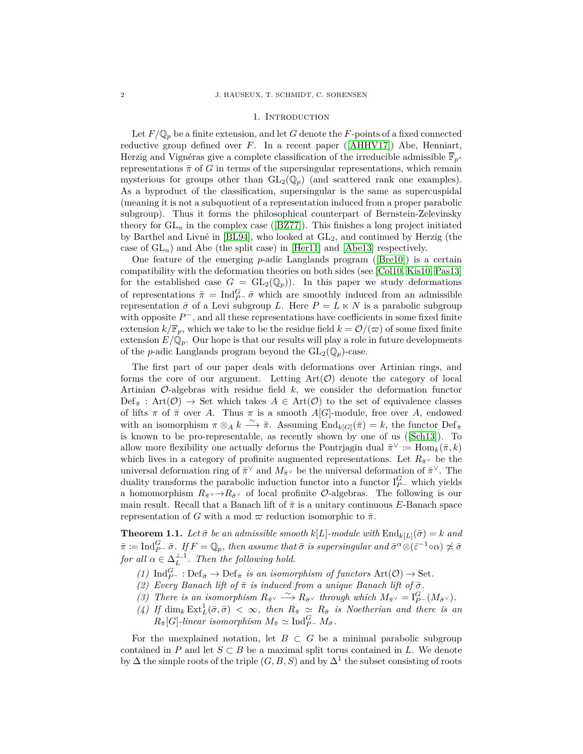## 1. Introduction

Let $F/\mathbb{Q}_p$ be a finite extension, and let $G$ denote the $F$-points of a fixed connected reductive group defined over $F$. In a recent paper ([AHHV17]) Abe, Henniart, Herzig and Vignéras give a complete classification of the irreducible admissible $\overline{\mathbb{F}}_p$-representations $\bar{\pi}$ of $G$ in terms of the supersingular representations, which remain mysterious for groups other than $\mathrm{GL}_2(\mathbb{Q}_p)$ (and scattered rank one examples). As a byproduct of the classification, supersingular is the same as supercuspidal (meaning it is not a subquotient of a representation induced from a proper parabolic subgroup). Thus it forms the philosophical counterpart of Bernstein-Zelevinsky theory for $\mathrm{GL}_n$ in the complex case ([BZ77]). This finishes a long project initiated by Barthel and Livné in [BL94], who looked at $\mathrm{GL}_2$, and continued by Herzig (the case of $\mathrm{GL}_n$) and Abe (the split case) in [Her11] and [Abe13] respectively.

One feature of the emerging $p$-adic Langlands program ([Bre10]) is a certain compatibility with the deformation theories on both sides (see [Col10, Kis10, Pas13] for the established case $G = \mathrm{GL}_2(\mathbb{Q}_p)$). In this paper we study deformations of representations $\bar{\pi} = \mathrm{Ind}_{P^-}^G \bar{\sigma}$ which are smoothly induced from an admissible representation $\bar{\sigma}$ of a Levi subgroup $L$. Here $P = L \ltimes N$ is a parabolic subgroup with opposite $P^-$, and all these representations have coefficients in some fixed finite extension $k/\mathbb{F}_p$, which we take to be the residue field $k = \mathcal{O}/(\varpi)$ of some fixed finite extension $E/\mathbb{Q}_p$. Our hope is that our results will play a role in future developments of the $p$-adic Langlands program beyond the $\mathrm{GL}_2(\mathbb{Q}_p)$-case.

The first part of our paper deals with deformations over Artinian rings, and forms the core of our argument. Letting $\mathrm{Art}(\mathcal{O})$ denote the category of local Artinian $\mathcal{O}$-algebras with residue field $k$, we consider the deformation functor $\mathrm{Def}_{\bar{\pi}} : \mathrm{Art}(\mathcal{O}) \to \mathrm{Set}$ which takes $A \in \mathrm{Art}(\mathcal{O})$ to the set of equivalence classes of lifts $\pi$ of $\bar{\pi}$ over $A$. Thus $\pi$ is a smooth $A[G]$-module, free over $A$, endowed with an isomorphism $\pi \otimes_A k \xrightarrow{\sim} \bar{\pi}$. Assuming $\mathrm{End}_{k[G]}(\bar{\pi}) = k$, the functor $\mathrm{Def}_{\bar{\pi}}$ is known to be pro-representable, as recently shown by one of us ([Sch13]). To allow more flexibility one actually deforms the Pontrjagin dual $\bar{\pi}^\vee := \mathrm{Hom}_k(\bar{\pi}, k)$ which lives in a category of profinite augmented representations. Let $R_{\bar{\pi}^\vee}$ be the universal deformation ring of $\bar{\pi}^\vee$ and $M_{\bar{\pi}^\vee}$ be the universal deformation of $\bar{\pi}^\vee$. The duality transforms the parabolic induction functor into a functor $\mathrm{I}_{P^-}^G$ which yields a homomorphism $R_{\bar{\pi}^\vee} \to R_{\bar{\sigma}^\vee}$ of local profinite $\mathcal{O}$-algebras. The following is our main result. Recall that a Banach lift of $\bar{\pi}$ is a unitary continuous $E$-Banach space representation of $G$ with a mod $\varpi$ reduction isomorphic to $\bar{\pi}$.

**Theorem 1.1.** *Let $\bar{\sigma}$ be an admissible smooth $k[L]$-module with $\mathrm{End}_{k[L]}(\bar{\sigma}) = k$ and $\bar{\pi} := \mathrm{Ind}_{P^-}^G \bar{\sigma}$. If $F = \mathbb{Q}_p$, then assume that $\bar{\sigma}$ is supersingular and $\bar{\sigma}^\alpha \otimes (\bar{\varepsilon}^{-1} \circ \alpha) \not\simeq \bar{\sigma}$ for all $\alpha \in \Delta_L^{\perp,1}$. Then the following hold.*

1. *$\mathrm{Ind}_{P^-}^G : \mathrm{Def}_{\bar{\sigma}} \to \mathrm{Def}_{\bar{\pi}}$ is an isomorphism of functors $\mathrm{Art}(\mathcal{O}) \to \mathrm{Set}$.*
2. *Every Banach lift of $\bar{\pi}$ is induced from a unique Banach lift of $\bar{\sigma}$.*
3. *There is an isomorphism $R_{\bar{\pi}^\vee} \xrightarrow{\sim} R_{\bar{\sigma}^\vee}$ through which $M_{\bar{\pi}^\vee} = \mathrm{I}_{P^-}^G(M_{\bar{\sigma}^\vee})$.*
4. *If $\dim_k \mathrm{Ext}_L^1(\bar{\sigma}, \bar{\sigma}) < \infty$, then $R_{\bar{\pi}} \simeq R_{\bar{\sigma}}$ is Noetherian and there is an $R_{\bar{\pi}}[G]$-linear isomorphism $M_{\bar{\pi}} \simeq \mathrm{Ind}_{P^-}^G M_{\bar{\sigma}}$.*

For the unexplained notation, let $B \subset G$ be a minimal parabolic subgroup contained in $P$ and let $S \subset B$ be a maximal split torus contained in $L$. We denote by $\Delta$ the simple roots of the triple $(G, B, S)$ and by $\Delta^1$ the subset consisting of roots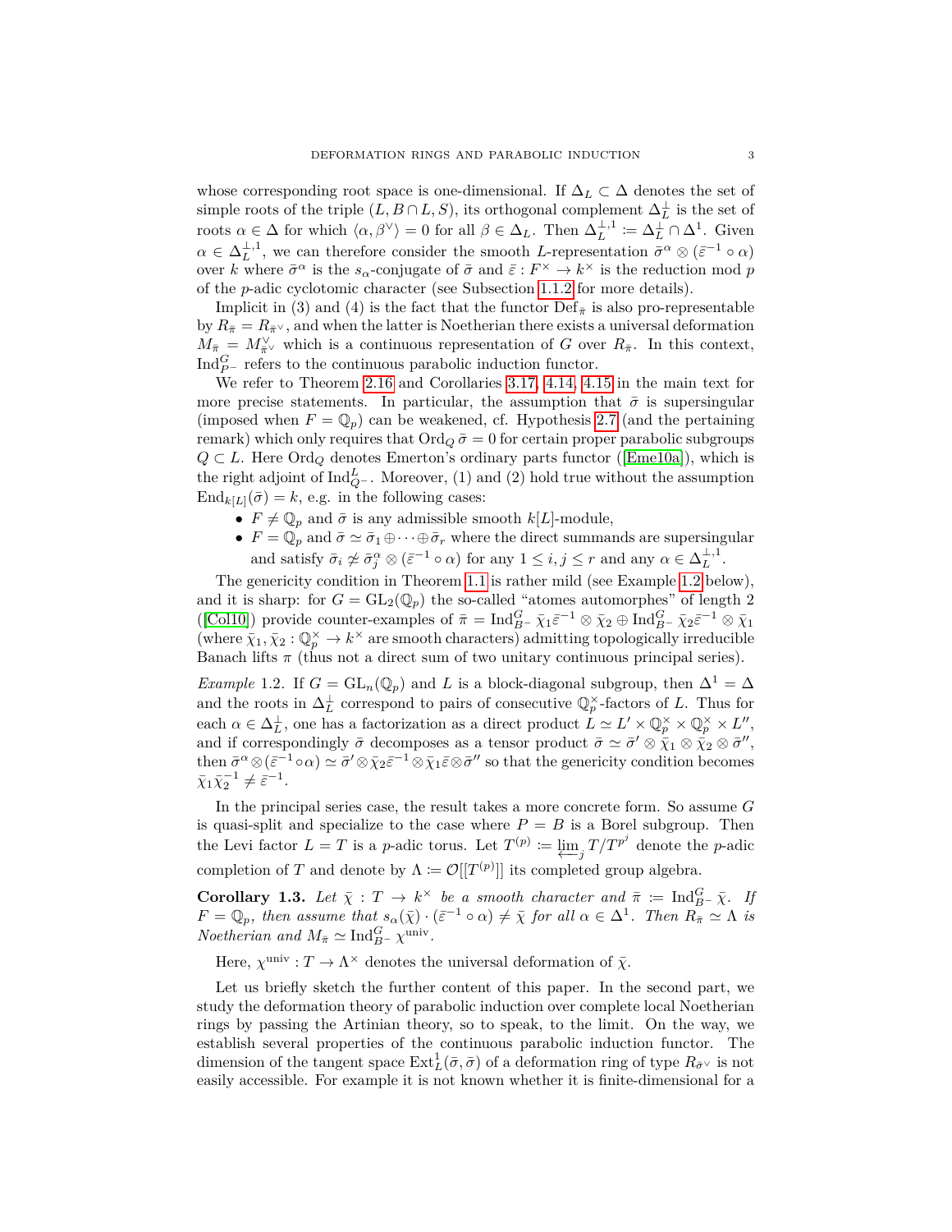whose corresponding root space is one-dimensional. If $\Delta_L \subset \Delta$ denotes the set of simple roots of the triple $(L, B \cap L, S)$, its orthogonal complement $\Delta_L^\perp$ is the set of roots $\alpha \in \Delta$ for which $\langle \alpha, \beta^\vee \rangle = 0$ for all $\beta \in \Delta_L$. Then $\Delta_L^{\perp,1} := \Delta_L^\perp \cap \Delta^1$. Given $\alpha \in \Delta_L^{\perp,1}$, we can therefore consider the smooth $L$-representation $\bar\sigma^\alpha \otimes (\bar\varepsilon^{-1} \circ \alpha)$ over $k$ where $\bar\sigma^\alpha$ is the $s_\alpha$-conjugate of $\bar\sigma$ and $\bar\varepsilon : F^\times \to k^\times$ is the reduction mod $p$ of the $p$-adic cyclotomic character (see Subsection 1.1.2 for more details).

Implicit in (3) and (4) is the fact that the functor $\mathrm{Def}_{\bar\pi}$ is also pro-representable by $R_{\bar\pi} = R_{\bar\pi^\vee}$, and when the latter is Noetherian there exists a universal deformation $M_{\bar\pi} = M_{\bar\pi^\vee}^\vee$ which is a continuous representation of $G$ over $R_{\bar\pi}$. In this context, $\mathrm{Ind}_{P^-}^G$ refers to the continuous parabolic induction functor.

We refer to Theorem 2.16 and Corollaries 3.17, 4.14, 4.15 in the main text for more precise statements. In particular, the assumption that $\bar\sigma$ is supersingular (imposed when $F = \mathbb{Q}_p$) can be weakened, cf. Hypothesis 2.7 (and the pertaining remark) which only requires that $\mathrm{Ord}_Q\,\bar\sigma = 0$ for certain proper parabolic subgroups $Q \subset L$. Here $\mathrm{Ord}_Q$ denotes Emerton's ordinary parts functor ([Eme10a]), which is the right adjoint of $\mathrm{Ind}_{Q^-}^L$. Moreover, (1) and (2) hold true without the assumption $\mathrm{End}_{k[L]}(\bar\sigma) = k$, e.g. in the following cases:

- $F \neq \mathbb{Q}_p$ and $\bar\sigma$ is any admissible smooth $k[L]$-module,
- $F = \mathbb{Q}_p$ and $\bar\sigma \simeq \bar\sigma_1 \oplus \cdots \oplus \bar\sigma_r$ where the direct summands are supersingular and satisfy $\bar\sigma_i \not\simeq \bar\sigma_j^\alpha \otimes (\bar\varepsilon^{-1} \circ \alpha)$ for any $1 \leq i, j \leq r$ and any $\alpha \in \Delta_L^{\perp,1}$.

The genericity condition in Theorem 1.1 is rather mild (see Example 1.2 below), and it is sharp: for $G = \mathrm{GL}_2(\mathbb{Q}_p)$ the so-called "atomes automorphes" of length 2 ([Col10]) provide counter-examples of $\bar\pi = \mathrm{Ind}_{B^-}^G\, \bar\chi_1 \bar\varepsilon^{-1} \otimes \bar\chi_2 \oplus \mathrm{Ind}_{B^-}^G\, \bar\chi_2 \bar\varepsilon^{-1} \otimes \bar\chi_1$ (where $\bar\chi_1, \bar\chi_2 : \mathbb{Q}_p^\times \to k^\times$ are smooth characters) admitting topologically irreducible Banach lifts $\pi$ (thus not a direct sum of two unitary continuous principal series).

*Example* 1.2. If $G = \mathrm{GL}_n(\mathbb{Q}_p)$ and $L$ is a block-diagonal subgroup, then $\Delta^1 = \Delta$ and the roots in $\Delta_L^\perp$ correspond to pairs of consecutive $\mathbb{Q}_p^\times$-factors of $L$. Thus for each $\alpha \in \Delta_L^\perp$, one has a factorization as a direct product $L \simeq L' \times \mathbb{Q}_p^\times \times \mathbb{Q}_p^\times \times L''$, and if correspondingly $\bar\sigma$ decomposes as a tensor product $\bar\sigma \simeq \bar\sigma' \otimes \bar\chi_1 \otimes \bar\chi_2 \otimes \bar\sigma''$, then $\bar\sigma^\alpha \otimes (\bar\varepsilon^{-1} \circ \alpha) \simeq \bar\sigma' \otimes \bar\chi_2 \bar\varepsilon^{-1} \otimes \bar\chi_1 \bar\varepsilon \otimes \bar\sigma''$ so that the genericity condition becomes $\bar\chi_1 \bar\chi_2^{-1} \neq \bar\varepsilon^{-1}$.

In the principal series case, the result takes a more concrete form. So assume $G$ is quasi-split and specialize to the case where $P = B$ is a Borel subgroup. Then the Levi factor $L = T$ is a $p$-adic torus. Let $T^{(p)} := \varprojlim_j T/T^{p^j}$ denote the $p$-adic completion of $T$ and denote by $\Lambda := \mathcal{O}[[T^{(p)}]]$ its completed group algebra.

**Corollary 1.3.** *Let $\bar\chi : T \to k^\times$ be a smooth character and $\bar\pi := \mathrm{Ind}_{B^-}^G\, \bar\chi$. If $F = \mathbb{Q}_p$, then assume that $s_\alpha(\bar\chi) \cdot (\bar\varepsilon^{-1} \circ \alpha) \neq \bar\chi$ for all $\alpha \in \Delta^1$. Then $R_{\bar\pi} \simeq \Lambda$ is Noetherian and $M_{\bar\pi} \simeq \mathrm{Ind}_{B^-}^G\, \chi^{\mathrm{univ}}$.*

Here, $\chi^{\mathrm{univ}} : T \to \Lambda^\times$ denotes the universal deformation of $\bar\chi$.

Let us briefly sketch the further content of this paper. In the second part, we study the deformation theory of parabolic induction over complete local Noetherian rings by passing the Artinian theory, so to speak, to the limit. On the way, we establish several properties of the continuous parabolic induction functor. The dimension of the tangent space $\mathrm{Ext}_L^1(\bar\sigma, \bar\sigma)$ of a deformation ring of type $R_{\bar\sigma^\vee}$ is not easily accessible. For example it is not known whether it is finite-dimensional for a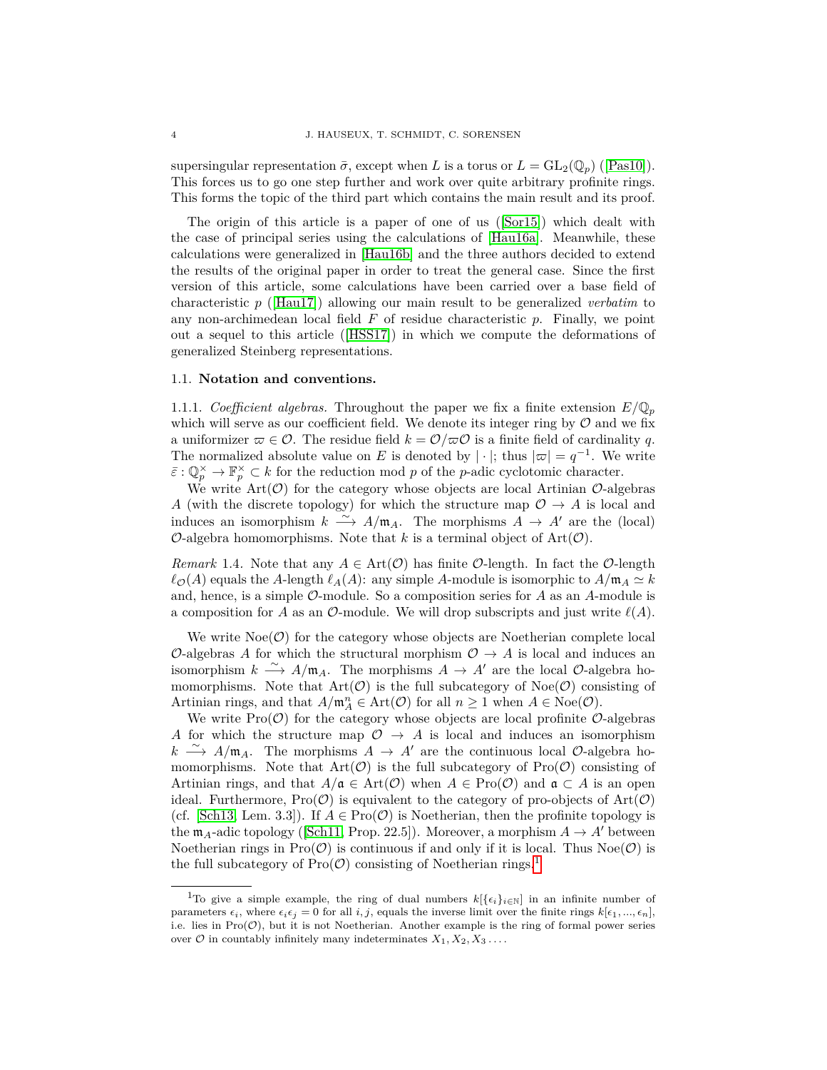supersingular representation $\bar{\sigma}$, except when $L$ is a torus or $L = \mathrm{GL}_2(\mathbb{Q}_p)$ ([Pas10]). This forces us to go one step further and work over quite arbitrary profinite rings. This forms the topic of the third part which contains the main result and its proof.

The origin of this article is a paper of one of us ([Sor15]) which dealt with the case of principal series using the calculations of [Hau16a]. Meanwhile, these calculations were generalized in [Hau16b] and the three authors decided to extend the results of the original paper in order to treat the general case. Since the first version of this article, some calculations have been carried over a base field of characteristic $p$ ([Hau17]) allowing our main result to be generalized *verbatim* to any non-archimedean local field $F$ of residue characteristic $p$. Finally, we point out a sequel to this article ([HSS17]) in which we compute the deformations of generalized Steinberg representations.

### 1.1. Notation and conventions.

1.1.1. *Coefficient algebras.* Throughout the paper we fix a finite extension $E/\mathbb{Q}_p$ which will serve as our coefficient field. We denote its integer ring by $\mathcal{O}$ and we fix a uniformizer $\varpi \in \mathcal{O}$. The residue field $k = \mathcal{O}/\varpi\mathcal{O}$ is a finite field of cardinality $q$. The normalized absolute value on $E$ is denoted by $|\cdot|$; thus $|\varpi| = q^{-1}$. We write $\bar{\varepsilon} : \mathbb{Q}_p^\times \to \mathbb{F}_p^\times \subset k$ for the reduction mod $p$ of the $p$-adic cyclotomic character.

We write $\mathrm{Art}(\mathcal{O})$ for the category whose objects are local Artinian $\mathcal{O}$-algebras $A$ (with the discrete topology) for which the structure map $\mathcal{O} \to A$ is local and induces an isomorphism $k \xrightarrow{\sim} A/\mathfrak{m}_A$. The morphisms $A \to A'$ are the (local) $\mathcal{O}$-algebra homomorphisms. Note that $k$ is a terminal object of $\mathrm{Art}(\mathcal{O})$.

*Remark* 1.4. Note that any $A \in \mathrm{Art}(\mathcal{O})$ has finite $\mathcal{O}$-length. In fact the $\mathcal{O}$-length $\ell_{\mathcal{O}}(A)$ equals the $A$-length $\ell_A(A)$: any simple $A$-module is isomorphic to $A/\mathfrak{m}_A \simeq k$ and, hence, is a simple $\mathcal{O}$-module. So a composition series for $A$ as an $A$-module is a composition for $A$ as an $\mathcal{O}$-module. We will drop subscripts and just write $\ell(A)$.

We write $\mathrm{Noe}(\mathcal{O})$ for the category whose objects are Noetherian complete local $\mathcal{O}$-algebras $A$ for which the structural morphism $\mathcal{O} \to A$ is local and induces an isomorphism $k \xrightarrow{\sim} A/\mathfrak{m}_A$. The morphisms $A \to A'$ are the local $\mathcal{O}$-algebra homomorphisms. Note that $\mathrm{Art}(\mathcal{O})$ is the full subcategory of $\mathrm{Noe}(\mathcal{O})$ consisting of Artinian rings, and that $A/\mathfrak{m}_A^n \in \mathrm{Art}(\mathcal{O})$ for all $n \geq 1$ when $A \in \mathrm{Noe}(\mathcal{O})$.

We write $\mathrm{Pro}(\mathcal{O})$ for the category whose objects are local profinite $\mathcal{O}$-algebras $A$ for which the structure map $\mathcal{O} \to A$ is local and induces an isomorphism $k \xrightarrow{\sim} A/\mathfrak{m}_A$. The morphisms $A \to A'$ are the continuous local $\mathcal{O}$-algebra homomorphisms. Note that $\mathrm{Art}(\mathcal{O})$ is the full subcategory of $\mathrm{Pro}(\mathcal{O})$ consisting of Artinian rings, and that $A/\mathfrak{a} \in \mathrm{Art}(\mathcal{O})$ when $A \in \mathrm{Pro}(\mathcal{O})$ and $\mathfrak{a} \subset A$ is an open ideal. Furthermore, $\mathrm{Pro}(\mathcal{O})$ is equivalent to the category of pro-objects of $\mathrm{Art}(\mathcal{O})$ (cf. [Sch13, Lem. 3.3]). If $A \in \mathrm{Pro}(\mathcal{O})$ is Noetherian, then the profinite topology is the $\mathfrak{m}_A$-adic topology ([Sch11, Prop. 22.5]). Moreover, a morphism $A \to A'$ between Noetherian rings in $\mathrm{Pro}(\mathcal{O})$ is continuous if and only if it is local. Thus $\mathrm{Noe}(\mathcal{O})$ is the full subcategory of $\mathrm{Pro}(\mathcal{O})$ consisting of Noetherian rings.[1]

---

[1] To give a simple example, the ring of dual numbers $k[\{\epsilon_i\}_{i\in\mathbb{N}}]$ in an infinite number of parameters $\epsilon_i$, where $\epsilon_i\epsilon_j = 0$ for all $i, j$, equals the inverse limit over the finite rings $k[\epsilon_1, ..., \epsilon_n]$, i.e. lies in $\mathrm{Pro}(\mathcal{O})$, but it is not Noetherian. Another example is the ring of formal power series over $\mathcal{O}$ in countably infinitely many indeterminates $X_1, X_2, X_3 \ldots$.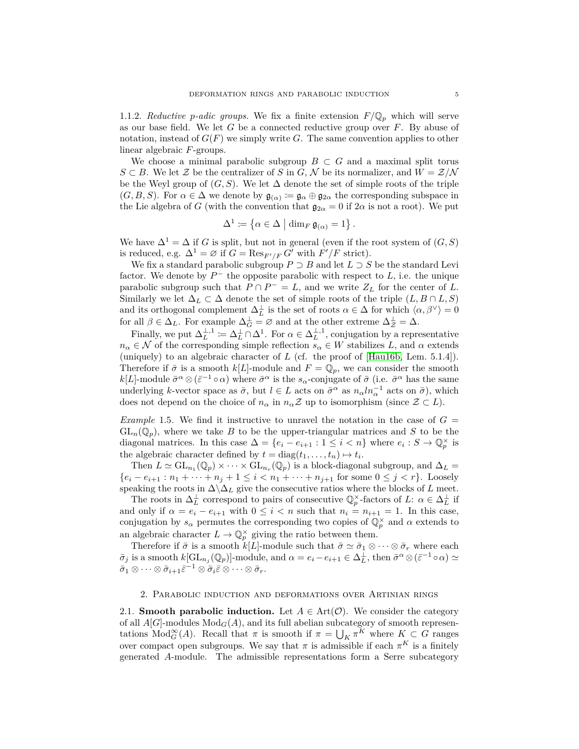1.1.2. *Reductive p-adic groups.* We fix a finite extension $F/\mathbb{Q}_p$ which will serve as our base field. We let $G$ be a connected reductive group over $F$. By abuse of notation, instead of $G(F)$ we simply write $G$. The same convention applies to other linear algebraic $F$-groups.

We choose a minimal parabolic subgroup $B \subset G$ and a maximal split torus $S \subset B$. We let $\mathcal{Z}$ be the centralizer of $S$ in $G$, $\mathcal{N}$ be its normalizer, and $W = \mathcal{Z}/\mathcal{N}$ be the Weyl group of $(G, S)$. We let $\Delta$ denote the set of simple roots of the triple $(G, B, S)$. For $\alpha \in \Delta$ we denote by $\mathfrak{g}_{(\alpha)} \coloneqq \mathfrak{g}_\alpha \oplus \mathfrak{g}_{2\alpha}$ the corresponding subspace in the Lie algebra of $G$ (with the convention that $\mathfrak{g}_{2\alpha} = 0$ if $2\alpha$ is not a root). We put

$$\Delta^1 \coloneqq \left\{ \alpha \in \Delta \;\middle|\; \dim_F \mathfrak{g}_{(\alpha)} = 1 \right\}.$$

We have $\Delta^1 = \Delta$ if $G$ is split, but not in general (even if the root system of $(G, S)$ is reduced, e.g. $\Delta^1 = \varnothing$ if $G = \operatorname{Res}_{F'/F} G'$ with $F'/F$ strict).

We fix a standard parabolic subgroup $P \supset B$ and let $L \supset S$ be the standard Levi factor. We denote by $P^-$ the opposite parabolic with respect to $L$, i.e. the unique parabolic subgroup such that $P \cap P^- = L$, and we write $Z_L$ for the center of $L$. Similarly we let $\Delta_L \subset \Delta$ denote the set of simple roots of the triple $(L, B \cap L, S)$ and its orthogonal complement $\Delta_L^\perp$ is the set of roots $\alpha \in \Delta$ for which $\langle \alpha, \beta^\vee \rangle = 0$ for all $\beta \in \Delta_L$. For example $\Delta_G^\perp = \varnothing$ and at the other extreme $\Delta_{\mathcal{Z}}^\perp = \Delta$.

Finally, we put $\Delta_L^{\perp,1} \coloneqq \Delta_L^\perp \cap \Delta^1$. For $\alpha \in \Delta_L^{\perp,1}$, conjugation by a representative $n_\alpha \in \mathcal{N}$ of the corresponding simple reflection $s_\alpha \in W$ stabilizes $L$, and $\alpha$ extends (uniquely) to an algebraic character of $L$ (cf. the proof of [Hau16b, Lem. 5.1.4]). Therefore if $\bar{\sigma}$ is a smooth $k[L]$-module and $F = \mathbb{Q}_p$, we can consider the smooth $k[L]$-module $\bar{\sigma}^\alpha \otimes (\bar{\varepsilon}^{-1} \circ \alpha)$ where $\bar{\sigma}^\alpha$ is the $s_\alpha$-conjugate of $\bar{\sigma}$ (i.e. $\bar{\sigma}^\alpha$ has the same underlying $k$-vector space as $\bar{\sigma}$, but $l \in L$ acts on $\bar{\sigma}^\alpha$ as $n_\alpha l n_\alpha^{-1}$ acts on $\bar{\sigma}$), which does not depend on the choice of $n_\alpha$ in $n_\alpha \mathcal{Z}$ up to isomorphism (since $\mathcal{Z} \subset L$).

*Example* 1.5. We find it instructive to unravel the notation in the case of $G = \mathrm{GL}_n(\mathbb{Q}_p)$, where we take $B$ to be the upper-triangular matrices and $S$ to be the diagonal matrices. In this case $\Delta = \{e_i - e_{i+1} : 1 \leq i < n\}$ where $e_i : S \to \mathbb{Q}_p^\times$ is the algebraic character defined by $t = \operatorname{diag}(t_1, \ldots, t_n) \mapsto t_i$.

Then $L \simeq \mathrm{GL}_{n_1}(\mathbb{Q}_p) \times \cdots \times \mathrm{GL}_{n_r}(\mathbb{Q}_p)$ is a block-diagonal subgroup, and $\Delta_L = \{e_i - e_{i+1} : n_1 + \cdots + n_j + 1 \leq i < n_1 + \cdots + n_{j+1} \text{ for some } 0 \leq j < r\}$. Loosely speaking the roots in $\Delta \backslash \Delta_L$ give the consecutive ratios where the blocks of $L$ meet.

The roots in $\Delta_L^\perp$ correspond to pairs of consecutive $\mathbb{Q}_p^\times$-factors of $L$: $\alpha \in \Delta_L^\perp$ if and only if $\alpha = e_i - e_{i+1}$ with $0 \leq i < n$ such that $n_i = n_{i+1} = 1$. In this case, conjugation by $s_\alpha$ permutes the corresponding two copies of $\mathbb{Q}_p^\times$ and $\alpha$ extends to an algebraic character $L \to \mathbb{Q}_p^\times$ giving the ratio between them.

Therefore if $\bar{\sigma}$ is a smooth $k[L]$-module such that $\bar{\sigma} \simeq \bar{\sigma}_1 \otimes \cdots \otimes \bar{\sigma}_r$ where each $\bar{\sigma}_j$ is a smooth $k[\mathrm{GL}_{n_j}(\mathbb{Q}_p)]$-module, and $\alpha = e_i - e_{i+1} \in \Delta_L^\perp$, then $\bar{\sigma}^\alpha \otimes (\bar{\varepsilon}^{-1} \circ \alpha) \simeq \bar{\sigma}_1 \otimes \cdots \otimes \bar{\sigma}_{i+1} \bar{\varepsilon}^{-1} \otimes \bar{\sigma}_i \bar{\varepsilon} \otimes \cdots \otimes \bar{\sigma}_r$.

## 2. Parabolic induction and deformations over Artinian rings

2.1. **Smooth parabolic induction.** Let $A \in \mathrm{Art}(\mathcal{O})$. We consider the category of all $A[G]$-modules $\mathrm{Mod}_G(A)$, and its full abelian subcategory of smooth representations $\mathrm{Mod}_G^\infty(A)$. Recall that $\pi$ is smooth if $\pi = \bigcup_K \pi^K$ where $K \subset G$ ranges over compact open subgroups. We say that $\pi$ is admissible if each $\pi^K$ is a finitely generated $A$-module. The admissible representations form a Serre subcategory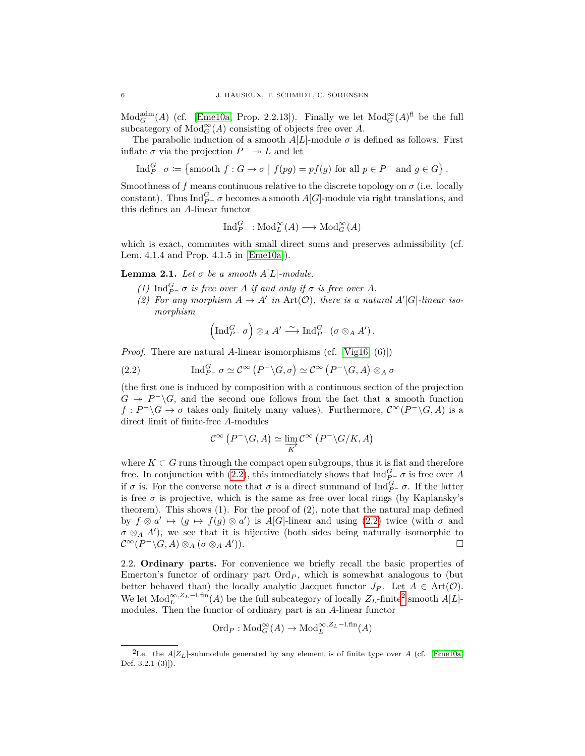$\mathrm{Mod}_G^{\mathrm{adm}}(A)$ (cf. [Eme10a, Prop. 2.2.13]). Finally we let $\mathrm{Mod}_G^\infty(A)^{\mathrm{fl}}$ be the full subcategory of $\mathrm{Mod}_G^\infty(A)$ consisting of objects free over $A$.

The parabolic induction of a smooth $A[L]$-module $\sigma$ is defined as follows. First inflate $\sigma$ via the projection $P^- \twoheadrightarrow L$ and let

$$\mathrm{Ind}_{P^-}^G \sigma \coloneqq \left\{ \text{smooth } f : G \to \sigma \;\middle|\; f(pg) = pf(g) \text{ for all } p \in P^- \text{ and } g \in G \right\}.$$

Smoothness of $f$ means continuous relative to the discrete topology on $\sigma$ (i.e. locally constant). Thus $\mathrm{Ind}_{P^-}^G \sigma$ becomes a smooth $A[G]$-module via right translations, and this defines an $A$-linear functor

$$\mathrm{Ind}_{P^-}^G : \mathrm{Mod}_L^\infty(A) \longrightarrow \mathrm{Mod}_G^\infty(A)$$

which is exact, commutes with small direct sums and preserves admissibility (cf. Lem. 4.1.4 and Prop. 4.1.5 in [Eme10a]).

**Lemma 2.1.** *Let $\sigma$ be a smooth $A[L]$-module.*

*(1) $\mathrm{Ind}_{P^-}^G \sigma$ is free over $A$ if and only if $\sigma$ is free over $A$.*

*(2) For any morphism $A \to A'$ in $\mathrm{Art}(\mathcal{O})$, there is a natural $A'[G]$-linear isomorphism*

$$\left(\mathrm{Ind}_{P^-}^G \sigma\right) \otimes_A A' \xrightarrow{\sim} \mathrm{Ind}_{P^-}^G \left(\sigma \otimes_A A'\right).$$

*Proof.* There are natural $A$-linear isomorphisms (cf. [Vig16, (6)])

$$\mathrm{Ind}_{P^-}^G \sigma \simeq \mathcal{C}^\infty\left(P^-\backslash G, \sigma\right) \simeq \mathcal{C}^\infty\left(P^-\backslash G, A\right) \otimes_A \sigma \tag{2.2}$$

(the first one is induced by composition with a continuous section of the projection $G \twoheadrightarrow P^-\backslash G$, and the second one follows from the fact that a smooth function $f : P^-\backslash G \to \sigma$ takes only finitely many values). Furthermore, $\mathcal{C}^\infty(P^-\backslash G, A)$ is a direct limit of finite-free $A$-modules

$$\mathcal{C}^\infty\left(P^-\backslash G, A\right) \simeq \varinjlim_K \mathcal{C}^\infty\left(P^-\backslash G/K, A\right)$$

where $K \subset G$ runs through the compact open subgroups, thus it is flat and therefore free. In conjunction with (2.2), this immediately shows that $\mathrm{Ind}_{P^-}^G \sigma$ is free over $A$ if $\sigma$ is. For the converse note that $\sigma$ is a direct summand of $\mathrm{Ind}_{P^-}^G \sigma$. If the latter is free $\sigma$ is projective, which is the same as free over local rings (by Kaplansky's theorem). This shows (1). For the proof of (2), note that the natural map defined by $f \otimes a' \mapsto (g \mapsto f(g) \otimes a')$ is $A[G]$-linear and using (2.2) twice (with $\sigma$ and $\sigma \otimes_A A'$), we see that it is bijective (both sides being naturally isomorphic to $\mathcal{C}^\infty(P^-\backslash G, A) \otimes_A (\sigma \otimes_A A')$). $\square$

2.2. **Ordinary parts.** For convenience we briefly recall the basic properties of Emerton's functor of ordinary part $\mathrm{Ord}_P$, which is somewhat analogous to (but better behaved than) the locally analytic Jacquet functor $J_P$. Let $A \in \mathrm{Art}(\mathcal{O})$. We let $\mathrm{Mod}_L^{\infty, Z_L-\mathrm{l.fin}}(A)$ be the full subcategory of locally $Z_L$-finite[2] smooth $A[L]$-modules. Then the functor of ordinary part is an $A$-linear functor

$$\mathrm{Ord}_P : \mathrm{Mod}_G^\infty(A) \to \mathrm{Mod}_L^{\infty, Z_L-\mathrm{l.fin}}(A)$$

[2] I.e. the $A[Z_L]$-submodule generated by any element is of finite type over $A$ (cf. [Eme10a, Def. 3.2.1 (3)]).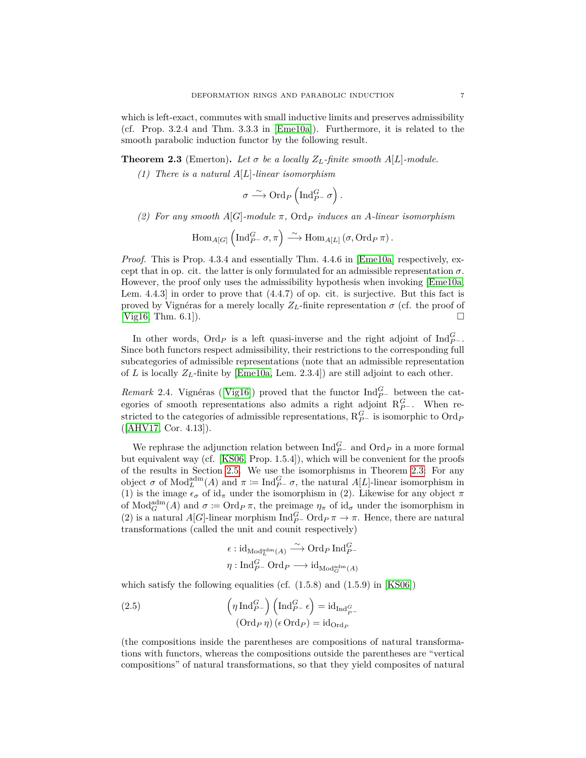which is left-exact, commutes with small inductive limits and preserves admissibility (cf. Prop. 3.2.4 and Thm. 3.3.3 in [Eme10a]). Furthermore, it is related to the smooth parabolic induction functor by the following result.

**Theorem 2.3** (Emerton)**.** *Let $\sigma$ be a locally $Z_L$-finite smooth $A[L]$-module.*

*(1) There is a natural $A[L]$-linear isomorphism*

$$\sigma \xrightarrow{\sim} \operatorname{Ord}_P\left(\operatorname{Ind}_{P^-}^G \sigma\right).$$

*(2) For any smooth $A[G]$-module $\pi$, $\operatorname{Ord}_P$ induces an $A$-linear isomorphism*

$$\operatorname{Hom}_{A[G]}\left(\operatorname{Ind}_{P^-}^G \sigma, \pi\right) \xrightarrow{\sim} \operatorname{Hom}_{A[L]}\left(\sigma, \operatorname{Ord}_P \pi\right).$$

*Proof.* This is Prop. 4.3.4 and essentially Thm. 4.4.6 in [Eme10a] respectively, except that in op. cit. the latter is only formulated for an admissible representation $\sigma$. However, the proof only uses the admissibility hypothesis when invoking [Eme10a, Lem. 4.4.3] in order to prove that (4.4.7) of op. cit. is surjective. But this fact is proved by Vignéras for a merely locally $Z_L$-finite representation $\sigma$ (cf. the proof of [Vig16, Thm. 6.1]). □

In other words, $\operatorname{Ord}_P$ is a left quasi-inverse and the right adjoint of $\operatorname{Ind}_{P^-}^G$. Since both functors respect admissibility, their restrictions to the corresponding full subcategories of admissible representations (note that an admissible representation of $L$ is locally $Z_L$-finite by [Eme10a, Lem. 2.3.4]) are still adjoint to each other.

*Remark* 2.4. Vignéras ([Vig16]) proved that the functor $\operatorname{Ind}_{P^-}^G$ between the categories of smooth representations also admits a right adjoint $\mathrm{R}_{P^-}^G$. When restricted to the categories of admissible representations, $\mathrm{R}_{P^-}^G$ is isomorphic to $\operatorname{Ord}_P$ ([AHV17, Cor. 4.13]).

We rephrase the adjunction relation between $\operatorname{Ind}_{P^-}^G$ and $\operatorname{Ord}_P$ in a more formal but equivalent way (cf. [KS06, Prop. 1.5.4]), which will be convenient for the proofs of the results in Section 2.5. We use the isomorphisms in Theorem 2.3: For any object $\sigma$ of $\operatorname{Mod}_L^{\mathrm{adm}}(A)$ and $\pi := \operatorname{Ind}_{P^-}^G \sigma$, the natural $A[L]$-linear isomorphism in (1) is the image $\epsilon_\sigma$ of $\mathrm{id}_\pi$ under the isomorphism in (2). Likewise for any object $\pi$ of $\operatorname{Mod}_G^{\mathrm{adm}}(A)$ and $\sigma := \operatorname{Ord}_P \pi$, the preimage $\eta_\pi$ of $\mathrm{id}_\sigma$ under the isomorphism in (2) is a natural $A[G]$-linear morphism $\operatorname{Ind}_{P^-}^G \operatorname{Ord}_P \pi \to \pi$. Hence, there are natural transformations (called the unit and counit respectively)

$$\begin{aligned}
\epsilon &: \mathrm{id}_{\operatorname{Mod}_L^{\mathrm{adm}}(A)} \xrightarrow{\sim} \operatorname{Ord}_P \operatorname{Ind}_{P^-}^G \\
\eta &: \operatorname{Ind}_{P^-}^G \operatorname{Ord}_P \longrightarrow \mathrm{id}_{\operatorname{Mod}_G^{\mathrm{adm}}(A)}
\end{aligned}$$

which satisfy the following equalities (cf. (1.5.8) and (1.5.9) in [KS06])

$$\begin{aligned}
\left(\eta \operatorname{Ind}_{P^-}^G\right)\left(\operatorname{Ind}_{P^-}^G \epsilon\right) &= \mathrm{id}_{\operatorname{Ind}_{P^-}^G} \\
\left(\operatorname{Ord}_P \eta\right)\left(\epsilon \operatorname{Ord}_P\right) &= \mathrm{id}_{\operatorname{Ord}_P}
\end{aligned} \tag{2.5}$$

(the compositions inside the parentheses are compositions of natural transformations with functors, whereas the compositions outside the parentheses are "vertical compositions" of natural transformations, so that they yield composites of natural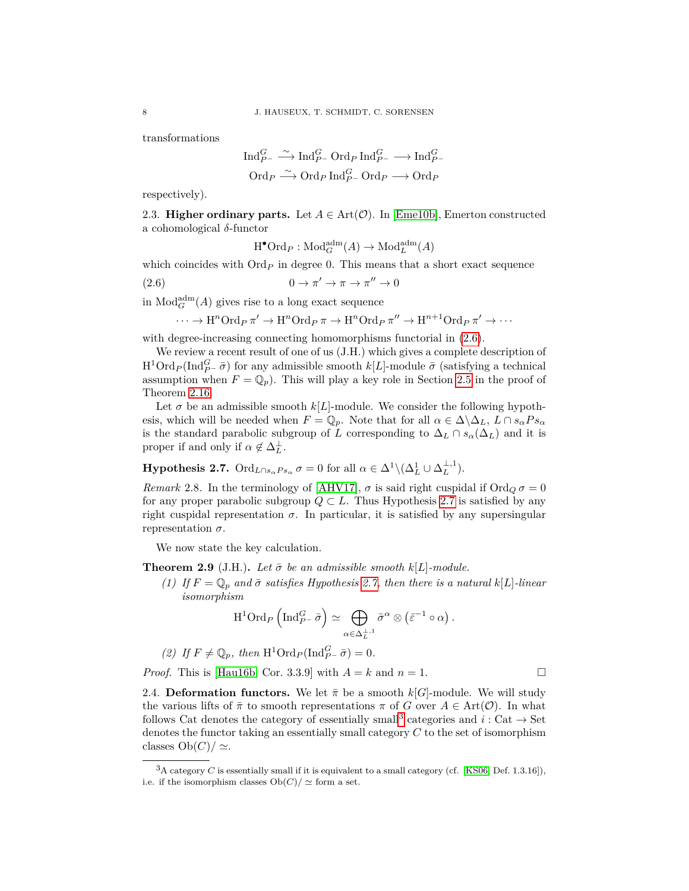transformations

$$\mathrm{Ind}_{P^-}^G \xrightarrow{\sim} \mathrm{Ind}_{P^-}^G \mathrm{Ord}_P \mathrm{Ind}_{P^-}^G \longrightarrow \mathrm{Ind}_{P^-}^G$$
$$\mathrm{Ord}_P \xrightarrow{\sim} \mathrm{Ord}_P \mathrm{Ind}_{P^-}^G \mathrm{Ord}_P \longrightarrow \mathrm{Ord}_P$$

respectively).

2.3. **Higher ordinary parts.** Let $A \in \mathrm{Art}(\mathcal{O})$. In [Eme10b], Emerton constructed a cohomological $\delta$-functor

$$\mathrm{H}^\bullet \mathrm{Ord}_P : \mathrm{Mod}_G^{\mathrm{adm}}(A) \to \mathrm{Mod}_L^{\mathrm{adm}}(A)$$

which coincides with $\mathrm{Ord}_P$ in degree 0. This means that a short exact sequence

$$0 \to \pi' \to \pi \to \pi'' \to 0 \tag{2.6}$$

in $\mathrm{Mod}_G^{\mathrm{adm}}(A)$ gives rise to a long exact sequence

$$\cdots \to \mathrm{H}^n\mathrm{Ord}_P\, \pi' \to \mathrm{H}^n\mathrm{Ord}_P\, \pi \to \mathrm{H}^n\mathrm{Ord}_P\, \pi'' \to \mathrm{H}^{n+1}\mathrm{Ord}_P\, \pi' \to \cdots$$

with degree-increasing connecting homomorphisms functorial in (2.6).

We review a recent result of one of us (J.H.) which gives a complete description of $\mathrm{H}^1\mathrm{Ord}_P(\mathrm{Ind}_{P^-}^G \bar{\sigma})$ for any admissible smooth $k[L]$-module $\bar{\sigma}$ (satisfying a technical assumption when $F = \mathbb{Q}_p$). This will play a key role in Section 2.5 in the proof of Theorem 2.16.

Let $\sigma$ be an admissible smooth $k[L]$-module. We consider the following hypothesis, which will be needed when $F = \mathbb{Q}_p$. Note that for all $\alpha \in \Delta \backslash \Delta_L$, $L \cap s_\alpha P s_\alpha$ is the standard parabolic subgroup of $L$ corresponding to $\Delta_L \cap s_\alpha(\Delta_L)$ and it is proper if and only if $\alpha \notin \Delta_L^\perp$.

**Hypothesis 2.7.** $\mathrm{Ord}_{L\cap s_\alpha P s_\alpha}\, \sigma = 0$ for all $\alpha \in \Delta^1 \backslash (\Delta_L^1 \cup \Delta_L^{\perp,1})$.

*Remark* 2.8. In the terminology of [AHV17], $\sigma$ is said right cuspidal if $\mathrm{Ord}_Q\, \sigma = 0$ for any proper parabolic subgroup $Q \subset L$. Thus Hypothesis 2.7 is satisfied by any right cuspidal representation $\sigma$. In particular, it is satisfied by any supersingular representation $\sigma$.

We now state the key calculation.

**Theorem 2.9** (J.H.). *Let $\bar{\sigma}$ be an admissible smooth $k[L]$-module.*

1. *If $F = \mathbb{Q}_p$ and $\bar{\sigma}$ satisfies Hypothesis 2.7, then there is a natural $k[L]$-linear isomorphism*
$$\mathrm{H}^1\mathrm{Ord}_P\left(\mathrm{Ind}_{P^-}^G \bar{\sigma}\right) \simeq \bigoplus_{\alpha \in \Delta_L^{\perp,1}} \bar{\sigma}^\alpha \otimes \left(\bar{\varepsilon}^{-1} \circ \alpha\right).$$
2. *If $F \neq \mathbb{Q}_p$, then $\mathrm{H}^1\mathrm{Ord}_P(\mathrm{Ind}_{P^-}^G \bar{\sigma}) = 0$.*

*Proof.* This is [Hau16b, Cor. 3.3.9] with $A = k$ and $n = 1$. □

2.4. **Deformation functors.** We let $\bar{\pi}$ be a smooth $k[G]$-module. We will study the various lifts of $\bar{\pi}$ to smooth representations $\pi$ of $G$ over $A \in \mathrm{Art}(\mathcal{O})$. In what follows Cat denotes the category of essentially small[3] categories and $i : \mathrm{Cat} \to \mathrm{Set}$ denotes the functor taking an essentially small category $C$ to the set of isomorphism classes $\mathrm{Ob}(C)/\simeq$.

[3] A category $C$ is essentially small if it is equivalent to a small category (cf. [KS06, Def. 1.3.16]), i.e. if the isomorphism classes $\mathrm{Ob}(C)/\simeq$ form a set.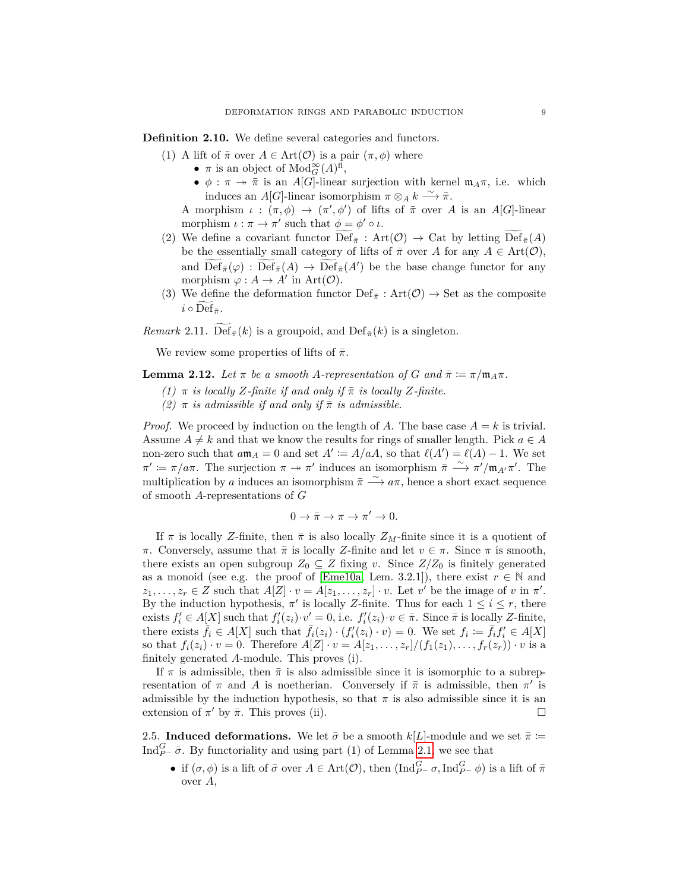**Definition 2.10.** We define several categories and functors.

(1) A lift of $\bar{\pi}$ over $A \in \mathrm{Art}(\mathcal{O})$ is a pair $(\pi, \phi)$ where
- $\pi$ is an object of $\mathrm{Mod}_G^\infty(A)^{\mathrm{fl}}$,
- $\phi : \pi \twoheadrightarrow \bar{\pi}$ is an $A[G]$-linear surjection with kernel $\mathfrak{m}_A\pi$, i.e. which induces an $A[G]$-linear isomorphism $\pi \otimes_A k \xrightarrow{\sim} \bar{\pi}$.

A morphism $\iota : (\pi, \phi) \to (\pi', \phi')$ of lifts of $\bar{\pi}$ over $A$ is an $A[G]$-linear morphism $\iota : \pi \to \pi'$ such that $\phi = \phi' \circ \iota$.

(2) We define a covariant functor $\widetilde{\mathrm{Def}}_{\bar{\pi}} : \mathrm{Art}(\mathcal{O}) \to \mathrm{Cat}$ by letting $\widetilde{\mathrm{Def}}_{\bar{\pi}}(A)$ be the essentially small category of lifts of $\bar{\pi}$ over $A$ for any $A \in \mathrm{Art}(\mathcal{O})$, and $\widetilde{\mathrm{Def}}_{\bar{\pi}}(\varphi) : \widetilde{\mathrm{Def}}_{\bar{\pi}}(A) \to \widetilde{\mathrm{Def}}_{\bar{\pi}}(A')$ be the base change functor for any morphism $\varphi : A \to A'$ in $\mathrm{Art}(\mathcal{O})$.

(3) We define the deformation functor $\mathrm{Def}_{\bar{\pi}} : \mathrm{Art}(\mathcal{O}) \to \mathrm{Set}$ as the composite $i \circ \widetilde{\mathrm{Def}}_{\bar{\pi}}$.

*Remark* 2.11. $\widetilde{\mathrm{Def}}_{\bar{\pi}}(k)$ is a groupoid, and $\mathrm{Def}_{\bar{\pi}}(k)$ is a singleton.

We review some properties of lifts of $\bar{\pi}$.

**Lemma 2.12.** *Let $\pi$ be a smooth $A$-representation of $G$ and $\bar{\pi} \coloneqq \pi/\mathfrak{m}_A\pi$.*

*(1) $\pi$ is locally $Z$-finite if and only if $\bar{\pi}$ is locally $Z$-finite.*

*(2) $\pi$ is admissible if and only if $\bar{\pi}$ is admissible.*

*Proof.* We proceed by induction on the length of $A$. The base case $A = k$ is trivial. Assume $A \neq k$ and that we know the results for rings of smaller length. Pick $a \in A$ non-zero such that $a\mathfrak{m}_A = 0$ and set $A' \coloneqq A/aA$, so that $\ell(A') = \ell(A) - 1$. We set $\pi' \coloneqq \pi/a\pi$. The surjection $\pi \twoheadrightarrow \pi'$ induces an isomorphism $\bar{\pi} \xrightarrow{\sim} \pi'/\mathfrak{m}_{A'}\pi'$. The multiplication by $a$ induces an isomorphism $\bar{\pi} \xrightarrow{\sim} a\pi$, hence a short exact sequence of smooth $A$-representations of $G$

$$0 \to \bar{\pi} \to \pi \to \pi' \to 0.$$

If $\pi$ is locally $Z$-finite, then $\bar{\pi}$ is also locally $Z_M$-finite since it is a quotient of $\pi$. Conversely, assume that $\bar{\pi}$ is locally $Z$-finite and let $v \in \pi$. Since $\pi$ is smooth, there exists an open subgroup $Z_0 \subseteq Z$ fixing $v$. Since $Z/Z_0$ is finitely generated as a monoid (see e.g. the proof of [Eme10a, Lem. 3.2.1]), there exist $r \in \mathbb{N}$ and $z_1, \dots, z_r \in Z$ such that $A[Z] \cdot v = A[z_1, \dots, z_r] \cdot v$. Let $v'$ be the image of $v$ in $\pi'$. By the induction hypothesis, $\pi'$ is locally $Z$-finite. Thus for each $1 \leq i \leq r$, there exists $f'_i \in A[X]$ such that $f'_i(z_i) \cdot v' = 0$, i.e. $f'_i(z_i) \cdot v \in \bar{\pi}$. Since $\bar{\pi}$ is locally $Z$-finite, there exists $\bar{f}_i \in A[X]$ such that $\bar{f}_i(z_i) \cdot (f'_i(z_i) \cdot v) = 0$. We set $f_i \coloneqq \bar{f}_i f'_i \in A[X]$ so that $f_i(z_i) \cdot v = 0$. Therefore $A[Z] \cdot v = A[z_1, \dots, z_r]/(f_1(z_1), \dots, f_r(z_r)) \cdot v$ is a finitely generated $A$-module. This proves (i).

If $\pi$ is admissible, then $\bar{\pi}$ is also admissible since it is isomorphic to a subrepresentation of $\pi$ and $A$ is noetherian. Conversely if $\bar{\pi}$ is admissible, then $\pi'$ is admissible by the induction hypothesis, so that $\pi$ is also admissible since it is an extension of $\pi'$ by $\bar{\pi}$. This proves (ii). $\square$

2.5. **Induced deformations.** We let $\bar{\sigma}$ be a smooth $k[L]$-module and we set $\bar{\pi} \coloneqq \mathrm{Ind}_{P^-}^G \bar{\sigma}$. By functoriality and using part (1) of Lemma 2.1, we see that

- if $(\sigma, \phi)$ is a lift of $\bar{\sigma}$ over $A \in \mathrm{Art}(\mathcal{O})$, then $(\mathrm{Ind}_{P^-}^G \sigma, \mathrm{Ind}_{P^-}^G \phi)$ is a lift of $\bar{\pi}$ over $A$,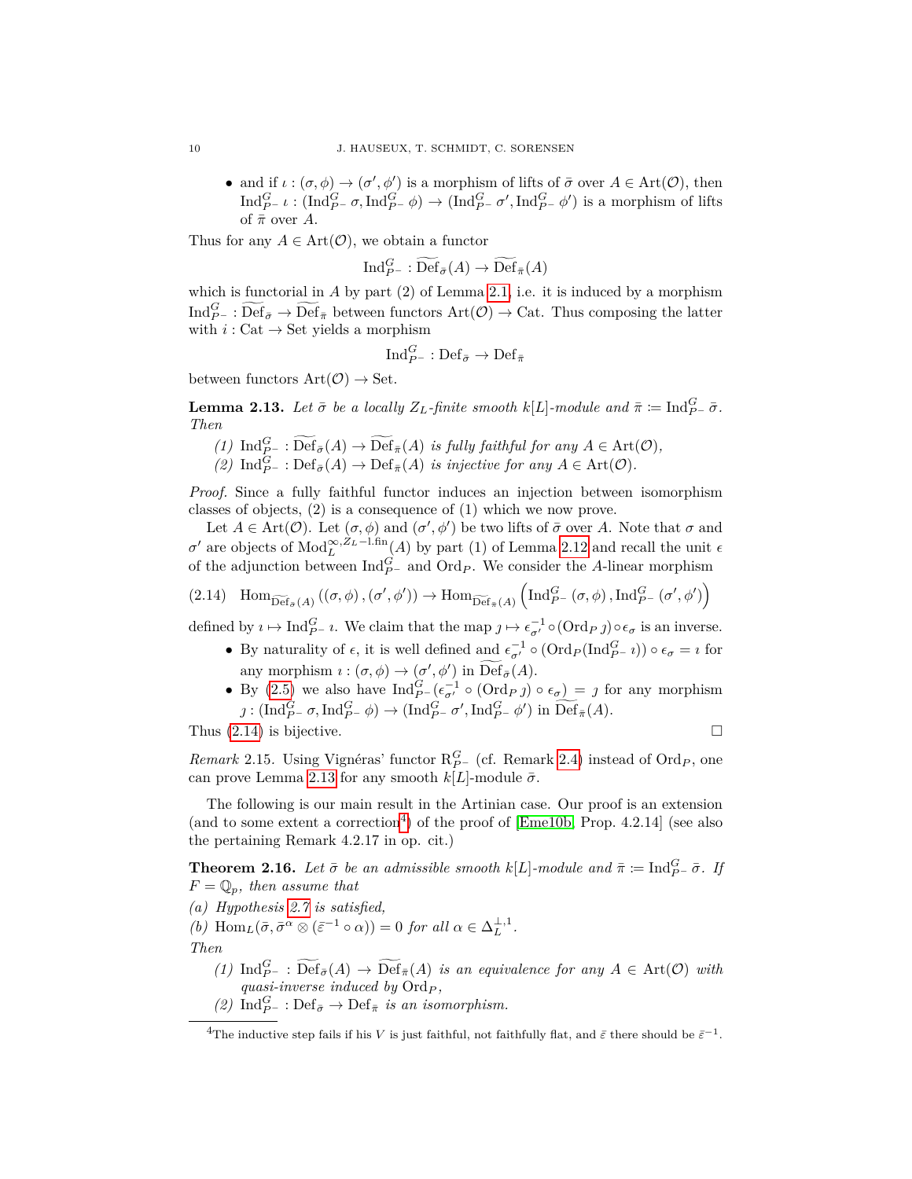- and if $\imath : (\sigma, \phi) \to (\sigma', \phi')$ is a morphism of lifts of $\bar{\sigma}$ over $A \in \mathrm{Art}(\mathcal{O})$, then $\mathrm{Ind}_{P^-}^G \imath : (\mathrm{Ind}_{P^-}^G \sigma, \mathrm{Ind}_{P^-}^G \phi) \to (\mathrm{Ind}_{P^-}^G \sigma', \mathrm{Ind}_{P^-}^G \phi')$ is a morphism of lifts of $\bar{\pi}$ over $A$.

Thus for any $A \in \mathrm{Art}(\mathcal{O})$, we obtain a functor

$$\mathrm{Ind}_{P^-}^G : \widetilde{\mathrm{Def}}_{\bar{\sigma}}(A) \to \widetilde{\mathrm{Def}}_{\bar{\pi}}(A)$$

which is functorial in $A$ by part (2) of Lemma 2.1, i.e. it is induced by a morphism $\mathrm{Ind}_{P^-}^G : \widetilde{\mathrm{Def}}_{\bar{\sigma}} \to \widetilde{\mathrm{Def}}_{\bar{\pi}}$ between functors $\mathrm{Art}(\mathcal{O}) \to \mathrm{Cat}$. Thus composing the latter with $i : \mathrm{Cat} \to \mathrm{Set}$ yields a morphism

$$\mathrm{Ind}_{P^-}^G : \mathrm{Def}_{\bar{\sigma}} \to \mathrm{Def}_{\bar{\pi}}$$

between functors $\mathrm{Art}(\mathcal{O}) \to \mathrm{Set}$.

**Lemma 2.13.** *Let $\bar{\sigma}$ be a locally $Z_L$-finite smooth $k[L]$-module and $\bar{\pi} := \mathrm{Ind}_{P^-}^G \bar{\sigma}$. Then*

*(1) $\mathrm{Ind}_{P^-}^G : \widetilde{\mathrm{Def}}_{\bar{\sigma}}(A) \to \widetilde{\mathrm{Def}}_{\bar{\pi}}(A)$ is fully faithful for any $A \in \mathrm{Art}(\mathcal{O})$,*

*(2) $\mathrm{Ind}_{P^-}^G : \mathrm{Def}_{\bar{\sigma}}(A) \to \mathrm{Def}_{\bar{\pi}}(A)$ is injective for any $A \in \mathrm{Art}(\mathcal{O})$.*

*Proof.* Since a fully faithful functor induces an injection between isomorphism classes of objects, (2) is a consequence of (1) which we now prove.

Let $A \in \mathrm{Art}(\mathcal{O})$. Let $(\sigma, \phi)$ and $(\sigma', \phi')$ be two lifts of $\bar{\sigma}$ over $A$. Note that $\sigma$ and $\sigma'$ are objects of $\mathrm{Mod}_L^{\infty, Z_L-\mathrm{l.fin}}(A)$ by part (1) of Lemma 2.12 and recall the unit $\epsilon$ of the adjunction between $\mathrm{Ind}_{P^-}^G$ and $\mathrm{Ord}_P$. We consider the $A$-linear morphism

$$\mathrm{Hom}_{\widetilde{\mathrm{Def}}_{\bar{\sigma}}(A)}\left((\sigma, \phi), (\sigma', \phi')\right) \to \mathrm{Hom}_{\widetilde{\mathrm{Def}}_{\bar{\pi}}(A)}\left(\mathrm{Ind}_{P^-}^G (\sigma, \phi), \mathrm{Ind}_{P^-}^G (\sigma', \phi')\right) \tag{2.14}$$

defined by $\imath \mapsto \mathrm{Ind}_{P^-}^G \imath$. We claim that the map $\jmath \mapsto \epsilon_{\sigma'}^{-1} \circ (\mathrm{Ord}_P \jmath) \circ \epsilon_\sigma$ is an inverse.

- By naturality of $\epsilon$, it is well defined and $\epsilon_{\sigma'}^{-1} \circ (\mathrm{Ord}_P(\mathrm{Ind}_{P^-}^G \imath)) \circ \epsilon_\sigma = \imath$ for any morphism $\imath : (\sigma, \phi) \to (\sigma', \phi')$ in $\widetilde{\mathrm{Def}}_{\bar{\sigma}}(A)$.
- By (2.5) we also have $\mathrm{Ind}_{P^-}^G(\epsilon_{\sigma'}^{-1} \circ (\mathrm{Ord}_P \jmath) \circ \epsilon_\sigma) = \jmath$ for any morphism $\jmath : (\mathrm{Ind}_{P^-}^G \sigma, \mathrm{Ind}_{P^-}^G \phi) \to (\mathrm{Ind}_{P^-}^G \sigma', \mathrm{Ind}_{P^-}^G \phi')$ in $\widetilde{\mathrm{Def}}_{\bar{\pi}}(A)$.

Thus (2.14) is bijective. □

*Remark* 2.15. Using Vignéras' functor $\mathrm{R}_{P^-}^G$ (cf. Remark 2.4) instead of $\mathrm{Ord}_P$, one can prove Lemma 2.13 for any smooth $k[L]$-module $\bar{\sigma}$.

The following is our main result in the Artinian case. Our proof is an extension (and to some extent a correction[4]) of the proof of [Eme10b, Prop. 4.2.14] (see also the pertaining Remark 4.2.17 in op. cit.)

**Theorem 2.16.** *Let $\bar{\sigma}$ be an admissible smooth $k[L]$-module and $\bar{\pi} := \mathrm{Ind}_{P^-}^G \bar{\sigma}$. If $F = \mathbb{Q}_p$, then assume that*

*(a) Hypothesis 2.7 is satisfied,*

*(b) $\mathrm{Hom}_L(\bar{\sigma}, \bar{\sigma}^\alpha \otimes (\bar{\varepsilon}^{-1} \circ \alpha)) = 0$ for all $\alpha \in \Delta_L^{\perp,1}$.*

*Then*

*(1) $\mathrm{Ind}_{P^-}^G : \widetilde{\mathrm{Def}}_{\bar{\sigma}}(A) \to \widetilde{\mathrm{Def}}_{\bar{\pi}}(A)$ is an equivalence for any $A \in \mathrm{Art}(\mathcal{O})$ with quasi-inverse induced by $\mathrm{Ord}_P$,*

*(2) $\mathrm{Ind}_{P^-}^G : \mathrm{Def}_{\bar{\sigma}} \to \mathrm{Def}_{\bar{\pi}}$ is an isomorphism.*

---

[4] The inductive step fails if his $V$ is just faithful, not faithfully flat, and $\bar{\varepsilon}$ there should be $\bar{\varepsilon}^{-1}$.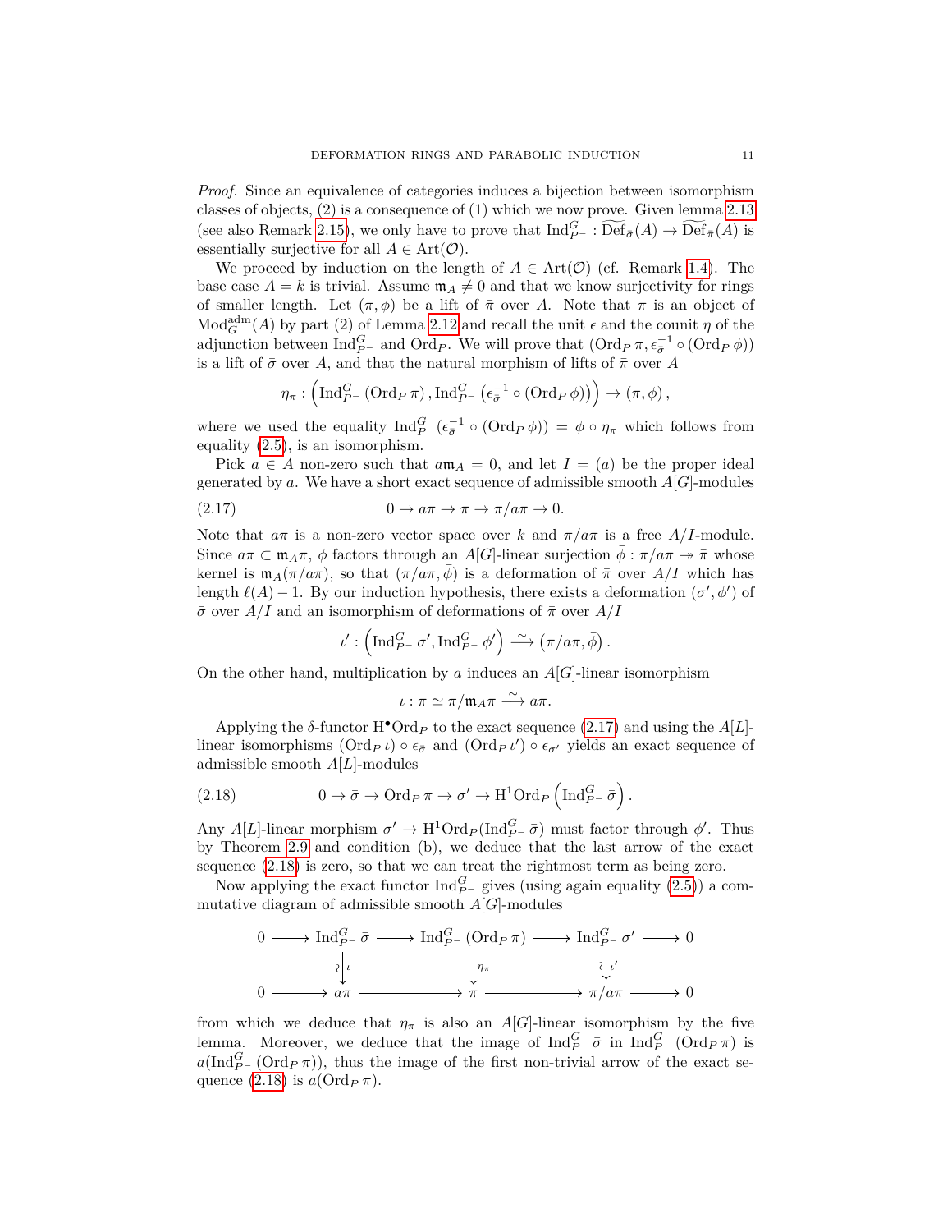*Proof.* Since an equivalence of categories induces a bijection between isomorphism classes of objects, (2) is a consequence of (1) which we now prove. Given lemma 2.13 (see also Remark 2.15), we only have to prove that $\mathrm{Ind}_{P^-}^G : \widetilde{\mathrm{Def}}_{\bar\sigma}(A) \to \widetilde{\mathrm{Def}}_{\bar\pi}(A)$ is essentially surjective for all $A \in \mathrm{Art}(\mathcal{O})$.

We proceed by induction on the length of $A \in \mathrm{Art}(\mathcal{O})$ (cf. Remark 1.4). The base case $A = k$ is trivial. Assume $\mathfrak{m}_A \neq 0$ and that we know surjectivity for rings of smaller length. Let $(\pi, \phi)$ be a lift of $\bar\pi$ over $A$. Note that $\pi$ is an object of $\mathrm{Mod}_G^{\mathrm{adm}}(A)$ by part (2) of Lemma 2.12 and recall the unit $\epsilon$ and the counit $\eta$ of the adjunction between $\mathrm{Ind}_{P^-}^G$ and $\mathrm{Ord}_P$. We will prove that $(\mathrm{Ord}_P\, \pi, \epsilon_{\bar\sigma}^{-1} \circ (\mathrm{Ord}_P\, \phi))$ is a lift of $\bar\sigma$ over $A$, and that the natural morphism of lifts of $\bar\pi$ over $A$

$$\eta_\pi : \left(\mathrm{Ind}_{P^-}^G \left(\mathrm{Ord}_P\, \pi\right), \mathrm{Ind}_{P^-}^G \left(\epsilon_{\bar\sigma}^{-1} \circ (\mathrm{Ord}_P\, \phi)\right)\right) \to (\pi, \phi),$$

where we used the equality $\mathrm{Ind}_{P^-}^G(\epsilon_{\bar\sigma}^{-1} \circ (\mathrm{Ord}_P\, \phi)) = \phi \circ \eta_\pi$ which follows from equality (2.5), is an isomorphism.

Pick $a \in A$ non-zero such that $a\mathfrak{m}_A = 0$, and let $I = (a)$ be the proper ideal generated by $a$. We have a short exact sequence of admissible smooth $A[G]$-modules

$$0 \to a\pi \to \pi \to \pi/a\pi \to 0. \tag{2.17}$$

Note that $a\pi$ is a non-zero vector space over $k$ and $\pi/a\pi$ is a free $A/I$-module. Since $a\pi \subset \mathfrak{m}_A\pi$, $\phi$ factors through an $A[G]$-linear surjection $\bar\phi : \pi/a\pi \twoheadrightarrow \bar\pi$ whose kernel is $\mathfrak{m}_A(\pi/a\pi)$, so that $(\pi/a\pi, \bar\phi)$ is a deformation of $\bar\pi$ over $A/I$ which has length $\ell(A) - 1$. By our induction hypothesis, there exists a deformation $(\sigma', \phi')$ of $\bar\sigma$ over $A/I$ and an isomorphism of deformations of $\bar\pi$ over $A/I$

$$\iota' : \left(\mathrm{Ind}_{P^-}^G\, \sigma', \mathrm{Ind}_{P^-}^G\, \phi'\right) \xrightarrow{\sim} \left(\pi/a\pi, \bar\phi\right).$$

On the other hand, multiplication by $a$ induces an $A[G]$-linear isomorphism

$$\iota : \bar\pi \simeq \pi/\mathfrak{m}_A\pi \xrightarrow{\sim} a\pi.$$

Applying the $\delta$-functor $\mathrm{H}^\bullet\mathrm{Ord}_P$ to the exact sequence (2.17) and using the $A[L]$-linear isomorphisms $(\mathrm{Ord}_P\, \iota) \circ \epsilon_{\bar\sigma}$ and $(\mathrm{Ord}_P\, \iota') \circ \epsilon_{\sigma'}$ yields an exact sequence of admissible smooth $A[L]$-modules

$$0 \to \bar\sigma \to \mathrm{Ord}_P\, \pi \to \sigma' \to \mathrm{H}^1\mathrm{Ord}_P\left(\mathrm{Ind}_{P^-}^G\, \bar\sigma\right). \tag{2.18}$$

Any $A[L]$-linear morphism $\sigma' \to \mathrm{H}^1\mathrm{Ord}_P(\mathrm{Ind}_{P^-}^G\, \bar\sigma)$ must factor through $\phi'$. Thus by Theorem 2.9 and condition (b), we deduce that the last arrow of the exact sequence (2.18) is zero, so that we can treat the rightmost term as being zero.

Now applying the exact functor $\mathrm{Ind}_{P^-}^G$ gives (using again equality (2.5)) a commutative diagram of admissible smooth $A[G]$-modules

$$\begin{array}{ccccccccc}
0 & \longrightarrow & \mathrm{Ind}_{P^-}^G\, \bar\sigma & \longrightarrow & \mathrm{Ind}_{P^-}^G\, (\mathrm{Ord}_P\, \pi) & \longrightarrow & \mathrm{Ind}_{P^-}^G\, \sigma' & \longrightarrow & 0 \\
 & & \wr\downarrow \iota & & \downarrow \eta_\pi & & \wr\downarrow \iota' & & \\
0 & \longrightarrow & a\pi & \longrightarrow & \pi & \longrightarrow & \pi/a\pi & \longrightarrow & 0
\end{array}$$

from which we deduce that $\eta_\pi$ is also an $A[G]$-linear isomorphism by the five lemma. Moreover, we deduce that the image of $\mathrm{Ind}_{P^-}^G\, \bar\sigma$ in $\mathrm{Ind}_{P^-}^G\, (\mathrm{Ord}_P\, \pi)$ is $a(\mathrm{Ind}_{P^-}^G\, (\mathrm{Ord}_P\, \pi))$, thus the image of the first non-trivial arrow of the exact sequence (2.18) is $a(\mathrm{Ord}_P\, \pi)$.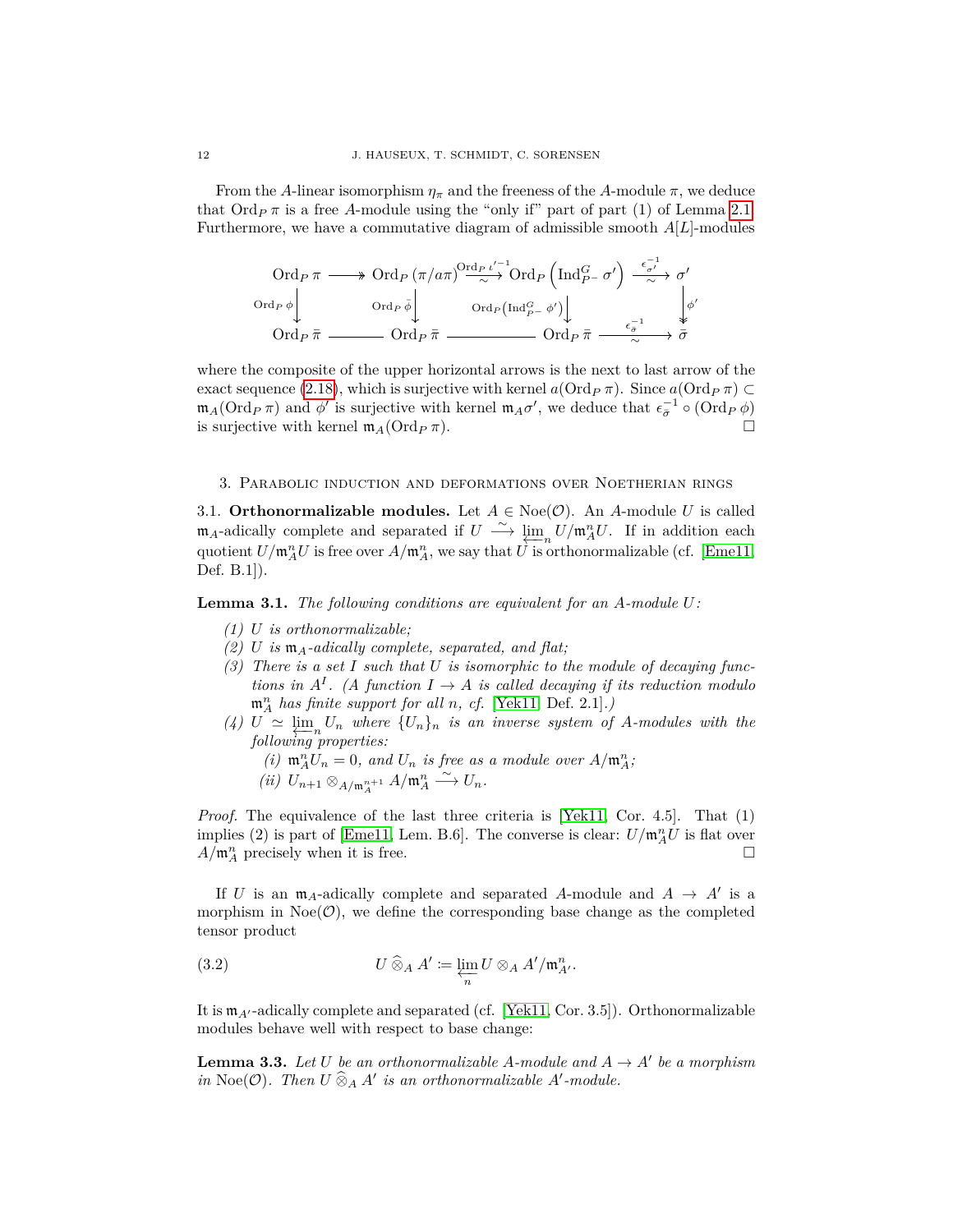From the $A$-linear isomorphism $\eta_\pi$ and the freeness of the $A$-module $\pi$, we deduce that $\mathrm{Ord}_P\,\pi$ is a free $A$-module using the "only if" part of part (1) of Lemma 2.1. Furthermore, we have a commutative diagram of admissible smooth $A[L]$-modules

$$\begin{array}{ccccccc}
\mathrm{Ord}_P\,\pi & \twoheadrightarrow & \mathrm{Ord}_P\,(\pi/a\pi) & \xrightarrow[\sim]{\mathrm{Ord}_P\,\iota'^{-1}} & \mathrm{Ord}_P\left(\mathrm{Ind}_{P^-}^G\,\sigma'\right) & \xrightarrow[\sim]{\epsilon_{\sigma'}^{-1}} & \sigma' \\
\downarrow{\scriptstyle \mathrm{Ord}_P\,\phi} & & \downarrow{\scriptstyle \mathrm{Ord}_P\,\bar{\phi}} & & \downarrow{\scriptstyle \mathrm{Ord}_P\left(\mathrm{Ind}_{P^-}^G\,\phi'\right)} & & \downarrow{\scriptstyle \phi'} \\
\mathrm{Ord}_P\,\bar{\pi} & = & \mathrm{Ord}_P\,\bar{\pi} & = & \mathrm{Ord}_P\,\bar{\pi} & \xrightarrow[\sim]{\epsilon_{\bar{\sigma}}^{-1}} & \bar{\sigma}
\end{array}$$

where the composite of the upper horizontal arrows is the next to last arrow of the exact sequence (2.18), which is surjective with kernel $a(\mathrm{Ord}_P\,\pi)$. Since $a(\mathrm{Ord}_P\,\pi) \subset \mathfrak{m}_A(\mathrm{Ord}_P\,\pi)$ and $\phi'$ is surjective with kernel $\mathfrak{m}_A\sigma'$, we deduce that $\epsilon_{\bar{\sigma}}^{-1} \circ (\mathrm{Ord}_P\,\phi)$ is surjective with kernel $\mathfrak{m}_A(\mathrm{Ord}_P\,\pi)$. $\square$

## 3. Parabolic induction and deformations over Noetherian rings

3.1. **Orthonormalizable modules.** Let $A \in \mathrm{Noe}(\mathcal{O})$. An $A$-module $U$ is called $\mathfrak{m}_A$-adically complete and separated if $U \xrightarrow{\sim} \varprojlim_n U/\mathfrak{m}_A^n U$. If in addition each quotient $U/\mathfrak{m}_A^n U$ is free over $A/\mathfrak{m}_A^n$, we say that $U$ is orthonormalizable (cf. [Eme11, Def. B.1]).

**Lemma 3.1.** *The following conditions are equivalent for an $A$-module $U$:*

*(1) $U$ is orthonormalizable;*

*(2) $U$ is $\mathfrak{m}_A$-adically complete, separated, and flat;*

*(3) There is a set $I$ such that $U$ is isomorphic to the module of decaying functions in $A^I$. (A function $I \to A$ is called decaying if its reduction modulo $\mathfrak{m}_A^n$ has finite support for all $n$, cf. [Yek11, Def. 2.1].)*

*(4) $U \simeq \varprojlim_n U_n$ where $\{U_n\}_n$ is an inverse system of $A$-modules with the following properties:*

*(i) $\mathfrak{m}_A^n U_n = 0$, and $U_n$ is free as a module over $A/\mathfrak{m}_A^n$;*

*(ii) $U_{n+1} \otimes_{A/\mathfrak{m}_A^{n+1}} A/\mathfrak{m}_A^n \xrightarrow{\sim} U_n$.*

*Proof.* The equivalence of the last three criteria is [Yek11, Cor. 4.5]. That (1) implies (2) is part of [Eme11, Lem. B.6]. The converse is clear: $U/\mathfrak{m}_A^n U$ is flat over $A/\mathfrak{m}_A^n$ precisely when it is free. $\square$

If $U$ is an $\mathfrak{m}_A$-adically complete and separated $A$-module and $A \to A'$ is a morphism in $\mathrm{Noe}(\mathcal{O})$, we define the corresponding base change as the completed tensor product

$$U \mathbin{\widehat{\otimes}_A} A' \coloneqq \varprojlim_n U \otimes_A A'/\mathfrak{m}_{A'}^n. \tag{3.2}$$

It is $\mathfrak{m}_{A'}$-adically complete and separated (cf. [Yek11, Cor. 3.5]). Orthonormalizable modules behave well with respect to base change:

**Lemma 3.3.** *Let $U$ be an orthonormalizable $A$-module and $A \to A'$ be a morphism in $\mathrm{Noe}(\mathcal{O})$. Then $U \mathbin{\widehat{\otimes}_A} A'$ is an orthonormalizable $A'$-module.*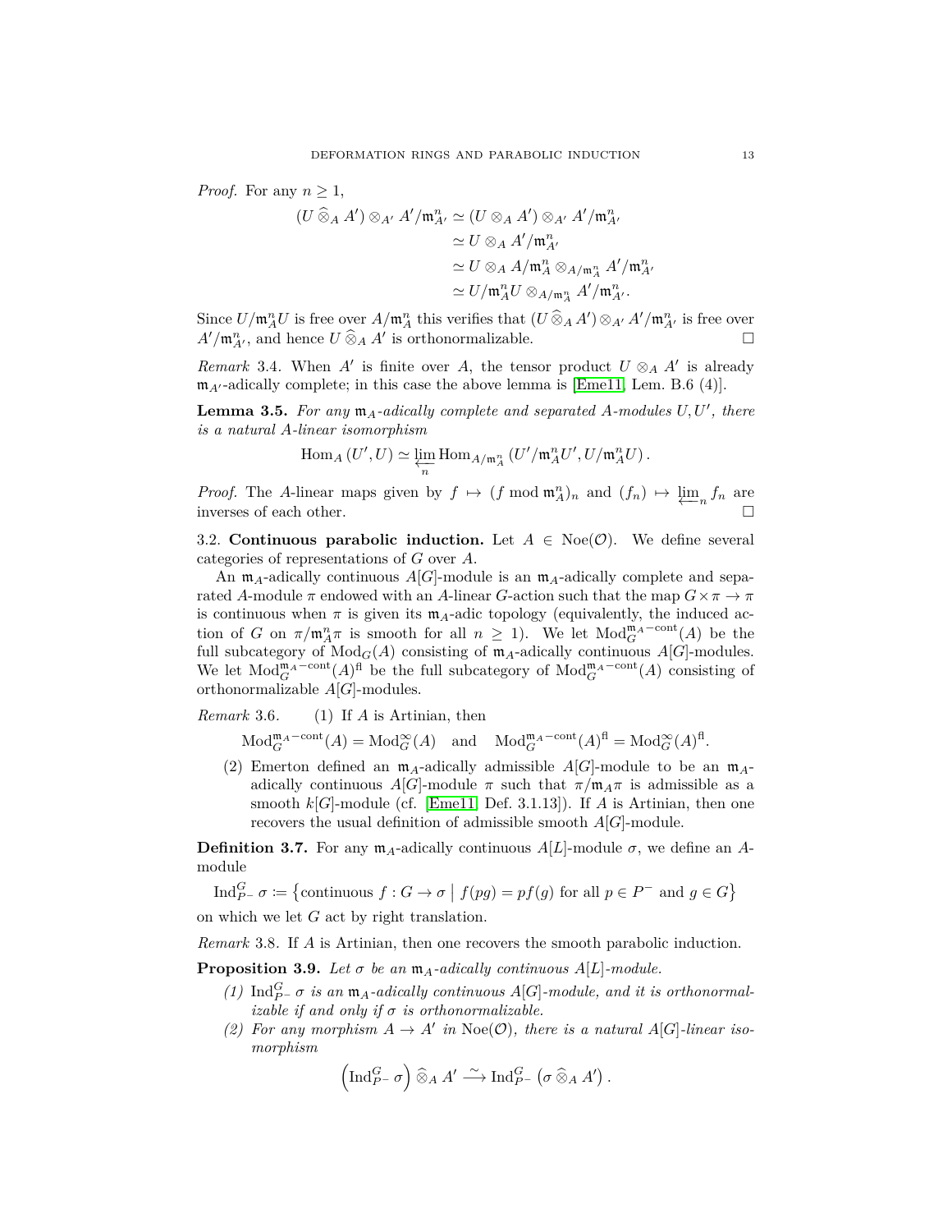*Proof.* For any $n \geq 1$,

$$\begin{aligned}(U \widehat{\otimes}_A A') \otimes_{A'} A'/\mathfrak{m}_{A'}^n &\simeq (U \otimes_A A') \otimes_{A'} A'/\mathfrak{m}_{A'}^n \\ &\simeq U \otimes_A A'/\mathfrak{m}_{A'}^n \\ &\simeq U \otimes_A A/\mathfrak{m}_A^n \otimes_{A/\mathfrak{m}_A^n} A'/\mathfrak{m}_{A'}^n \\ &\simeq U/\mathfrak{m}_A^n U \otimes_{A/\mathfrak{m}_A^n} A'/\mathfrak{m}_{A'}^n.\end{aligned}$$

Since $U/\mathfrak{m}_A^n U$ is free over $A/\mathfrak{m}_A^n$ this verifies that $(U \widehat{\otimes}_A A') \otimes_{A'} A'/\mathfrak{m}_{A'}^n$ is free over $A'/\mathfrak{m}_{A'}^n$, and hence $U \widehat{\otimes}_A A'$ is orthonormalizable. $\square$

*Remark* 3.4. When $A'$ is finite over $A$, the tensor product $U \otimes_A A'$ is already $\mathfrak{m}_{A'}$-adically complete; in this case the above lemma is [Eme11, Lem. B.6 (4)].

**Lemma 3.5.** *For any $\mathfrak{m}_A$-adically complete and separated $A$-modules $U, U'$, there is a natural $A$-linear isomorphism*

$$\operatorname{Hom}_A(U', U) \simeq \varprojlim_n \operatorname{Hom}_{A/\mathfrak{m}_A^n}(U'/\mathfrak{m}_A^n U', U/\mathfrak{m}_A^n U).$$

*Proof.* The $A$-linear maps given by $f \mapsto (f \bmod \mathfrak{m}_A^n)_n$ and $(f_n) \mapsto \varprojlim_n f_n$ are inverses of each other. $\square$

3.2. **Continuous parabolic induction.** Let $A \in \mathrm{Noe}(\mathcal{O})$. We define several categories of representations of $G$ over $A$.

An $\mathfrak{m}_A$-adically continuous $A[G]$-module is an $\mathfrak{m}_A$-adically complete and separated $A$-module $\pi$ endowed with an $A$-linear $G$-action such that the map $G \times \pi \to \pi$ is continuous when $\pi$ is given its $\mathfrak{m}_A$-adic topology (equivalently, the induced action of $G$ on $\pi/\mathfrak{m}_A^n\pi$ is smooth for all $n \geq 1$). We let $\mathrm{Mod}_G^{\mathfrak{m}_A-\mathrm{cont}}(A)$ be the full subcategory of $\mathrm{Mod}_G(A)$ consisting of $\mathfrak{m}_A$-adically continuous $A[G]$-modules. We let $\mathrm{Mod}_G^{\mathfrak{m}_A-\mathrm{cont}}(A)^{\mathrm{fl}}$ be the full subcategory of $\mathrm{Mod}_G^{\mathfrak{m}_A-\mathrm{cont}}(A)$ consisting of orthonormalizable $A[G]$-modules.

*Remark* 3.6. (1) If $A$ is Artinian, then

$$\mathrm{Mod}_G^{\mathfrak{m}_A-\mathrm{cont}}(A) = \mathrm{Mod}_G^{\infty}(A) \quad \text{and} \quad \mathrm{Mod}_G^{\mathfrak{m}_A-\mathrm{cont}}(A)^{\mathrm{fl}} = \mathrm{Mod}_G^{\infty}(A)^{\mathrm{fl}}.$$

(2) Emerton defined an $\mathfrak{m}_A$-adically admissible $A[G]$-module to be an $\mathfrak{m}_A$-adically continuous $A[G]$-module $\pi$ such that $\pi/\mathfrak{m}_A\pi$ is admissible as a smooth $k[G]$-module (cf. [Eme11, Def. 3.1.13]). If $A$ is Artinian, then one recovers the usual definition of admissible smooth $A[G]$-module.

**Definition 3.7.** For any $\mathfrak{m}_A$-adically continuous $A[L]$-module $\sigma$, we define an $A$-module

$$\operatorname{Ind}_{P^-}^G \sigma \coloneqq \left\{\text{continuous } f : G \to \sigma \;\middle|\; f(pg) = pf(g) \text{ for all } p \in P^- \text{ and } g \in G\right\}$$

on which we let $G$ act by right translation.

*Remark* 3.8. If $A$ is Artinian, then one recovers the smooth parabolic induction.

**Proposition 3.9.** *Let $\sigma$ be an $\mathfrak{m}_A$-adically continuous $A[L]$-module.*

1. *$\operatorname{Ind}_{P^-}^G \sigma$ is an $\mathfrak{m}_A$-adically continuous $A[G]$-module, and it is orthonormalizable if and only if $\sigma$ is orthonormalizable.*
2. *For any morphism $A \to A'$ in $\mathrm{Noe}(\mathcal{O})$, there is a natural $A[G]$-linear isomorphism*

$$\left(\operatorname{Ind}_{P^-}^G \sigma\right) \widehat{\otimes}_A A' \xrightarrow{\sim} \operatorname{Ind}_{P^-}^G \left(\sigma \widehat{\otimes}_A A'\right).$$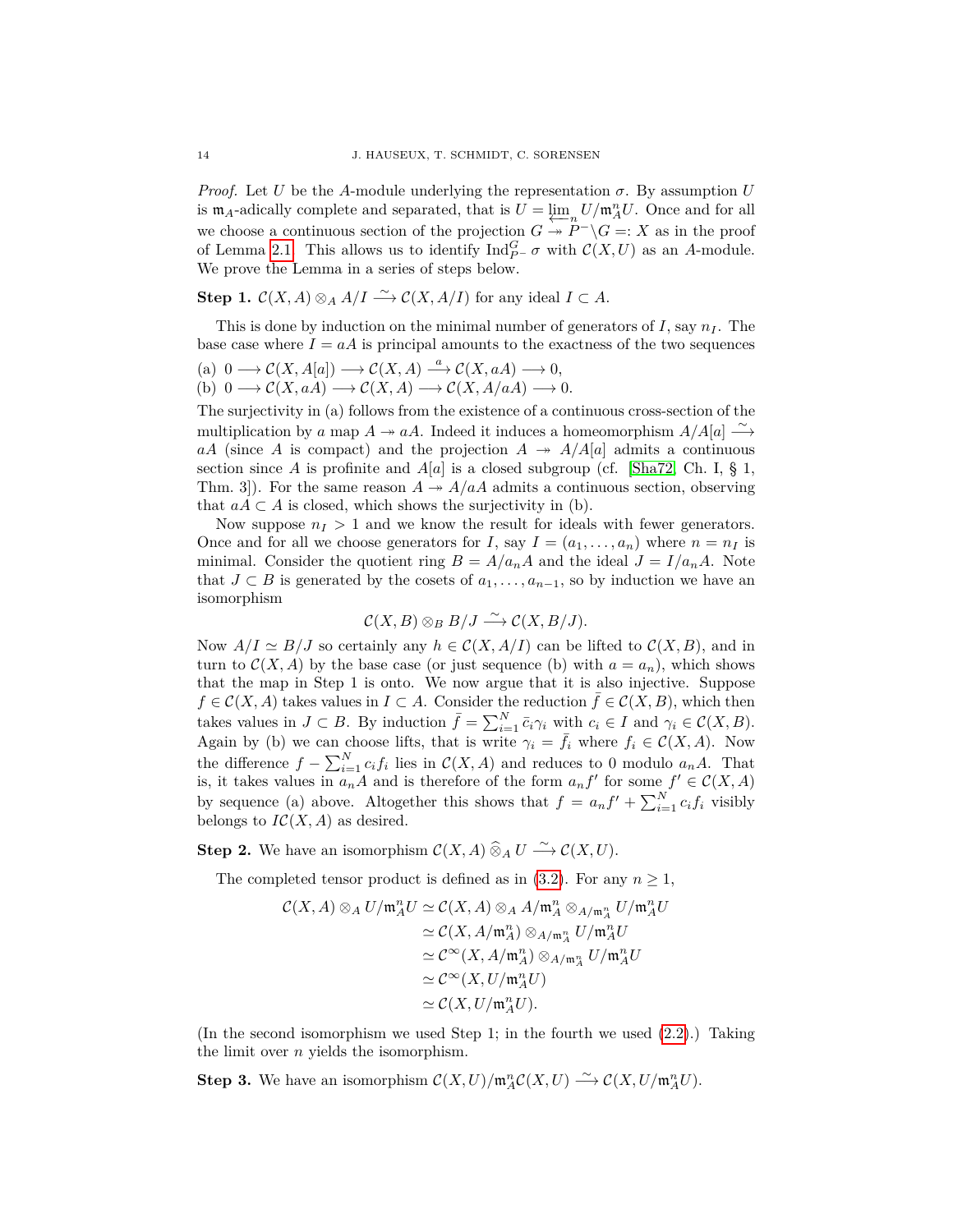*Proof.* Let $U$ be the $A$-module underlying the representation $\sigma$. By assumption $U$ is $\mathfrak{m}_A$-adically complete and separated, that is $U = \varprojlim_n U/\mathfrak{m}_A^n U$. Once and for all we choose a continuous section of the projection $G \twoheadrightarrow P^- \backslash G =: X$ as in the proof of Lemma 2.1. This allows us to identify $\mathrm{Ind}_{P^-}^G \sigma$ with $\mathcal{C}(X, U)$ as an $A$-module. We prove the Lemma in a series of steps below.

**Step 1.** $\mathcal{C}(X, A) \otimes_A A/I \xrightarrow{\sim} \mathcal{C}(X, A/I)$ for any ideal $I \subset A$.

This is done by induction on the minimal number of generators of $I$, say $n_I$. The base case where $I = aA$ is principal amounts to the exactness of the two sequences

(a) $0 \longrightarrow \mathcal{C}(X, A[a]) \longrightarrow \mathcal{C}(X, A) \xrightarrow{a} \mathcal{C}(X, aA) \longrightarrow 0,$
(b) $0 \longrightarrow \mathcal{C}(X, aA) \longrightarrow \mathcal{C}(X, A) \longrightarrow \mathcal{C}(X, A/aA) \longrightarrow 0.$

The surjectivity in (a) follows from the existence of a continuous cross-section of the multiplication by $a$ map $A \twoheadrightarrow aA$. Indeed it induces a homeomorphism $A/A[a] \xrightarrow{\sim} aA$ (since $A$ is compact) and the projection $A \twoheadrightarrow A/A[a]$ admits a continuous section since $A$ is profinite and $A[a]$ is a closed subgroup (cf. [Sha72, Ch. I, § 1, Thm. 3]). For the same reason $A \twoheadrightarrow A/aA$ admits a continuous section, observing that $aA \subset A$ is closed, which shows the surjectivity in (b).

Now suppose $n_I > 1$ and we know the result for ideals with fewer generators. Once and for all we choose generators for $I$, say $I = (a_1, \dots, a_n)$ where $n = n_I$ is minimal. Consider the quotient ring $B = A/a_n A$ and the ideal $J = I/a_n A$. Note that $J \subset B$ is generated by the cosets of $a_1, \dots, a_{n-1}$, so by induction we have an isomorphism

$$\mathcal{C}(X, B) \otimes_B B/J \xrightarrow{\sim} \mathcal{C}(X, B/J).$$

Now $A/I \simeq B/J$ so certainly any $h \in \mathcal{C}(X, A/I)$ can be lifted to $\mathcal{C}(X, B)$, and in turn to $\mathcal{C}(X, A)$ by the base case (or just sequence (b) with $a = a_n$), which shows that the map in Step 1 is onto. We now argue that it is also injective. Suppose $f \in \mathcal{C}(X, A)$ takes values in $I \subset A$. Consider the reduction $\bar{f} \in \mathcal{C}(X, B)$, which then takes values in $J \subset B$. By induction $\bar{f} = \sum_{i=1}^N \bar{c}_i \gamma_i$ with $c_i \in I$ and $\gamma_i \in \mathcal{C}(X, B)$. Again by (b) we can choose lifts, that is write $\gamma_i = \bar{f}_i$ where $f_i \in \mathcal{C}(X, A)$. Now the difference $f - \sum_{i=1}^N c_i f_i$ lies in $\mathcal{C}(X, A)$ and reduces to 0 modulo $a_n A$. That is, it takes values in $a_n A$ and is therefore of the form $a_n f'$ for some $f' \in \mathcal{C}(X, A)$ by sequence (a) above. Altogether this shows that $f = a_n f' + \sum_{i=1}^N c_i f_i$ visibly belongs to $I\mathcal{C}(X, A)$ as desired.

**Step 2.** We have an isomorphism $\mathcal{C}(X, A) \,\widehat{\otimes}_A\, U \xrightarrow{\sim} \mathcal{C}(X, U)$.

The completed tensor product is defined as in (3.2). For any $n \geq 1$,

$$\begin{aligned}
\mathcal{C}(X, A) \otimes_A U/\mathfrak{m}_A^n U &\simeq \mathcal{C}(X, A) \otimes_A A/\mathfrak{m}_A^n \otimes_{A/\mathfrak{m}_A^n} U/\mathfrak{m}_A^n U \\
&\simeq \mathcal{C}(X, A/\mathfrak{m}_A^n) \otimes_{A/\mathfrak{m}_A^n} U/\mathfrak{m}_A^n U \\
&\simeq \mathcal{C}^\infty(X, A/\mathfrak{m}_A^n) \otimes_{A/\mathfrak{m}_A^n} U/\mathfrak{m}_A^n U \\
&\simeq \mathcal{C}^\infty(X, U/\mathfrak{m}_A^n U) \\
&\simeq \mathcal{C}(X, U/\mathfrak{m}_A^n U).
\end{aligned}$$

(In the second isomorphism we used Step 1; in the fourth we used (2.2).) Taking the limit over $n$ yields the isomorphism.

**Step 3.** We have an isomorphism $\mathcal{C}(X, U)/\mathfrak{m}_A^n \mathcal{C}(X, U) \xrightarrow{\sim} \mathcal{C}(X, U/\mathfrak{m}_A^n U)$.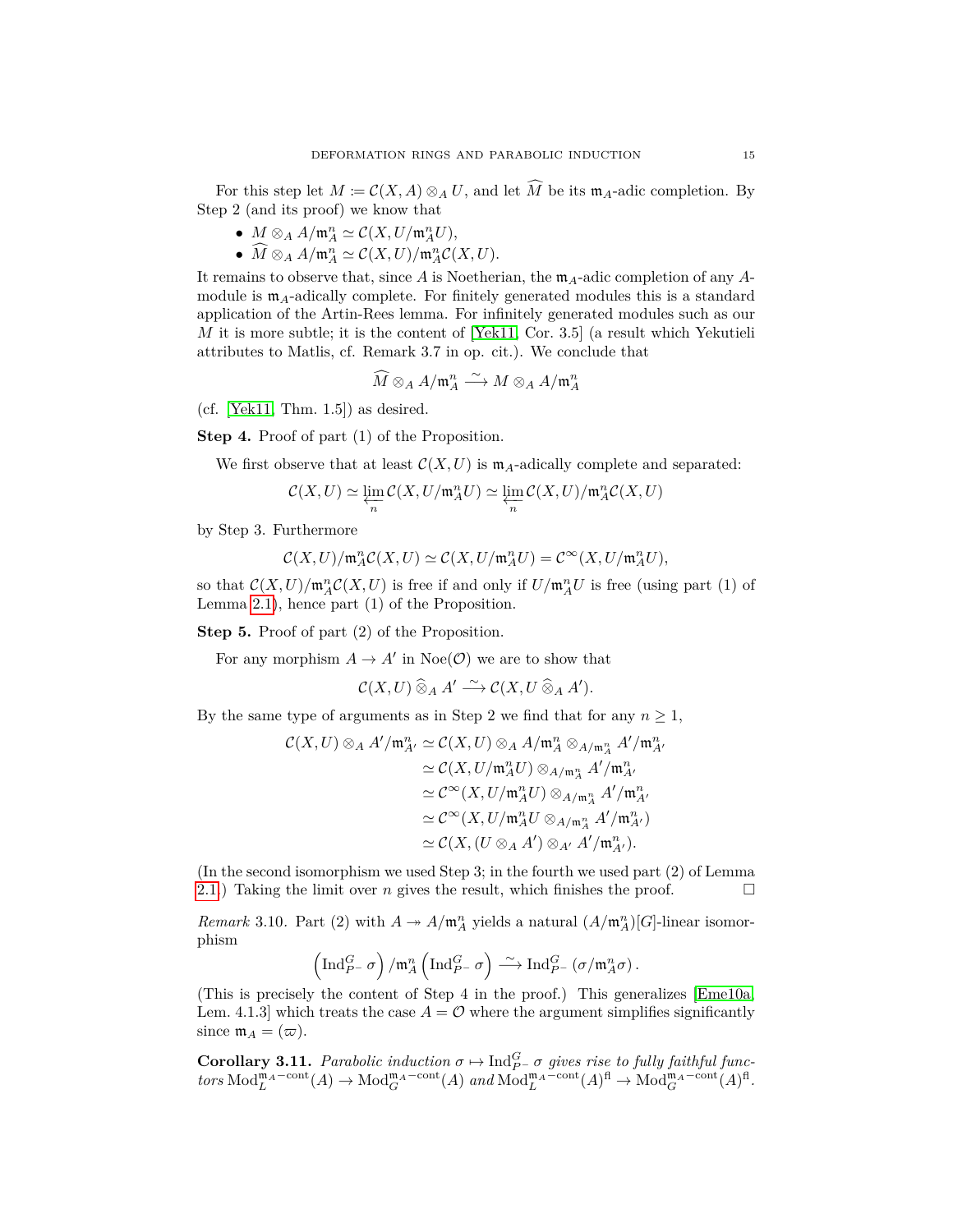For this step let $M := \mathcal{C}(X,A) \otimes_A U$, and let $\widehat{M}$ be its $\mathfrak{m}_A$-adic completion. By Step 2 (and its proof) we know that

- $M \otimes_A A/\mathfrak{m}_A^n \simeq \mathcal{C}(X, U/\mathfrak{m}_A^n U)$,
- $\widehat{M} \otimes_A A/\mathfrak{m}_A^n \simeq \mathcal{C}(X,U)/\mathfrak{m}_A^n \mathcal{C}(X,U)$.

It remains to observe that, since $A$ is Noetherian, the $\mathfrak{m}_A$-adic completion of any $A$-module is $\mathfrak{m}_A$-adically complete. For finitely generated modules this is a standard application of the Artin-Rees lemma. For infinitely generated modules such as our $M$ it is more subtle; it is the content of [Yek11, Cor. 3.5] (a result which Yekutieli attributes to Matlis, cf. Remark 3.7 in op. cit.). We conclude that

$$\widehat{M} \otimes_A A/\mathfrak{m}_A^n \xrightarrow{\sim} M \otimes_A A/\mathfrak{m}_A^n$$

(cf. [Yek11, Thm. 1.5]) as desired.

**Step 4.** Proof of part (1) of the Proposition.

We first observe that at least $\mathcal{C}(X,U)$ is $\mathfrak{m}_A$-adically complete and separated:

$$\mathcal{C}(X,U) \simeq \varprojlim_n \mathcal{C}(X, U/\mathfrak{m}_A^n U) \simeq \varprojlim_n \mathcal{C}(X,U)/\mathfrak{m}_A^n \mathcal{C}(X,U)$$

by Step 3. Furthermore

$$\mathcal{C}(X,U)/\mathfrak{m}_A^n \mathcal{C}(X,U) \simeq \mathcal{C}(X, U/\mathfrak{m}_A^n U) = \mathcal{C}^\infty(X, U/\mathfrak{m}_A^n U),$$

so that $\mathcal{C}(X,U)/\mathfrak{m}_A^n \mathcal{C}(X,U)$ is free if and only if $U/\mathfrak{m}_A^n U$ is free (using part (1) of Lemma 2.1), hence part (1) of the Proposition.

**Step 5.** Proof of part (2) of the Proposition.

For any morphism $A \to A'$ in $\mathrm{Noe}(\mathcal{O})$ we are to show that

$$\mathcal{C}(X,U) \mathbin{\widehat{\otimes}}_A A' \xrightarrow{\sim} \mathcal{C}(X, U \mathbin{\widehat{\otimes}}_A A').$$

By the same type of arguments as in Step 2 we find that for any $n \geq 1$,

$$\begin{aligned}
\mathcal{C}(X,U) \otimes_A A'/\mathfrak{m}_{A'}^n &\simeq \mathcal{C}(X,U) \otimes_A A/\mathfrak{m}_A^n \otimes_{A/\mathfrak{m}_A^n} A'/\mathfrak{m}_{A'}^n \\
&\simeq \mathcal{C}(X, U/\mathfrak{m}_A^n U) \otimes_{A/\mathfrak{m}_A^n} A'/\mathfrak{m}_{A'}^n \\
&\simeq \mathcal{C}^\infty(X, U/\mathfrak{m}_A^n U) \otimes_{A/\mathfrak{m}_A^n} A'/\mathfrak{m}_{A'}^n \\
&\simeq \mathcal{C}^\infty(X, U/\mathfrak{m}_A^n U \otimes_{A/\mathfrak{m}_A^n} A'/\mathfrak{m}_{A'}^n) \\
&\simeq \mathcal{C}(X, (U \otimes_A A') \otimes_{A'} A'/\mathfrak{m}_{A'}^n).
\end{aligned}$$

(In the second isomorphism we used Step 3; in the fourth we used part (2) of Lemma 2.1.) Taking the limit over $n$ gives the result, which finishes the proof. $\square$

*Remark* 3.10. Part (2) with $A \twoheadrightarrow A/\mathfrak{m}_A^n$ yields a natural $(A/\mathfrak{m}_A^n)[G]$-linear isomorphism

$$\left(\mathrm{Ind}_{P^-}^G \sigma\right)/\mathfrak{m}_A^n \left(\mathrm{Ind}_{P^-}^G \sigma\right) \xrightarrow{\sim} \mathrm{Ind}_{P^-}^G (\sigma/\mathfrak{m}_A^n \sigma).$$

(This is precisely the content of Step 4 in the proof.) This generalizes [Eme10a, Lem. 4.1.3] which treats the case $A = \mathcal{O}$ where the argument simplifies significantly since $\mathfrak{m}_A = (\varpi)$.

**Corollary 3.11.** *Parabolic induction $\sigma \mapsto \mathrm{Ind}_{P^-}^G \sigma$ gives rise to fully faithful functors $\mathrm{Mod}_L^{\mathfrak{m}_A-\mathrm{cont}}(A) \to \mathrm{Mod}_G^{\mathfrak{m}_A-\mathrm{cont}}(A)$ and $\mathrm{Mod}_L^{\mathfrak{m}_A-\mathrm{cont}}(A)^{\mathrm{fl}} \to \mathrm{Mod}_G^{\mathfrak{m}_A-\mathrm{cont}}(A)^{\mathrm{fl}}$.*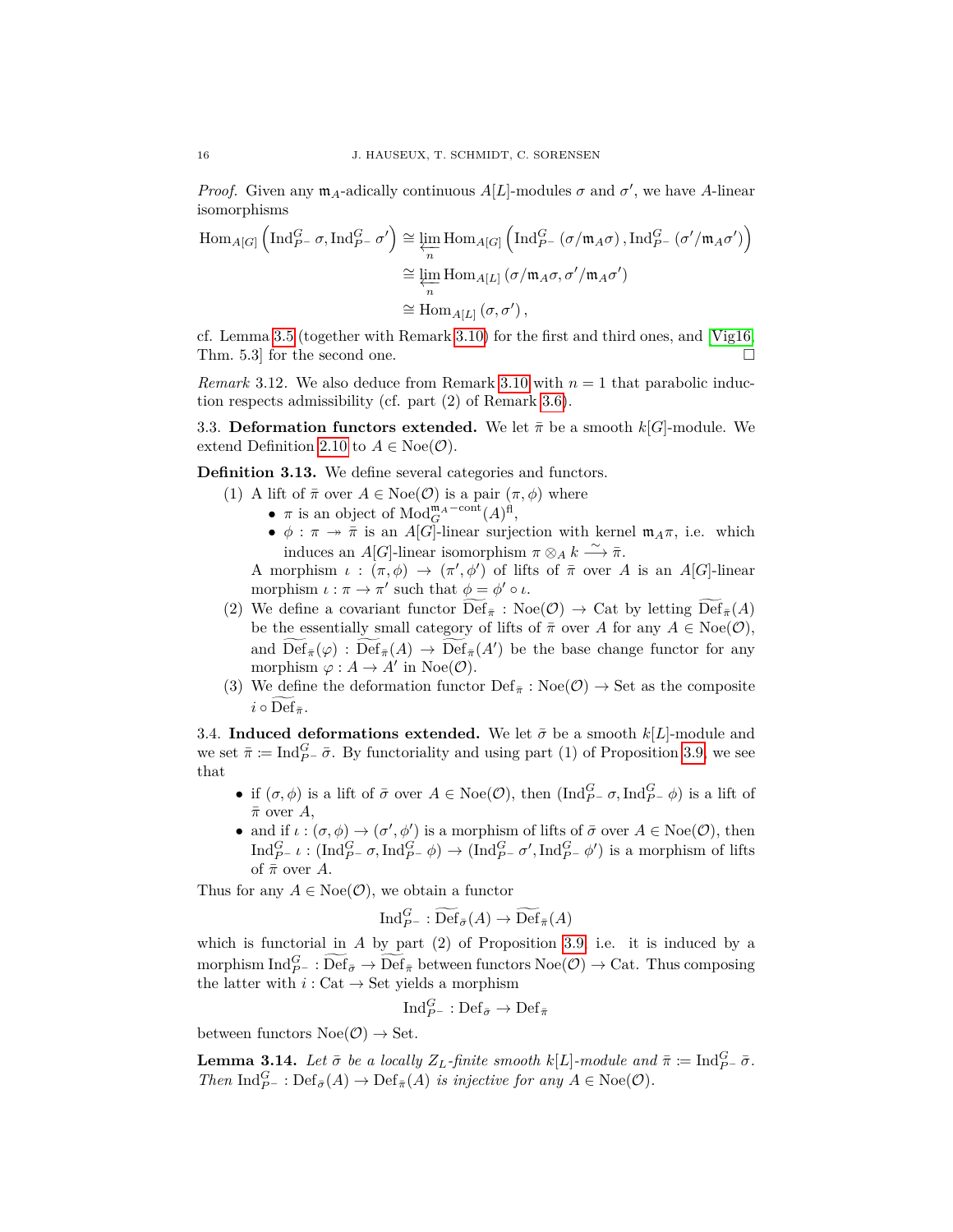*Proof.* Given any $\mathfrak{m}_A$-adically continuous $A[L]$-modules $\sigma$ and $\sigma'$, we have $A$-linear isomorphisms

$$
\begin{aligned}
\operatorname{Hom}_{A[G]}\left(\operatorname{Ind}_{P^-}^G \sigma, \operatorname{Ind}_{P^-}^G \sigma'\right) &\cong \varprojlim_n \operatorname{Hom}_{A[G]}\left(\operatorname{Ind}_{P^-}^G (\sigma/\mathfrak{m}_A \sigma), \operatorname{Ind}_{P^-}^G (\sigma'/\mathfrak{m}_A \sigma')\right) \\
&\cong \varprojlim_n \operatorname{Hom}_{A[L]}(\sigma/\mathfrak{m}_A \sigma, \sigma'/\mathfrak{m}_A \sigma') \\
&\cong \operatorname{Hom}_{A[L]}(\sigma, \sigma'),
\end{aligned}
$$

cf. Lemma 3.5 (together with Remark 3.10) for the first and third ones, and [Vig16, Thm. 5.3] for the second one. $\square$

*Remark* 3.12. We also deduce from Remark 3.10 with $n = 1$ that parabolic induction respects admissibility (cf. part (2) of Remark 3.6).

3.3. **Deformation functors extended.** We let $\bar{\pi}$ be a smooth $k[G]$-module. We extend Definition 2.10 to $A \in \operatorname{Noe}(\mathcal{O})$.

**Definition 3.13.** We define several categories and functors.

(1) A lift of $\bar{\pi}$ over $A \in \operatorname{Noe}(\mathcal{O})$ is a pair $(\pi, \phi)$ where
   - $\pi$ is an object of $\operatorname{Mod}_G^{\mathfrak{m}_A-\mathrm{cont}}(A)^{\mathrm{fl}}$,
   - $\phi : \pi \twoheadrightarrow \bar{\pi}$ is an $A[G]$-linear surjection with kernel $\mathfrak{m}_A \pi$, i.e. which induces an $A[G]$-linear isomorphism $\pi \otimes_A k \xrightarrow{\sim} \bar{\pi}$.

   A morphism $\iota : (\pi, \phi) \to (\pi', \phi')$ of lifts of $\bar{\pi}$ over $A$ is an $A[G]$-linear morphism $\iota : \pi \to \pi'$ such that $\phi = \phi' \circ \iota$.

(2) We define a covariant functor $\widetilde{\operatorname{Def}}_{\bar{\pi}} : \operatorname{Noe}(\mathcal{O}) \to \operatorname{Cat}$ by letting $\widetilde{\operatorname{Def}}_{\bar{\pi}}(A)$ be the essentially small category of lifts of $\bar{\pi}$ over $A$ for any $A \in \operatorname{Noe}(\mathcal{O})$, and $\widetilde{\operatorname{Def}}_{\bar{\pi}}(\varphi) : \widetilde{\operatorname{Def}}_{\bar{\pi}}(A) \to \widetilde{\operatorname{Def}}_{\bar{\pi}}(A')$ be the base change functor for any morphism $\varphi : A \to A'$ in $\operatorname{Noe}(\mathcal{O})$.

(3) We define the deformation functor $\operatorname{Def}_{\bar{\pi}} : \operatorname{Noe}(\mathcal{O}) \to \operatorname{Set}$ as the composite $i \circ \widetilde{\operatorname{Def}}_{\bar{\pi}}$.

3.4. **Induced deformations extended.** We let $\bar{\sigma}$ be a smooth $k[L]$-module and we set $\bar{\pi} := \operatorname{Ind}_{P^-}^G \bar{\sigma}$. By functoriality and using part (1) of Proposition 3.9, we see that

- if $(\sigma, \phi)$ is a lift of $\bar{\sigma}$ over $A \in \operatorname{Noe}(\mathcal{O})$, then $(\operatorname{Ind}_{P^-}^G \sigma, \operatorname{Ind}_{P^-}^G \phi)$ is a lift of $\bar{\pi}$ over $A$,
- and if $\iota : (\sigma, \phi) \to (\sigma', \phi')$ is a morphism of lifts of $\bar{\sigma}$ over $A \in \operatorname{Noe}(\mathcal{O})$, then $\operatorname{Ind}_{P^-}^G \iota : (\operatorname{Ind}_{P^-}^G \sigma, \operatorname{Ind}_{P^-}^G \phi) \to (\operatorname{Ind}_{P^-}^G \sigma', \operatorname{Ind}_{P^-}^G \phi')$ is a morphism of lifts of $\bar{\pi}$ over $A$.

Thus for any $A \in \operatorname{Noe}(\mathcal{O})$, we obtain a functor

$$\operatorname{Ind}_{P^-}^G : \widetilde{\operatorname{Def}}_{\bar{\sigma}}(A) \to \widetilde{\operatorname{Def}}_{\bar{\pi}}(A)$$

which is functorial in $A$ by part (2) of Proposition 3.9, i.e. it is induced by a morphism $\operatorname{Ind}_{P^-}^G : \widetilde{\operatorname{Def}}_{\bar{\sigma}} \to \widetilde{\operatorname{Def}}_{\bar{\pi}}$ between functors $\operatorname{Noe}(\mathcal{O}) \to \operatorname{Cat}$. Thus composing the latter with $i : \operatorname{Cat} \to \operatorname{Set}$ yields a morphism

$$\operatorname{Ind}_{P^-}^G : \operatorname{Def}_{\bar{\sigma}} \to \operatorname{Def}_{\bar{\pi}}$$

between functors $\operatorname{Noe}(\mathcal{O}) \to \operatorname{Set}$.

**Lemma 3.14.** *Let $\bar{\sigma}$ be a locally $Z_L$-finite smooth $k[L]$-module and $\bar{\pi} := \operatorname{Ind}_{P^-}^G \bar{\sigma}$. Then $\operatorname{Ind}_{P^-}^G : \operatorname{Def}_{\bar{\sigma}}(A) \to \operatorname{Def}_{\bar{\pi}}(A)$ is injective for any $A \in \operatorname{Noe}(\mathcal{O})$.*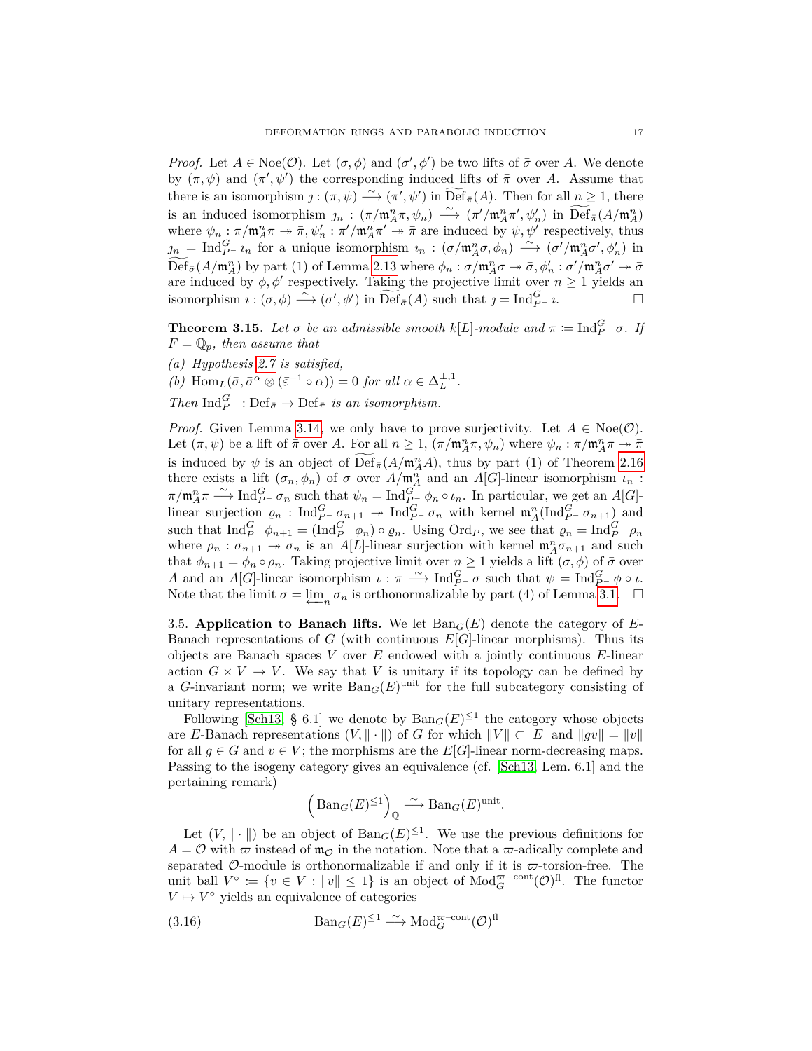*Proof.* Let $A \in \mathrm{Noe}(\mathcal{O})$. Let $(\sigma, \phi)$ and $(\sigma', \phi')$ be two lifts of $\bar{\sigma}$ over $A$. We denote by $(\pi, \psi)$ and $(\pi', \psi')$ the corresponding induced lifts of $\bar{\pi}$ over $A$. Assume that there is an isomorphism $\jmath : (\pi, \psi) \xrightarrow{\sim} (\pi', \psi')$ in $\widetilde{\mathrm{Def}}_{\bar{\pi}}(A)$. Then for all $n \geq 1$, there is an induced isomorphism $\jmath_n : (\pi/\mathfrak{m}_A^n \pi, \psi_n) \xrightarrow{\sim} (\pi'/\mathfrak{m}_A^n \pi', \psi'_n)$ in $\widetilde{\mathrm{Def}}_{\bar{\pi}}(A/\mathfrak{m}_A^n)$ where $\psi_n : \pi/\mathfrak{m}_A^n \pi \twoheadrightarrow \bar{\pi}, \psi'_n : \pi'/\mathfrak{m}_A^n \pi' \twoheadrightarrow \bar{\pi}$ are induced by $\psi, \psi'$ respectively, thus $\jmath_n = \mathrm{Ind}_{P^-}^G \imath_n$ for a unique isomorphism $\imath_n : (\sigma/\mathfrak{m}_A^n \sigma, \phi_n) \xrightarrow{\sim} (\sigma'/\mathfrak{m}_A^n \sigma', \phi'_n)$ in $\widetilde{\mathrm{Def}}_{\bar{\sigma}}(A/\mathfrak{m}_A^n)$ by part (1) of Lemma 2.13 where $\phi_n : \sigma/\mathfrak{m}_A^n \sigma \twoheadrightarrow \bar{\sigma}, \phi'_n : \sigma'/\mathfrak{m}_A^n \sigma' \twoheadrightarrow \bar{\sigma}$ are induced by $\phi, \phi'$ respectively. Taking the projective limit over $n \geq 1$ yields an isomorphism $\imath : (\sigma, \phi) \xrightarrow{\sim} (\sigma', \phi')$ in $\widetilde{\mathrm{Def}}_{\bar{\sigma}}(A)$ such that $\jmath = \mathrm{Ind}_{P^-}^G \imath$. $\square$

**Theorem 3.15.** *Let $\bar{\sigma}$ be an admissible smooth $k[L]$-module and $\bar{\pi} \coloneqq \mathrm{Ind}_{P^-}^G \bar{\sigma}$. If $F = \mathbb{Q}_p$, then assume that*

*(a) Hypothesis 2.7 is satisfied,*

*(b) $\mathrm{Hom}_L(\bar{\sigma}, \bar{\sigma}^\alpha \otimes (\bar{\varepsilon}^{-1} \circ \alpha)) = 0$ for all $\alpha \in \Delta_L^{\perp,1}$.*

*Then $\mathrm{Ind}_{P^-}^G : \mathrm{Def}_{\bar{\sigma}} \to \mathrm{Def}_{\bar{\pi}}$ is an isomorphism.*

*Proof.* Given Lemma 3.14, we only have to prove surjectivity. Let $A \in \mathrm{Noe}(\mathcal{O})$. Let $(\pi, \psi)$ be a lift of $\bar{\pi}$ over $A$. For all $n \geq 1$, $(\pi/\mathfrak{m}_A^n \pi, \psi_n)$ where $\psi_n : \pi/\mathfrak{m}_A^n \pi \twoheadrightarrow \bar{\pi}$ is induced by $\psi$ is an object of $\widetilde{\mathrm{Def}}_{\bar{\pi}}(A/\mathfrak{m}_A^n A)$, thus by part (1) of Theorem 2.16 there exists a lift $(\sigma_n, \phi_n)$ of $\bar{\sigma}$ over $A/\mathfrak{m}_A^n$ and an $A[G]$-linear isomorphism $\iota_n : \pi/\mathfrak{m}_A^n \pi \xrightarrow{\sim} \mathrm{Ind}_{P^-}^G \sigma_n$ such that $\psi_n = \mathrm{Ind}_{P^-}^G \phi_n \circ \iota_n$. In particular, we get an $A[G]$-linear surjection $\varrho_n : \mathrm{Ind}_{P^-}^G \sigma_{n+1} \twoheadrightarrow \mathrm{Ind}_{P^-}^G \sigma_n$ with kernel $\mathfrak{m}_A^n(\mathrm{Ind}_{P^-}^G \sigma_{n+1})$ and such that $\mathrm{Ind}_{P^-}^G \phi_{n+1} = (\mathrm{Ind}_{P^-}^G \phi_n) \circ \varrho_n$. Using $\mathrm{Ord}_P$, we see that $\varrho_n = \mathrm{Ind}_{P^-}^G \rho_n$ where $\rho_n : \sigma_{n+1} \twoheadrightarrow \sigma_n$ is an $A[L]$-linear surjection with kernel $\mathfrak{m}_A^n \sigma_{n+1}$ and such that $\phi_{n+1} = \phi_n \circ \rho_n$. Taking projective limit over $n \geq 1$ yields a lift $(\sigma, \phi)$ of $\bar{\sigma}$ over $A$ and an $A[G]$-linear isomorphism $\iota : \pi \xrightarrow{\sim} \mathrm{Ind}_{P^-}^G \sigma$ such that $\psi = \mathrm{Ind}_{P^-}^G \phi \circ \iota$. Note that the limit $\sigma = \varprojlim_n \sigma_n$ is orthonormalizable by part (4) of Lemma 3.1. $\square$

3.5. **Application to Banach lifts.** We let $\mathrm{Ban}_G(E)$ denote the category of $E$-Banach representations of $G$ (with continuous $E[G]$-linear morphisms). Thus its objects are Banach spaces $V$ over $E$ endowed with a jointly continuous $E$-linear action $G \times V \to V$. We say that $V$ is unitary if its topology can be defined by a $G$-invariant norm; we write $\mathrm{Ban}_G(E)^{\mathrm{unit}}$ for the full subcategory consisting of unitary representations.

Following [Sch13, § 6.1] we denote by $\mathrm{Ban}_G(E)^{\leq 1}$ the category whose objects are $E$-Banach representations $(V, \|\cdot\|)$ of $G$ for which $\|V\| \subset |E|$ and $\|gv\| = \|v\|$ for all $g \in G$ and $v \in V$; the morphisms are the $E[G]$-linear norm-decreasing maps. Passing to the isogeny category gives an equivalence (cf. [Sch13, Lem. 6.1] and the pertaining remark)

$$\left(\mathrm{Ban}_G(E)^{\leq 1}\right)_{\mathbb{Q}} \xrightarrow{\sim} \mathrm{Ban}_G(E)^{\mathrm{unit}}.$$

Let $(V, \|\cdot\|)$ be an object of $\mathrm{Ban}_G(E)^{\leq 1}$. We use the previous definitions for $A = \mathcal{O}$ with $\varpi$ instead of $\mathfrak{m}_{\mathcal{O}}$ in the notation. Note that a $\varpi$-adically complete and separated $\mathcal{O}$-module is orthonormalizable if and only if it is $\varpi$-torsion-free. The unit ball $V^\circ \coloneqq \{v \in V : \|v\| \leq 1\}$ is an object of $\mathrm{Mod}_G^{\varpi-\mathrm{cont}}(\mathcal{O})^{\mathrm{fl}}$. The functor $V \mapsto V^\circ$ yields an equivalence of categories

$$\mathrm{Ban}_G(E)^{\leq 1} \xrightarrow{\sim} \mathrm{Mod}_G^{\varpi-\mathrm{cont}}(\mathcal{O})^{\mathrm{fl}} \tag{3.16}$$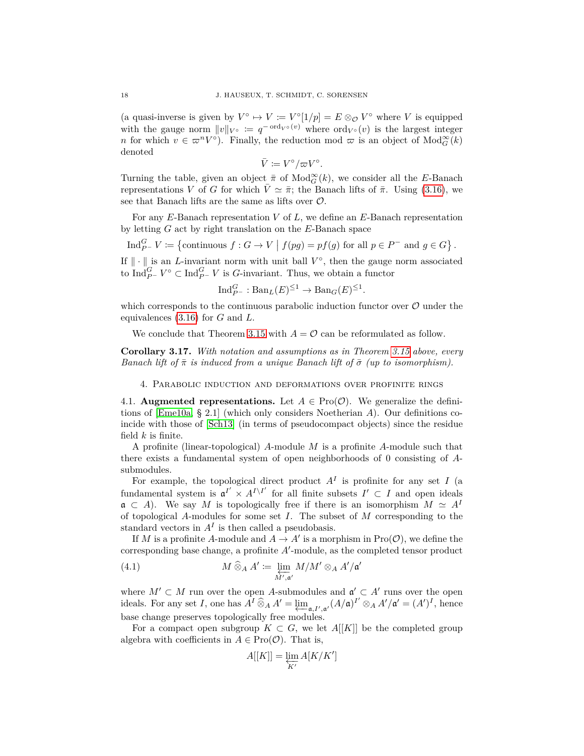(a quasi-inverse is given by $V^\circ \mapsto V := V^\circ[1/p] = E \otimes_{\mathcal{O}} V^\circ$ where $V$ is equipped with the gauge norm $\|v\|_{V^\circ} := q^{-\operatorname{ord}_{V^\circ}(v)}$ where $\operatorname{ord}_{V^\circ}(v)$ is the largest integer $n$ for which $v \in \varpi^n V^\circ$). Finally, the reduction mod $\varpi$ is an object of $\operatorname{Mod}_G^\infty(k)$ denoted

$$\bar{V} := V^\circ / \varpi V^\circ.$$

Turning the table, given an object $\bar{\pi}$ of $\operatorname{Mod}_G^\infty(k)$, we consider all the $E$-Banach representations $V$ of $G$ for which $\bar{V} \simeq \bar{\pi}$; the Banach lifts of $\bar{\pi}$. Using (3.16), we see that Banach lifts are the same as lifts over $\mathcal{O}$.

For any $E$-Banach representation $V$ of $L$, we define an $E$-Banach representation by letting $G$ act by right translation on the $E$-Banach space

$$\operatorname{Ind}_{P^-}^G V := \left\{ \text{continuous } f : G \to V \;\middle|\; f(pg) = pf(g) \text{ for all } p \in P^- \text{ and } g \in G \right\}.$$

If $\|\cdot\|$ is an $L$-invariant norm with unit ball $V^\circ$, then the gauge norm associated to $\operatorname{Ind}_{P^-}^G V^\circ \subset \operatorname{Ind}_{P^-}^G V$ is $G$-invariant. Thus, we obtain a functor

$$\operatorname{Ind}_{P^-}^G : \operatorname{Ban}_L(E)^{\leq 1} \to \operatorname{Ban}_G(E)^{\leq 1}.$$

which corresponds to the continuous parabolic induction functor over $\mathcal{O}$ under the equivalences (3.16) for $G$ and $L$.

We conclude that Theorem 3.15 with $A = \mathcal{O}$ can be reformulated as follow.

**Corollary 3.17.** *With notation and assumptions as in Theorem 3.15 above, every Banach lift of $\bar{\pi}$ is induced from a unique Banach lift of $\bar{\sigma}$ (up to isomorphism).*

## 4. Parabolic induction and deformations over profinite rings

4.1. **Augmented representations.** Let $A \in \operatorname{Pro}(\mathcal{O})$. We generalize the definitions of [Eme10a, § 2.1] (which only considers Noetherian $A$). Our definitions coincide with those of [Sch13] (in terms of pseudocompact objects) since the residue field $k$ is finite.

A profinite (linear-topological) $A$-module $M$ is a profinite $A$-module such that there exists a fundamental system of open neighborhoods of 0 consisting of $A$-submodules.

For example, the topological direct product $A^I$ is profinite for any set $I$ (a fundamental system is $\mathfrak{a}^{I'} \times A^{I \setminus I'}$ for all finite subsets $I' \subset I$ and open ideals $\mathfrak{a} \subset A$). We say $M$ is topologically free if there is an isomorphism $M \simeq A^I$ of topological $A$-modules for some set $I$. The subset of $M$ corresponding to the standard vectors in $A^I$ is then called a pseudobasis.

If $M$ is a profinite $A$-module and $A \to A'$ is a morphism in $\operatorname{Pro}(\mathcal{O})$, we define the corresponding base change, a profinite $A'$-module, as the completed tensor product

$$M \mathbin{\widehat{\otimes}}_A A' := \varprojlim_{M', \mathfrak{a}'} M/M' \otimes_A A'/\mathfrak{a}' \tag{4.1}$$

where $M' \subset M$ run over the open $A$-submodules and $\mathfrak{a}' \subset A'$ runs over the open ideals. For any set $I$, one has $A^I \mathbin{\widehat{\otimes}}_A A' = \varprojlim_{\mathfrak{a}, I', \mathfrak{a}'} (A/\mathfrak{a})^{I'} \otimes_A A'/\mathfrak{a}' = (A')^I$, hence base change preserves topologically free modules.

For a compact open subgroup $K \subset G$, we let $A[[K]]$ be the completed group algebra with coefficients in $A \in \operatorname{Pro}(\mathcal{O})$. That is,

$$A[[K]] = \varprojlim_{K'} A[K/K']$$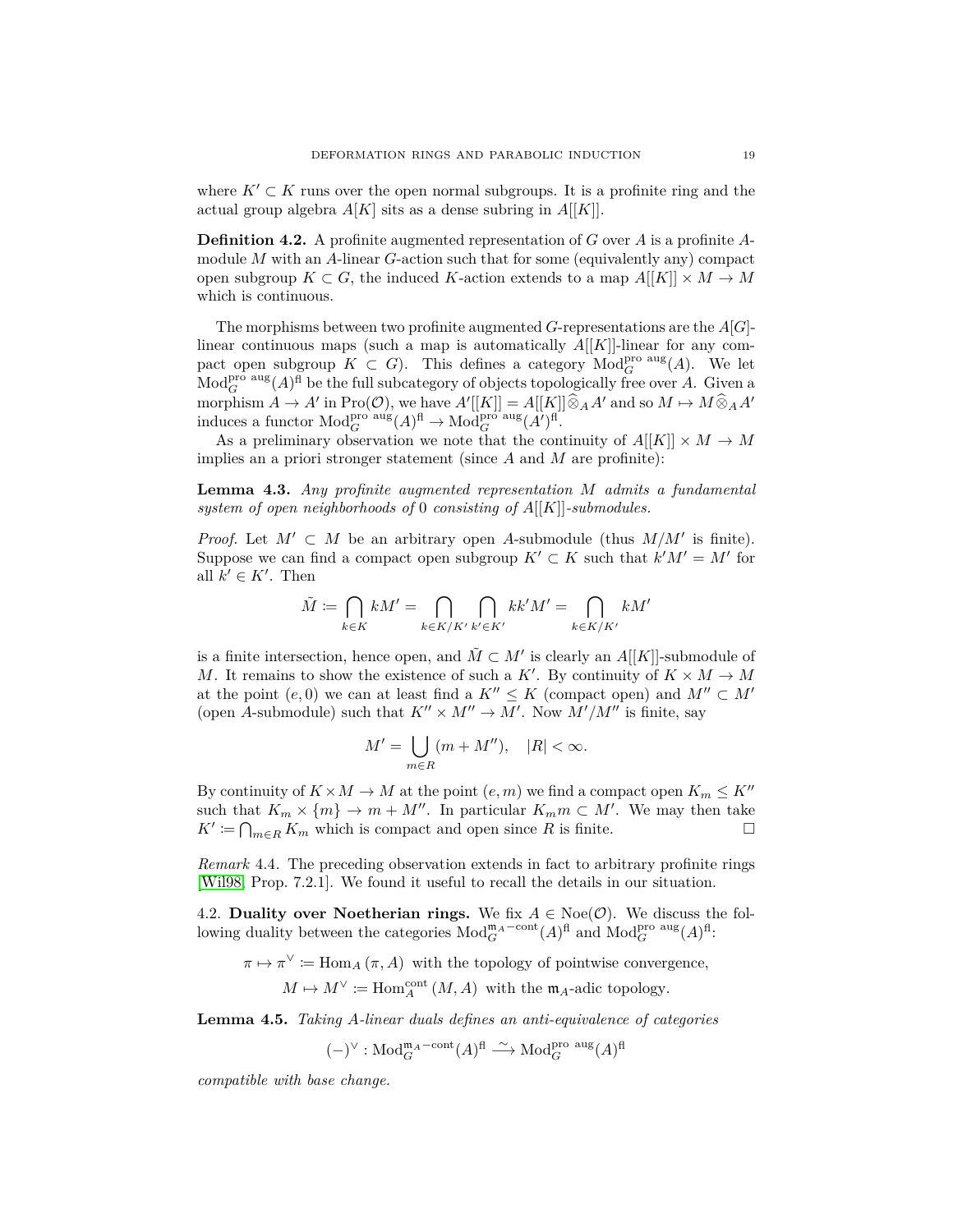where $K' \subset K$ runs over the open normal subgroups. It is a profinite ring and the actual group algebra $A[K]$ sits as a dense subring in $A[[K]]$.

**Definition 4.2.** A profinite augmented representation of $G$ over $A$ is a profinite $A$-module $M$ with an $A$-linear $G$-action such that for some (equivalently any) compact open subgroup $K \subset G$, the induced $K$-action extends to a map $A[[K]] \times M \to M$ which is continuous.

The morphisms between two profinite augmented $G$-representations are the $A[G]$-linear continuous maps (such a map is automatically $A[[K]]$-linear for any compact open subgroup $K \subset G$). This defines a category $\mathrm{Mod}_G^{\text{pro aug}}(A)$. We let $\mathrm{Mod}_G^{\text{pro aug}}(A)^{\mathrm{fl}}$ be the full subcategory of objects topologically free over $A$. Given a morphism $A \to A'$ in $\mathrm{Pro}(\mathcal{O})$, we have $A'[[K]] = A[[K]] \widehat{\otimes}_A A'$ and so $M \mapsto M \widehat{\otimes}_A A'$ induces a functor $\mathrm{Mod}_G^{\text{pro aug}}(A)^{\mathrm{fl}} \to \mathrm{Mod}_G^{\text{pro aug}}(A')^{\mathrm{fl}}$.

As a preliminary observation we note that the continuity of $A[[K]] \times M \to M$ implies an a priori stronger statement (since $A$ and $M$ are profinite):

**Lemma 4.3.** *Any profinite augmented representation $M$ admits a fundamental system of open neighborhoods of $0$ consisting of $A[[K]]$-submodules.*

*Proof.* Let $M' \subset M$ be an arbitrary open $A$-submodule (thus $M/M'$ is finite). Suppose we can find a compact open subgroup $K' \subset K$ such that $k'M' = M'$ for all $k' \in K'$. Then

$$\tilde{M} := \bigcap_{k \in K} kM' = \bigcap_{k \in K/K'} \bigcap_{k' \in K'} kk'M' = \bigcap_{k \in K/K'} kM'$$

is a finite intersection, hence open, and $\tilde{M} \subset M'$ is clearly an $A[[K]]$-submodule of $M$. It remains to show the existence of such a $K'$. By continuity of $K \times M \to M$ at the point $(e, 0)$ we can at least find a $K'' \leq K$ (compact open) and $M'' \subset M'$ (open $A$-submodule) such that $K'' \times M'' \to M'$. Now $M'/M''$ is finite, say

$$M' = \bigcup_{m \in R} (m + M''), \quad |R| < \infty.$$

By continuity of $K \times M \to M$ at the point $(e, m)$ we find a compact open $K_m \leq K''$ such that $K_m \times \{m\} \to m + M''$. In particular $K_m m \subset M'$. We may then take $K' := \bigcap_{m \in R} K_m$ which is compact and open since $R$ is finite. □

*Remark* 4.4. The preceding observation extends in fact to arbitrary profinite rings [Wil98, Prop. 7.2.1]. We found it useful to recall the details in our situation.

4.2. **Duality over Noetherian rings.** We fix $A \in \mathrm{Noe}(\mathcal{O})$. We discuss the following duality between the categories $\mathrm{Mod}_G^{\mathfrak{m}_A-\mathrm{cont}}(A)^{\mathrm{fl}}$ and $\mathrm{Mod}_G^{\text{pro aug}}(A)^{\mathrm{fl}}$:

$$\pi \mapsto \pi^\vee := \mathrm{Hom}_A(\pi, A) \text{ with the topology of pointwise convergence,}$$
$$M \mapsto M^\vee := \mathrm{Hom}_A^{\mathrm{cont}}(M, A) \text{ with the } \mathfrak{m}_A\text{-adic topology.}$$

**Lemma 4.5.** *Taking $A$-linear duals defines an anti-equivalence of categories*

$$(-)^\vee : \mathrm{Mod}_G^{\mathfrak{m}_A-\mathrm{cont}}(A)^{\mathrm{fl}} \xrightarrow{\sim} \mathrm{Mod}_G^{\text{pro aug}}(A)^{\mathrm{fl}}$$

*compatible with base change.*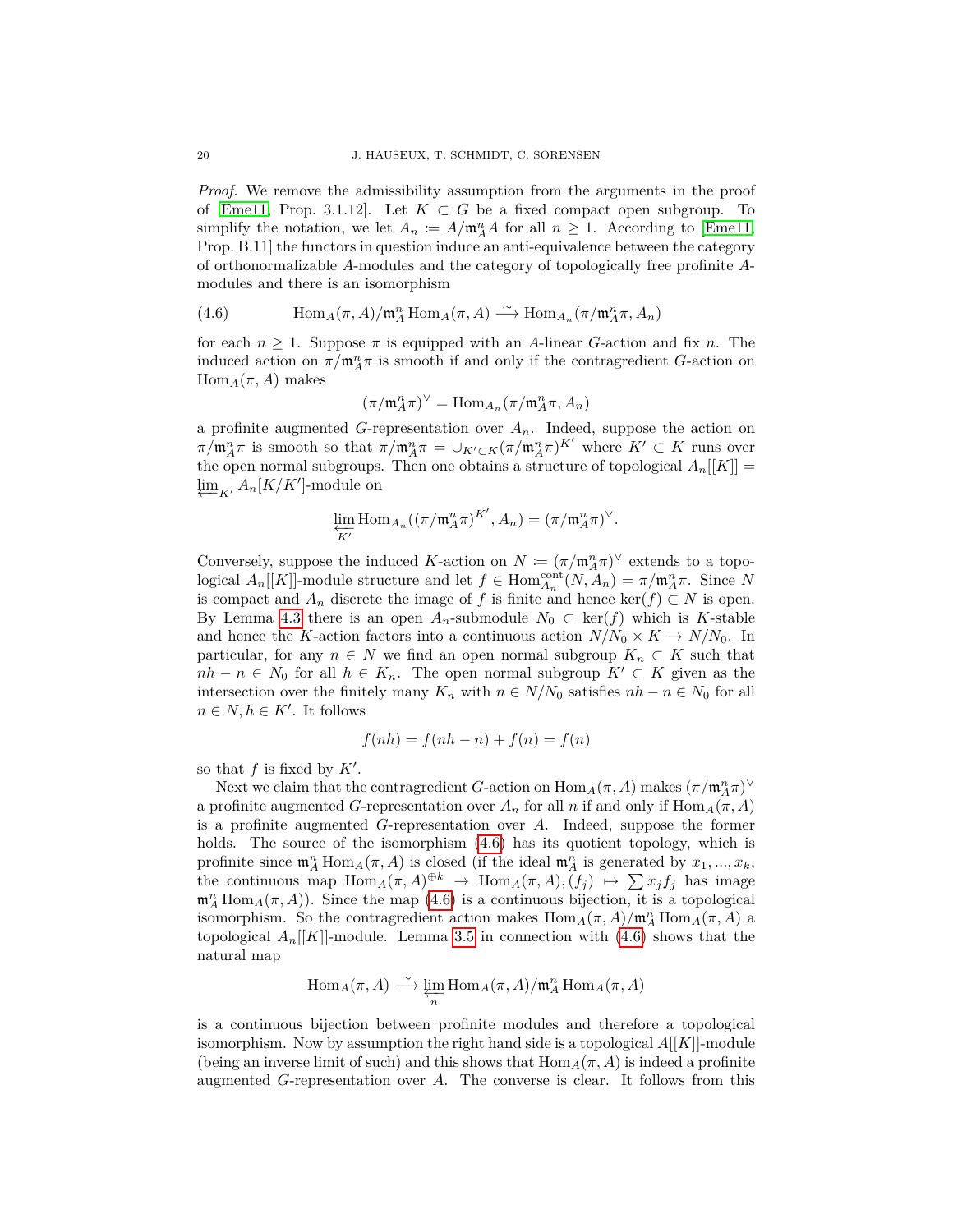*Proof.* We remove the admissibility assumption from the arguments in the proof of [Eme11, Prop. 3.1.12]. Let $K \subset G$ be a fixed compact open subgroup. To simplify the notation, we let $A_n := A/\mathfrak{m}_A^n A$ for all $n \geq 1$. According to [Eme11, Prop. B.11] the functors in question induce an anti-equivalence between the category of orthonormalizable $A$-modules and the category of topologically free profinite $A$-modules and there is an isomorphism

$$\operatorname{Hom}_A(\pi, A)/\mathfrak{m}_A^n \operatorname{Hom}_A(\pi, A) \xrightarrow{\sim} \operatorname{Hom}_{A_n}(\pi/\mathfrak{m}_A^n \pi, A_n) \tag{4.6}$$

for each $n \geq 1$. Suppose $\pi$ is equipped with an $A$-linear $G$-action and fix $n$. The induced action on $\pi/\mathfrak{m}_A^n\pi$ is smooth if and only if the contragredient $G$-action on $\operatorname{Hom}_A(\pi, A)$ makes

$$(\pi/\mathfrak{m}_A^n\pi)^\vee = \operatorname{Hom}_{A_n}(\pi/\mathfrak{m}_A^n\pi, A_n)$$

a profinite augmented $G$-representation over $A_n$. Indeed, suppose the action on $\pi/\mathfrak{m}_A^n\pi$ is smooth so that $\pi/\mathfrak{m}_A^n\pi = \cup_{K' \subset K}(\pi/\mathfrak{m}_A^n\pi)^{K'}$ where $K' \subset K$ runs over the open normal subgroups. Then one obtains a structure of topological $A_n[[K]] = \varprojlim_{K'} A_n[K/K']$-module on

$$\varprojlim_{K'} \operatorname{Hom}_{A_n}((\pi/\mathfrak{m}_A^n\pi)^{K'}, A_n) = (\pi/\mathfrak{m}_A^n\pi)^\vee.$$

Conversely, suppose the induced $K$-action on $N := (\pi/\mathfrak{m}_A^n\pi)^\vee$ extends to a topological $A_n[[K]]$-module structure and let $f \in \operatorname{Hom}_{A_n}^{\text{cont}}(N, A_n) = \pi/\mathfrak{m}_A^n\pi$. Since $N$ is compact and $A_n$ discrete the image of $f$ is finite and hence $\ker(f) \subset N$ is open. By Lemma 4.3 there is an open $A_n$-submodule $N_0 \subset \ker(f)$ which is $K$-stable and hence the $K$-action factors into a continuous action $N/N_0 \times K \to N/N_0$. In particular, for any $n \in N$ we find an open normal subgroup $K_n \subset K$ such that $nh - n \in N_0$ for all $h \in K_n$. The open normal subgroup $K' \subset K$ given as the intersection over the finitely many $K_n$ with $n \in N/N_0$ satisfies $nh - n \in N_0$ for all $n \in N, h \in K'$. It follows

$$f(nh) = f(nh - n) + f(n) = f(n)$$

so that $f$ is fixed by $K'$.

Next we claim that the contragredient $G$-action on $\operatorname{Hom}_A(\pi, A)$ makes $(\pi/\mathfrak{m}_A^n\pi)^\vee$ a profinite augmented $G$-representation over $A_n$ for all $n$ if and only if $\operatorname{Hom}_A(\pi, A)$ is a profinite augmented $G$-representation over $A$. Indeed, suppose the former holds. The source of the isomorphism (4.6) has its quotient topology, which is profinite since $\mathfrak{m}_A^n \operatorname{Hom}_A(\pi, A)$ is closed (if the ideal $\mathfrak{m}_A^n$ is generated by $x_1, ..., x_k$, the continuous map $\operatorname{Hom}_A(\pi, A)^{\oplus k} \to \operatorname{Hom}_A(\pi, A), (f_j) \mapsto \sum x_j f_j$ has image $\mathfrak{m}_A^n \operatorname{Hom}_A(\pi, A)$). Since the map (4.6) is a continuous bijection, it is a topological isomorphism. So the contragredient action makes $\operatorname{Hom}_A(\pi, A)/\mathfrak{m}_A^n \operatorname{Hom}_A(\pi, A)$ a topological $A_n[[K]]$-module. Lemma 3.5 in connection with (4.6) shows that the natural map

$$\operatorname{Hom}_A(\pi, A) \xrightarrow{\sim} \varprojlim_n \operatorname{Hom}_A(\pi, A)/\mathfrak{m}_A^n \operatorname{Hom}_A(\pi, A)$$

is a continuous bijection between profinite modules and therefore a topological isomorphism. Now by assumption the right hand side is a topological $A[[K]]$-module (being an inverse limit of such) and this shows that $\operatorname{Hom}_A(\pi, A)$ is indeed a profinite augmented $G$-representation over $A$. The converse is clear. It follows from this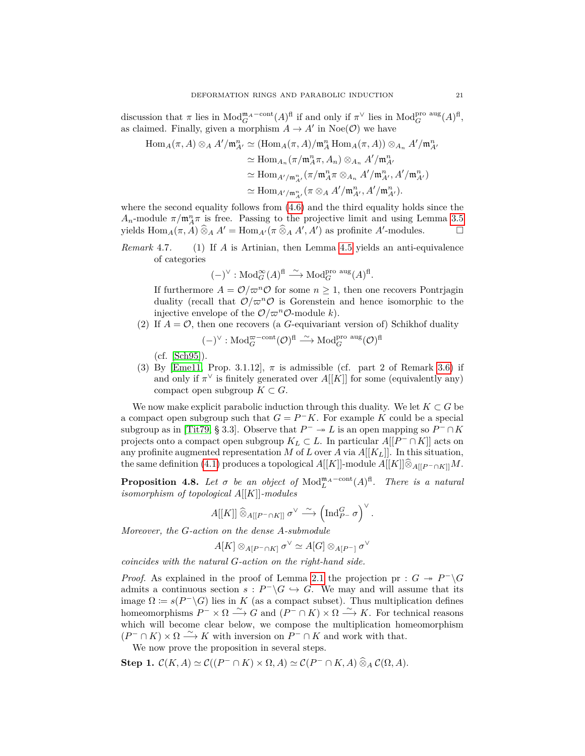discussion that $\pi$ lies in $\mathrm{Mod}_G^{\mathfrak{m}_A-\mathrm{cont}}(A)^{\mathrm{fl}}$ if and only if $\pi^\vee$ lies in $\mathrm{Mod}_G^{\mathrm{pro\ aug}}(A)^{\mathrm{fl}}$, as claimed. Finally, given a morphism $A \to A'$ in $\mathrm{Noe}(\mathcal{O})$ we have

$$\begin{aligned}
\mathrm{Hom}_A(\pi, A) \otimes_A A'/\mathfrak{m}_{A'}^n &\simeq (\mathrm{Hom}_A(\pi, A)/\mathfrak{m}_A^n \mathrm{Hom}_A(\pi, A)) \otimes_{A_n} A'/\mathfrak{m}_{A'}^n \\
&\simeq \mathrm{Hom}_{A_n}(\pi/\mathfrak{m}_A^n \pi, A_n) \otimes_{A_n} A'/\mathfrak{m}_{A'}^n \\
&\simeq \mathrm{Hom}_{A'/\mathfrak{m}_{A'}^n}(\pi/\mathfrak{m}_A^n \pi \otimes_{A_n} A'/\mathfrak{m}_{A'}^n, A'/\mathfrak{m}_{A'}^n) \\
&\simeq \mathrm{Hom}_{A'/\mathfrak{m}_{A'}^n}(\pi \otimes_A A'/\mathfrak{m}_{A'}^n, A'/\mathfrak{m}_{A'}^n).
\end{aligned}$$

where the second equality follows from (4.6) and the third equality holds since the $A_n$-module $\pi/\mathfrak{m}_A^n \pi$ is free. Passing to the projective limit and using Lemma 3.5 yields $\mathrm{Hom}_A(\pi, A) \widehat{\otimes}_A A' = \mathrm{Hom}_{A'}(\pi \widehat{\otimes}_A A', A')$ as profinite $A'$-modules. □

*Remark* 4.7. (1) If $A$ is Artinian, then Lemma 4.5 yields an anti-equivalence of categories

$$(-)^\vee : \mathrm{Mod}_G^\infty(A)^{\mathrm{fl}} \xrightarrow{\sim} \mathrm{Mod}_G^{\mathrm{pro\ aug}}(A)^{\mathrm{fl}}.$$

If furthermore $A = \mathcal{O}/\varpi^n\mathcal{O}$ for some $n \geq 1$, then one recovers Pontrjagin duality (recall that $\mathcal{O}/\varpi^n\mathcal{O}$ is Gorenstein and hence isomorphic to the injective envelope of the $\mathcal{O}/\varpi^n\mathcal{O}$-module $k$).

(2) If $A = \mathcal{O}$, then one recovers (a $G$-equivariant version of) Schikhof duality

$$(-)^\vee : \mathrm{Mod}_G^{\varpi-\mathrm{cont}}(\mathcal{O})^{\mathrm{fl}} \xrightarrow{\sim} \mathrm{Mod}_G^{\mathrm{pro\ aug}}(\mathcal{O})^{\mathrm{fl}}$$

(cf. [Sch95]).

(3) By [Eme11, Prop. 3.1.12], $\pi$ is admissible (cf. part 2 of Remark 3.6) if and only if $\pi^\vee$ is finitely generated over $A[[K]]$ for some (equivalently any) compact open subgroup $K \subset G$.

We now make explicit parabolic induction through this duality. We let $K \subset G$ be a compact open subgroup such that $G = P^- K$. For example $K$ could be a special subgroup as in [Tit79, § 3.3]. Observe that $P^- \twoheadrightarrow L$ is an open mapping so $P^- \cap K$ projects onto a compact open subgroup $K_L \subset L$. In particular $A[[P^- \cap K]]$ acts on any profinite augmented representation $M$ of $L$ over $A$ via $A[[K_L]]$. In this situation, the same definition (4.1) produces a topological $A[[K]]$-module $A[[K]]\widehat{\otimes}_{A[[P^-\cap K]]} M$.

**Proposition 4.8.** *Let $\sigma$ be an object of $\mathrm{Mod}_L^{\mathfrak{m}_A-\mathrm{cont}}(A)^{\mathrm{fl}}$. There is a natural isomorphism of topological $A[[K]]$-modules*

$$A[[K]] \widehat{\otimes}_{A[[P^-\cap K]]} \sigma^\vee \xrightarrow{\sim} \left(\mathrm{Ind}_{P^-}^G \sigma\right)^\vee.$$

*Moreover, the $G$-action on the dense $A$-submodule*

$$A[K] \otimes_{A[P^-\cap K]} \sigma^\vee \simeq A[G] \otimes_{A[P^-]} \sigma^\vee$$

*coincides with the natural $G$-action on the right-hand side.*

*Proof.* As explained in the proof of Lemma 2.1 the projection $\mathrm{pr} : G \twoheadrightarrow P^-\backslash G$ admits a continuous section $s : P^-\backslash G \hookrightarrow G$. We may and will assume that its image $\Omega \coloneqq s(P^-\backslash G)$ lies in $K$ (as a compact subset). Thus multiplication defines homeomorphisms $P^- \times \Omega \xrightarrow{\sim} G$ and $(P^- \cap K) \times \Omega \xrightarrow{\sim} K$. For technical reasons which will become clear below, we compose the multiplication homeomorphism $(P^- \cap K) \times \Omega \xrightarrow{\sim} K$ with inversion on $P^- \cap K$ and work with that.

We now prove the proposition in several steps.

**Step 1.** $\mathcal{C}(K, A) \simeq \mathcal{C}((P^- \cap K) \times \Omega, A) \simeq \mathcal{C}(P^- \cap K, A) \widehat{\otimes}_A \mathcal{C}(\Omega, A)$.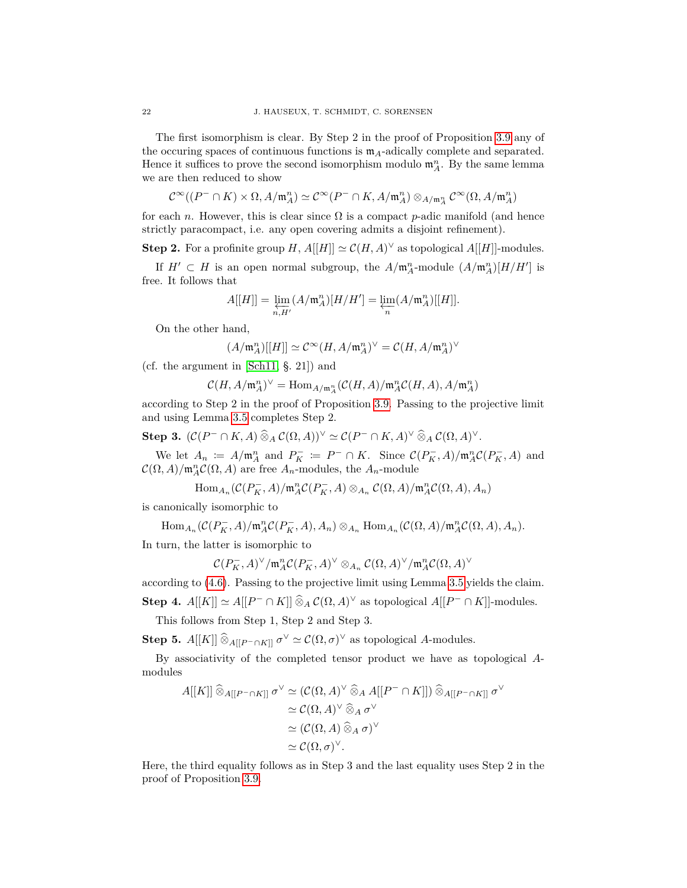The first isomorphism is clear. By Step 2 in the proof of Proposition 3.9 any of the occuring spaces of continuous functions is $\mathfrak{m}_A$-adically complete and separated. Hence it suffices to prove the second isomorphism modulo $\mathfrak{m}_A^n$. By the same lemma we are then reduced to show

$$\mathcal{C}^\infty((P^- \cap K) \times \Omega, A/\mathfrak{m}_A^n) \simeq \mathcal{C}^\infty(P^- \cap K, A/\mathfrak{m}_A^n) \otimes_{A/\mathfrak{m}_A^n} \mathcal{C}^\infty(\Omega, A/\mathfrak{m}_A^n)$$

for each $n$. However, this is clear since $\Omega$ is a compact $p$-adic manifold (and hence strictly paracompact, i.e. any open covering admits a disjoint refinement).

**Step 2.** For a profinite group $H$, $A[[H]] \simeq \mathcal{C}(H, A)^\vee$ as topological $A[[H]]$-modules.

If $H' \subset H$ is an open normal subgroup, the $A/\mathfrak{m}_A^n$-module $(A/\mathfrak{m}_A^n)[H/H']$ is free. It follows that

$$A[[H]] = \varprojlim_{n,H'} (A/\mathfrak{m}_A^n)[H/H'] = \varprojlim_{n} (A/\mathfrak{m}_A^n)[[H]].$$

On the other hand,

$$(A/\mathfrak{m}_A^n)[[H]] \simeq \mathcal{C}^\infty(H, A/\mathfrak{m}_A^n)^\vee = \mathcal{C}(H, A/\mathfrak{m}_A^n)^\vee$$

(cf. the argument in [Sch11, §. 21]) and

$$\mathcal{C}(H, A/\mathfrak{m}_A^n)^\vee = \mathrm{Hom}_{A/\mathfrak{m}_A^n}(\mathcal{C}(H, A)/\mathfrak{m}_A^n\mathcal{C}(H, A), A/\mathfrak{m}_A^n)$$

according to Step 2 in the proof of Proposition 3.9. Passing to the projective limit and using Lemma 3.5 completes Step 2.

**Step 3.** $(\mathcal{C}(P^- \cap K, A) \widehat{\otimes}_A \mathcal{C}(\Omega, A))^\vee \simeq \mathcal{C}(P^- \cap K, A)^\vee \widehat{\otimes}_A \mathcal{C}(\Omega, A)^\vee$.

We let $A_n := A/\mathfrak{m}_A^n$ and $P_K^- := P^- \cap K$. Since $\mathcal{C}(P_K^-, A)/\mathfrak{m}_A^n\mathcal{C}(P_K^-, A)$ and $\mathcal{C}(\Omega, A)/\mathfrak{m}_A^n\mathcal{C}(\Omega, A)$ are free $A_n$-modules, the $A_n$-module

$$\mathrm{Hom}_{A_n}(\mathcal{C}(P_K^-, A)/\mathfrak{m}_A^n\mathcal{C}(P_K^-, A) \otimes_{A_n} \mathcal{C}(\Omega, A)/\mathfrak{m}_A^n\mathcal{C}(\Omega, A), A_n)$$

is canonically isomorphic to

$$\mathrm{Hom}_{A_n}(\mathcal{C}(P_K^-, A)/\mathfrak{m}_A^n\mathcal{C}(P_K^-, A), A_n) \otimes_{A_n} \mathrm{Hom}_{A_n}(\mathcal{C}(\Omega, A)/\mathfrak{m}_A^n\mathcal{C}(\Omega, A), A_n).$$

In turn, the latter is isomorphic to

$$\mathcal{C}(P_K^-, A)^\vee/\mathfrak{m}_A^n\mathcal{C}(P_K^-, A)^\vee \otimes_{A_n} \mathcal{C}(\Omega, A)^\vee/\mathfrak{m}_A^n\mathcal{C}(\Omega, A)^\vee$$

according to (4.6). Passing to the projective limit using Lemma 3.5 yields the claim.

**Step 4.** $A[[K]] \simeq A[[P^- \cap K]] \widehat{\otimes}_A \mathcal{C}(\Omega, A)^\vee$ as topological $A[[P^- \cap K]]$-modules.

This follows from Step 1, Step 2 and Step 3.

**Step 5.** $A[[K]] \widehat{\otimes}_{A[[P^- \cap K]]} \sigma^\vee \simeq \mathcal{C}(\Omega, \sigma)^\vee$ as topological $A$-modules.

By associativity of the completed tensor product we have as topological $A$-modules

$$\begin{aligned}
A[[K]] \widehat{\otimes}_{A[[P^- \cap K]]} \sigma^\vee &\simeq (\mathcal{C}(\Omega, A)^\vee \widehat{\otimes}_A A[[P^- \cap K]]) \widehat{\otimes}_{A[[P^- \cap K]]} \sigma^\vee \\
&\simeq \mathcal{C}(\Omega, A)^\vee \widehat{\otimes}_A \sigma^\vee \\
&\simeq (\mathcal{C}(\Omega, A) \widehat{\otimes}_A \sigma)^\vee \\
&\simeq \mathcal{C}(\Omega, \sigma)^\vee.
\end{aligned}$$

Here, the third equality follows as in Step 3 and the last equality uses Step 2 in the proof of Proposition 3.9.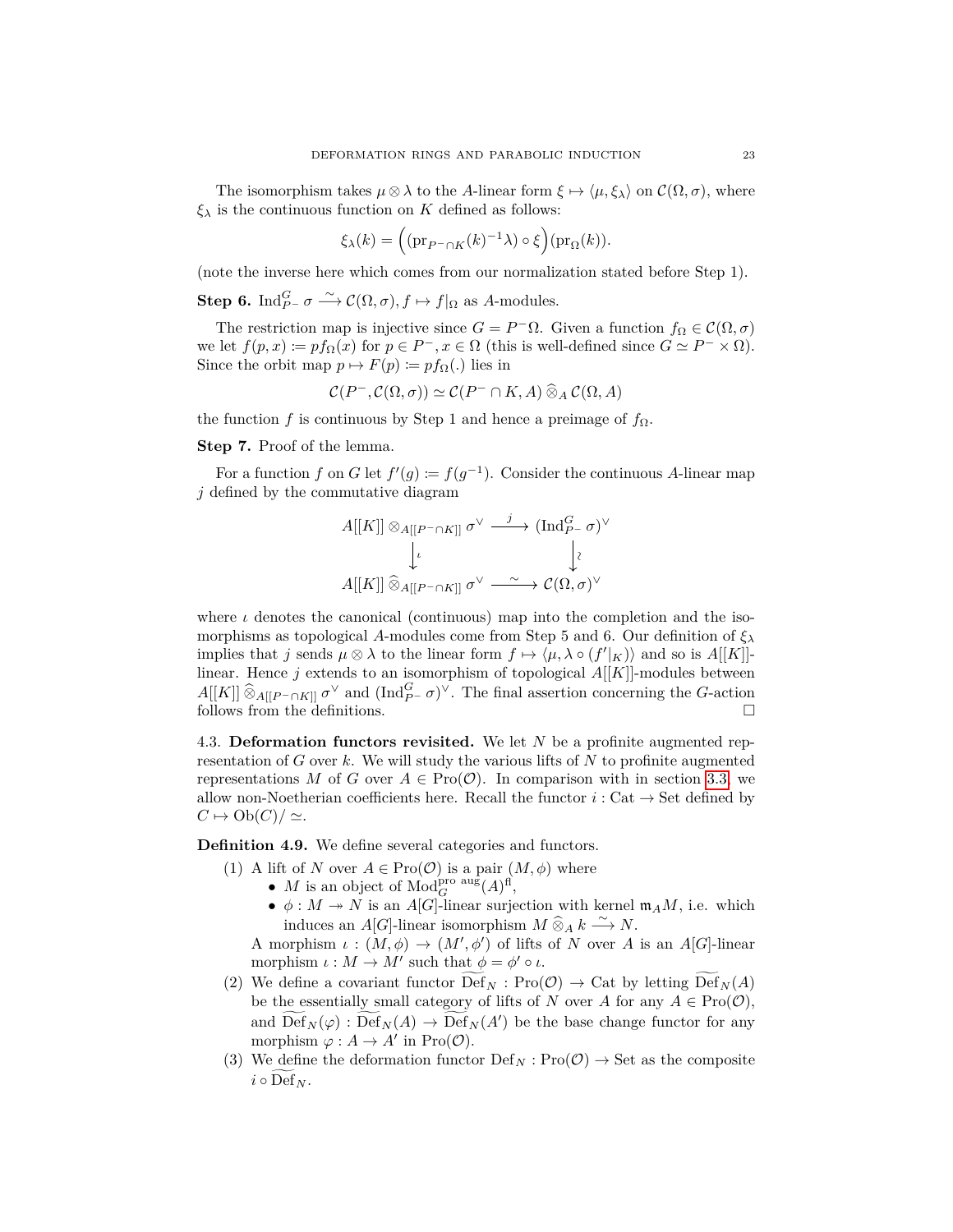The isomorphism takes $\mu \otimes \lambda$ to the $A$-linear form $\xi \mapsto \langle \mu, \xi_\lambda \rangle$ on $\mathcal{C}(\Omega, \sigma)$, where $\xi_\lambda$ is the continuous function on $K$ defined as follows:

$$\xi_\lambda(k) = \Big( (\mathrm{pr}_{P^- \cap K}(k)^{-1} \lambda) \circ \xi \Big)(\mathrm{pr}_\Omega(k)).$$

(note the inverse here which comes from our normalization stated before Step 1).

**Step 6.** $\mathrm{Ind}_{P^-}^G \sigma \xrightarrow{\sim} \mathcal{C}(\Omega, \sigma), f \mapsto f|_\Omega$ as $A$-modules.

The restriction map is injective since $G = P^- \Omega$. Given a function $f_\Omega \in \mathcal{C}(\Omega, \sigma)$ we let $f(p, x) := p f_\Omega(x)$ for $p \in P^-, x \in \Omega$ (this is well-defined since $G \simeq P^- \times \Omega$). Since the orbit map $p \mapsto F(p) := p f_\Omega(.)$ lies in

$$\mathcal{C}(P^-, \mathcal{C}(\Omega, \sigma)) \simeq \mathcal{C}(P^- \cap K, A) \,\widehat{\otimes}_A\, \mathcal{C}(\Omega, A)$$

the function $f$ is continuous by Step 1 and hence a preimage of $f_\Omega$.

**Step 7.** Proof of the lemma.

For a function $f$ on $G$ let $f'(g) := f(g^{-1})$. Consider the continuous $A$-linear map $j$ defined by the commutative diagram

$$\begin{array}{ccc}
A[[K]] \otimes_{A[[P^- \cap K]]} \sigma^\vee & \xrightarrow{\ j\ } & (\mathrm{Ind}_{P^-}^G \sigma)^\vee \\
\big\downarrow \iota & & \big\downarrow \wr \\
A[[K]] \,\widehat{\otimes}_{A[[P^- \cap K]]}\, \sigma^\vee & \xrightarrow{\ \sim\ } & \mathcal{C}(\Omega, \sigma)^\vee
\end{array}$$

where $\iota$ denotes the canonical (continuous) map into the completion and the isomorphisms as topological $A$-modules come from Step 5 and 6. Our definition of $\xi_\lambda$ implies that $j$ sends $\mu \otimes \lambda$ to the linear form $f \mapsto \langle \mu, \lambda \circ (f'|_K) \rangle$ and so is $A[[K]]$-linear. Hence $j$ extends to an isomorphism of topological $A[[K]]$-modules between $A[[K]] \,\widehat{\otimes}_{A[[P^- \cap K]]}\, \sigma^\vee$ and $(\mathrm{Ind}_{P^-}^G \sigma)^\vee$. The final assertion concerning the $G$-action follows from the definitions. $\square$

## 4.3. Deformation functors revisited.

We let $N$ be a profinite augmented representation of $G$ over $k$. We will study the various lifts of $N$ to profinite augmented representations $M$ of $G$ over $A \in \mathrm{Pro}(\mathcal{O})$. In comparison with in section 3.3, we allow non-Noetherian coefficients here. Recall the functor $i : \mathrm{Cat} \to \mathrm{Set}$ defined by $C \mapsto \mathrm{Ob}(C)/\simeq$.

**Definition 4.9.** We define several categories and functors.

1. A lift of $N$ over $A \in \mathrm{Pro}(\mathcal{O})$ is a pair $(M, \phi)$ where
   - $M$ is an object of $\mathrm{Mod}_G^{\text{pro aug}}(A)^{\text{fl}}$,
   - $\phi : M \twoheadrightarrow N$ is an $A[G]$-linear surjection with kernel $\mathfrak{m}_A M$, i.e. which induces an $A[G]$-linear isomorphism $M \,\widehat{\otimes}_A\, k \xrightarrow{\sim} N$.

   A morphism $\iota : (M, \phi) \to (M', \phi')$ of lifts of $N$ over $A$ is an $A[G]$-linear morphism $\iota : M \to M'$ such that $\phi = \phi' \circ \iota$.
2. We define a covariant functor $\widetilde{\mathrm{Def}}_N : \mathrm{Pro}(\mathcal{O}) \to \mathrm{Cat}$ by letting $\widetilde{\mathrm{Def}}_N(A)$ be the essentially small category of lifts of $N$ over $A$ for any $A \in \mathrm{Pro}(\mathcal{O})$, and $\widetilde{\mathrm{Def}}_N(\varphi) : \widetilde{\mathrm{Def}}_N(A) \to \widetilde{\mathrm{Def}}_N(A')$ be the base change functor for any morphism $\varphi : A \to A'$ in $\mathrm{Pro}(\mathcal{O})$.
3. We define the deformation functor $\mathrm{Def}_N : \mathrm{Pro}(\mathcal{O}) \to \mathrm{Set}$ as the composite $i \circ \widetilde{\mathrm{Def}}_N$.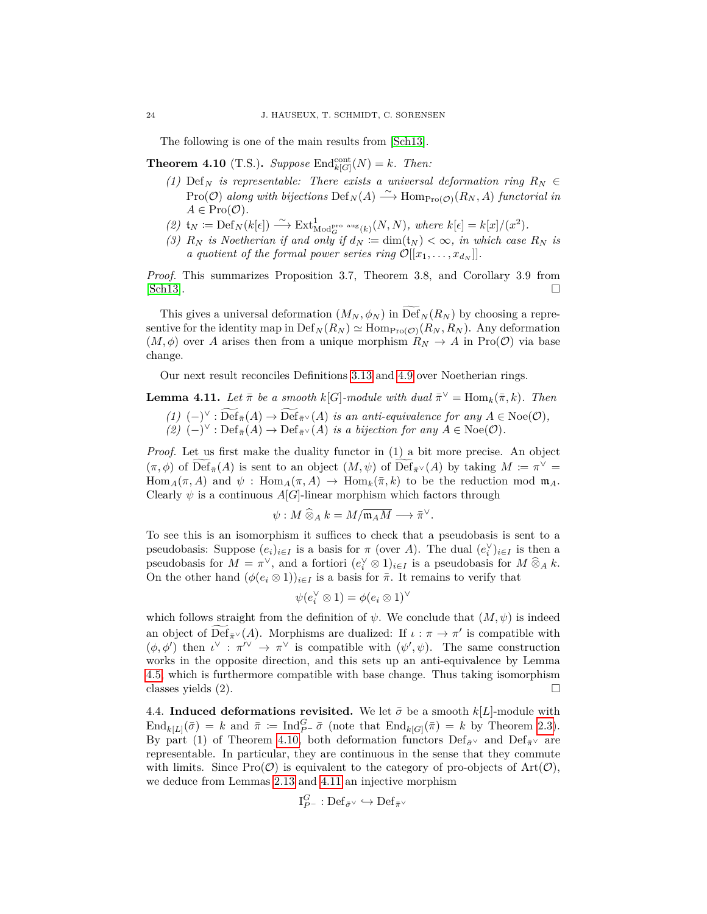The following is one of the main results from [Sch13].

**Theorem 4.10** (T.S.)**.** *Suppose* $\mathrm{End}^{\mathrm{cont}}_{k[G]}(N) = k$*. Then:*

*(1)* $\mathrm{Def}_N$ *is representable: There exists a universal deformation ring* $R_N \in \mathrm{Pro}(\mathcal{O})$ *along with bijections* $\mathrm{Def}_N(A) \xrightarrow{\sim} \mathrm{Hom}_{\mathrm{Pro}(\mathcal{O})}(R_N, A)$ *functorial in* $A \in \mathrm{Pro}(\mathcal{O})$*.*

*(2)* $\mathfrak{t}_N := \mathrm{Def}_N(k[\epsilon]) \xrightarrow{\sim} \mathrm{Ext}^1_{\mathrm{Mod}^{\mathrm{pro\ aug}}_G(k)}(N, N)$*, where* $k[\epsilon] = k[x]/(x^2)$*.*

*(3)* $R_N$ *is Noetherian if and only if* $d_N := \dim(\mathfrak{t}_N) < \infty$*, in which case* $R_N$ *is a quotient of the formal power series ring* $\mathcal{O}[[x_1, \ldots, x_{d_N}]]$*.*

*Proof.* This summarizes Proposition 3.7, Theorem 3.8, and Corollary 3.9 from [Sch13]. □

This gives a universal deformation $(M_N, \phi_N)$ in $\widetilde{\mathrm{Def}}_N(R_N)$ by choosing a represenative for the identity map in $\mathrm{Def}_N(R_N) \simeq \mathrm{Hom}_{\mathrm{Pro}(\mathcal{O})}(R_N, R_N)$. Any deformation $(M, \phi)$ over $A$ arises then from a unique morphism $R_N \to A$ in $\mathrm{Pro}(\mathcal{O})$ via base change.

Our next result reconciles Definitions 3.13 and 4.9 over Noetherian rings.

**Lemma 4.11.** *Let* $\bar{\pi}$ *be a smooth* $k[G]$*-module with dual* $\bar{\pi}^\vee = \mathrm{Hom}_k(\bar{\pi}, k)$*. Then*

*(1)* $(-)^\vee : \widetilde{\mathrm{Def}}_{\bar{\pi}}(A) \to \widetilde{\mathrm{Def}}_{\bar{\pi}^\vee}(A)$ *is an anti-equivalence for any* $A \in \mathrm{Noe}(\mathcal{O})$*,*

*(2)* $(-)^\vee : \mathrm{Def}_{\bar{\pi}}(A) \to \mathrm{Def}_{\bar{\pi}^\vee}(A)$ *is a bijection for any* $A \in \mathrm{Noe}(\mathcal{O})$*.*

*Proof.* Let us first make the duality functor in (1) a bit more precise. An object $(\pi, \phi)$ of $\widetilde{\mathrm{Def}}_{\bar{\pi}}(A)$ is sent to an object $(M, \psi)$ of $\widetilde{\mathrm{Def}}_{\bar{\pi}^\vee}(A)$ by taking $M := \pi^\vee = \mathrm{Hom}_A(\pi, A)$ and $\psi : \mathrm{Hom}_A(\pi, A) \to \mathrm{Hom}_k(\bar{\pi}, k)$ to be the reduction mod $\mathfrak{m}_A$. Clearly $\psi$ is a continuous $A[G]$-linear morphism which factors through

$$\psi : M \mathbin{\widehat{\otimes}}_A k = M/\overline{\mathfrak{m}_A M} \longrightarrow \bar{\pi}^\vee.$$

To see this is an isomorphism it suffices to check that a pseudobasis is sent to a pseudobasis: Suppose $(e_i)_{i \in I}$ is a basis for $\pi$ (over $A$). The dual $(e_i^\vee)_{i \in I}$ is then a pseudobasis for $M = \pi^\vee$, and a fortiori $(e_i^\vee \otimes 1)_{i \in I}$ is a pseudobasis for $M \mathbin{\widehat{\otimes}}_A k$. On the other hand $(\phi(e_i \otimes 1))_{i \in I}$ is a basis for $\bar{\pi}$. It remains to verify that

$$\psi(e_i^\vee \otimes 1) = \phi(e_i \otimes 1)^\vee$$

which follows straight from the definition of $\psi$. We conclude that $(M, \psi)$ is indeed an object of $\widetilde{\mathrm{Def}}_{\bar{\pi}^\vee}(A)$. Morphisms are dualized: If $\iota : \pi \to \pi'$ is compatible with $(\phi, \phi')$ then $\iota^\vee : \pi'^\vee \to \pi^\vee$ is compatible with $(\psi', \psi)$. The same construction works in the opposite direction, and this sets up an anti-equivalence by Lemma 4.5, which is furthermore compatible with base change. Thus taking isomorphism classes yields (2). □

4.4. **Induced deformations revisited.** We let $\bar{\sigma}$ be a smooth $k[L]$-module with $\mathrm{End}_{k[L]}(\bar{\sigma}) = k$ and $\bar{\pi} := \mathrm{Ind}^G_{P^-} \bar{\sigma}$ (note that $\mathrm{End}_{k[G]}(\bar{\pi}) = k$ by Theorem 2.3). By part (1) of Theorem 4.10, both deformation functors $\mathrm{Def}_{\bar{\sigma}^\vee}$ and $\mathrm{Def}_{\bar{\pi}^\vee}$ are representable. In particular, they are continuous in the sense that they commute with limits. Since $\mathrm{Pro}(\mathcal{O})$ is equivalent to the category of pro-objects of $\mathrm{Art}(\mathcal{O})$, we deduce from Lemmas 2.13 and 4.11 an injective morphism

$$\mathrm{I}^G_{P^-} : \mathrm{Def}_{\bar{\sigma}^\vee} \hookrightarrow \mathrm{Def}_{\bar{\pi}^\vee}$$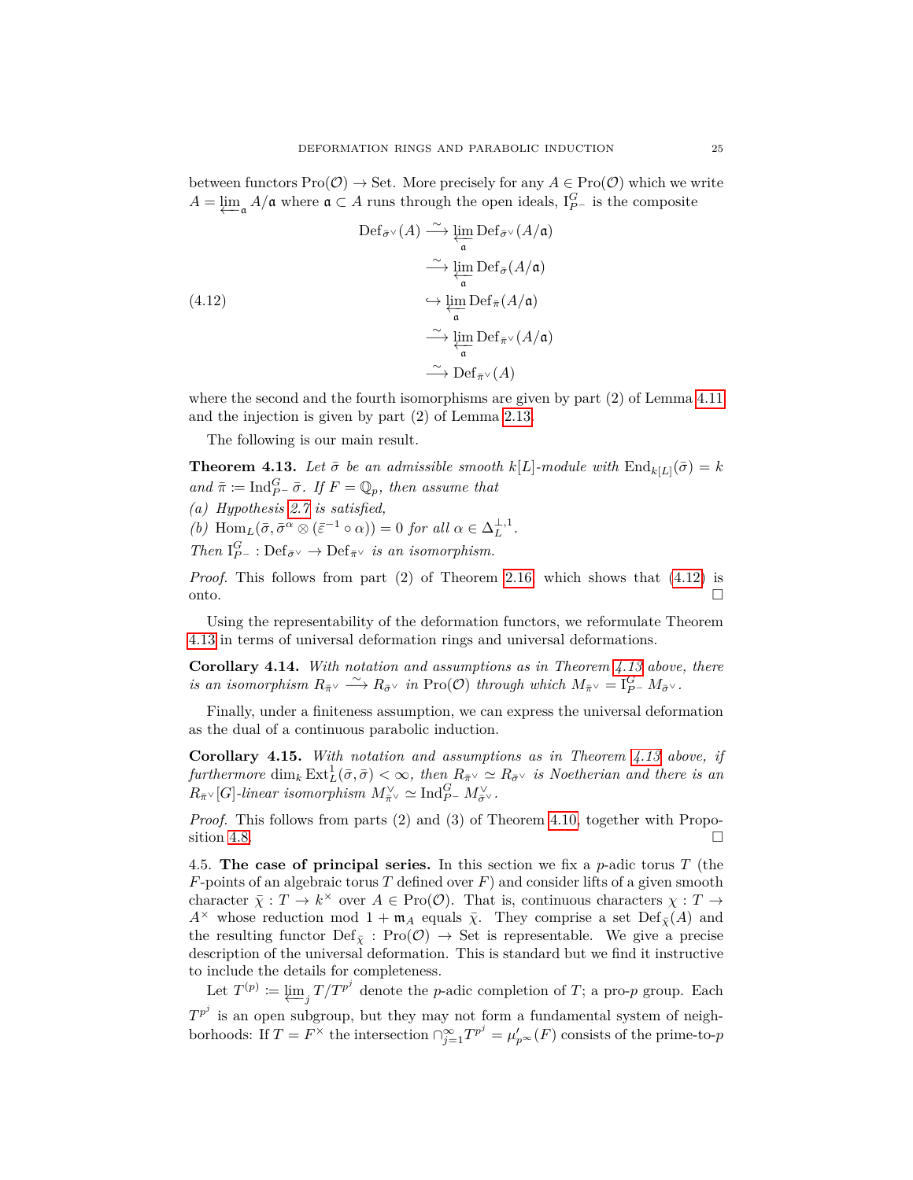between functors $\mathrm{Pro}(\mathcal{O}) \to \mathrm{Set}$. More precisely for any $A \in \mathrm{Pro}(\mathcal{O})$ which we write $A = \varprojlim_{\mathfrak{a}} A/\mathfrak{a}$ where $\mathfrak{a} \subset A$ runs through the open ideals, $\mathrm{I}_{P^-}^G$ is the composite

$$
\begin{aligned}
\mathrm{Def}_{\bar{\sigma}^\vee}(A) &\xrightarrow{\sim} \varprojlim_{\mathfrak{a}} \mathrm{Def}_{\bar{\sigma}^\vee}(A/\mathfrak{a}) \\
&\xrightarrow{\sim} \varprojlim_{\mathfrak{a}} \mathrm{Def}_{\bar{\sigma}}(A/\mathfrak{a}) \\
&\hookrightarrow \varprojlim_{\mathfrak{a}} \mathrm{Def}_{\bar{\pi}}(A/\mathfrak{a}) \\
&\xrightarrow{\sim} \varprojlim_{\mathfrak{a}} \mathrm{Def}_{\bar{\pi}^\vee}(A/\mathfrak{a}) \\
&\xrightarrow{\sim} \mathrm{Def}_{\bar{\pi}^\vee}(A)
\end{aligned}
\tag{4.12}
$$

where the second and the fourth isomorphisms are given by part (2) of Lemma 4.11 and the injection is given by part (2) of Lemma 2.13.

The following is our main result.

**Theorem 4.13.** *Let $\bar{\sigma}$ be an admissible smooth $k[L]$-module with $\mathrm{End}_{k[L]}(\bar{\sigma}) = k$ and $\bar{\pi} := \mathrm{Ind}_{P^-}^G \bar{\sigma}$. If $F = \mathbb{Q}_p$, then assume that*

*(a) Hypothesis 2.7 is satisfied,*

*(b) $\mathrm{Hom}_L(\bar{\sigma}, \bar{\sigma}^\alpha \otimes (\bar{\varepsilon}^{-1} \circ \alpha)) = 0$ for all $\alpha \in \Delta_L^{\perp,1}$.*

*Then $\mathrm{I}_{P^-}^G : \mathrm{Def}_{\bar{\sigma}^\vee} \to \mathrm{Def}_{\bar{\pi}^\vee}$ is an isomorphism.*

*Proof.* This follows from part (2) of Theorem 2.16 which shows that (4.12) is onto. $\square$

Using the representability of the deformation functors, we reformulate Theorem 4.13 in terms of universal deformation rings and universal deformations.

**Corollary 4.14.** *With notation and assumptions as in Theorem 4.13 above, there is an isomorphism $R_{\bar{\pi}^\vee} \xrightarrow{\sim} R_{\bar{\sigma}^\vee}$ in $\mathrm{Pro}(\mathcal{O})$ through which $M_{\bar{\pi}^\vee} = \mathrm{I}_{P^-}^G M_{\bar{\sigma}^\vee}$.*

Finally, under a finiteness assumption, we can express the universal deformation as the dual of a continuous parabolic induction.

**Corollary 4.15.** *With notation and assumptions as in Theorem 4.13 above, if furthermore $\dim_k \mathrm{Ext}_L^1(\bar{\sigma}, \bar{\sigma}) < \infty$, then $R_{\bar{\pi}^\vee} \simeq R_{\bar{\sigma}^\vee}$ is Noetherian and there is an $R_{\bar{\pi}^\vee}[G]$-linear isomorphism $M_{\bar{\pi}^\vee}^\vee \simeq \mathrm{Ind}_{P^-}^G M_{\bar{\sigma}^\vee}^\vee$.*

*Proof.* This follows from parts (2) and (3) of Theorem 4.10, together with Proposition 4.8. $\square$

4.5. **The case of principal series.** In this section we fix a $p$-adic torus $T$ (the $F$-points of an algebraic torus $T$ defined over $F$) and consider lifts of a given smooth character $\bar{\chi} : T \to k^\times$ over $A \in \mathrm{Pro}(\mathcal{O})$. That is, continuous characters $\chi : T \to A^\times$ whose reduction mod $1 + \mathfrak{m}_A$ equals $\bar{\chi}$. They comprise a set $\mathrm{Def}_{\bar{\chi}}(A)$ and the resulting functor $\mathrm{Def}_{\bar{\chi}} : \mathrm{Pro}(\mathcal{O}) \to \mathrm{Set}$ is representable. We give a precise description of the universal deformation. This is standard but we find it instructive to include the details for completeness.

Let $T^{(p)} := \varprojlim_j T/T^{p^j}$ denote the $p$-adic completion of $T$; a pro-$p$ group. Each $T^{p^j}$ is an open subgroup, but they may not form a fundamental system of neighborhoods: If $T = F^\times$ the intersection $\cap_{j=1}^\infty T^{p^j} = \mu'_{p^\infty}(F)$ consists of the prime-to-$p$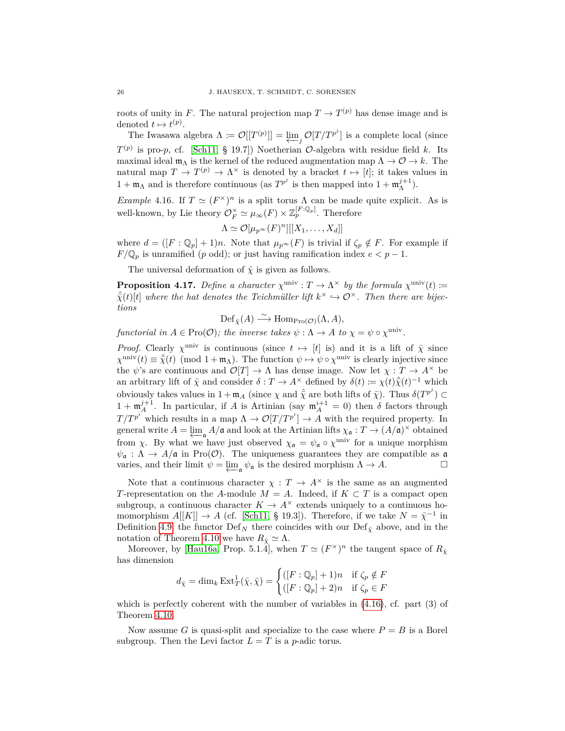roots of unity in $F$. The natural projection map $T \to T^{(p)}$ has dense image and is denoted $t \mapsto t^{(p)}$.

The Iwasawa algebra $\Lambda := \mathcal{O}[[T^{(p)}]] = \varprojlim_j \mathcal{O}[T/T^{p^j}]$ is a complete local (since $T^{(p)}$ is pro-$p$, cf. [Sch11, § 19.7]) Noetherian $\mathcal{O}$-algebra with residue field $k$. Its maximal ideal $\mathfrak{m}_\Lambda$ is the kernel of the reduced augmentation map $\Lambda \to \mathcal{O} \to k$. The natural map $T \to T^{(p)} \to \Lambda^\times$ is denoted by a bracket $t \mapsto [t]$; it takes values in $1 + \mathfrak{m}_\Lambda$ and is therefore continuous (as $T^{p^j}$ is then mapped into $1 + \mathfrak{m}_\Lambda^{j+1}$).

*Example* 4.16. If $T \simeq (F^\times)^n$ is a split torus $\Lambda$ can be made quite explicit. As is well-known, by Lie theory $\mathcal{O}_F^\times \simeq \mu_\infty(F) \times \mathbb{Z}_p^{[F:\mathbb{Q}_p]}$. Therefore

$$\Lambda \simeq \mathcal{O}[\mu_{p^\infty}(F)^n][[X_1, \ldots, X_d]]$$

where $d = ([F : \mathbb{Q}_p] + 1)n$. Note that $\mu_{p^\infty}(F)$ is trivial if $\zeta_p \notin F$. For example if $F/\mathbb{Q}_p$ is unramified ($p$ odd); or just having ramification index $e < p - 1$.

The universal deformation of $\bar{\chi}$ is given as follows.

**Proposition 4.17.** *Define a character $\chi^{\mathrm{univ}} : T \to \Lambda^\times$ by the formula $\chi^{\mathrm{univ}}(t) := \hat{\bar{\chi}}(t)[t]$ where the hat denotes the Teichmüller lift $k^\times \hookrightarrow \mathcal{O}^\times$. Then there are bijections*

$$\mathrm{Def}_{\bar{\chi}}(A) \xrightarrow{\sim} \mathrm{Hom}_{\mathrm{Pro}(\mathcal{O})}(\Lambda, A),$$

*functorial in $A \in \mathrm{Pro}(\mathcal{O})$; the inverse takes $\psi : \Lambda \to A$ to $\chi = \psi \circ \chi^{\mathrm{univ}}$.*

*Proof.* Clearly $\chi^{\mathrm{univ}}$ is continuous (since $t \mapsto [t]$ is) and it is a lift of $\bar{\chi}$ since $\chi^{\mathrm{univ}}(t) \equiv \hat{\bar{\chi}}(t) \pmod{1 + \mathfrak{m}_\Lambda}$. The function $\psi \mapsto \psi \circ \chi^{\mathrm{univ}}$ is clearly injective since the $\psi$'s are continuous and $\mathcal{O}[T] \to \Lambda$ has dense image. Now let $\chi : T \to A^\times$ be an arbitrary lift of $\bar{\chi}$ and consider $\delta : T \to A^\times$ defined by $\delta(t) := \chi(t)\hat{\bar{\chi}}(t)^{-1}$ which obviously takes values in $1 + \mathfrak{m}_A$ (since $\chi$ and $\hat{\bar{\chi}}$ are both lifts of $\bar{\chi}$). Thus $\delta(T^{p^j}) \subset 1 + \mathfrak{m}_A^{j+1}$. In particular, if $A$ is Artinian (say $\mathfrak{m}_A^{i+1} = 0$) then $\delta$ factors through $T/T^{p^i}$ which results in a map $\Lambda \to \mathcal{O}[T/T^{p^i}] \to A$ with the required property. In general write $A = \varprojlim_{\mathfrak{a}} A/\mathfrak{a}$ and look at the Artinian lifts $\chi_\mathfrak{a} : T \to (A/\mathfrak{a})^\times$ obtained from $\chi$. By what we have just observed $\chi_\mathfrak{a} = \psi_\mathfrak{a} \circ \chi^{\mathrm{univ}}$ for a unique morphism $\psi_\mathfrak{a} : \Lambda \to A/\mathfrak{a}$ in $\mathrm{Pro}(\mathcal{O})$. The uniqueness guarantees they are compatible as $\mathfrak{a}$ varies, and their limit $\psi = \varprojlim_{\mathfrak{a}} \psi_\mathfrak{a}$ is the desired morphism $\Lambda \to A$. $\square$

Note that a continuous character $\chi : T \to A^\times$ is the same as an augmented $T$-representation on the $A$-module $M = A$. Indeed, if $K \subset T$ is a compact open subgroup, a continuous character $K \to A^\times$ extends uniquely to a continuous homomorphism $A[[K]] \to A$ (cf. [Sch11, § 19.3]). Therefore, if we take $N = \bar{\chi}^{-1}$ in Definition 4.9, the functor $\mathrm{Def}_N$ there coincides with our $\mathrm{Def}_{\bar{\chi}}$ above, and in the notation of Theorem 4.10 we have $R_{\bar{\chi}} \simeq \Lambda$.

Moreover, by [Hau16a, Prop. 5.1.4], when $T \simeq (F^\times)^n$ the tangent space of $R_{\bar{\chi}}$ has dimension

$$d_{\bar{\chi}} = \dim_k \mathrm{Ext}^1_T(\bar{\chi}, \bar{\chi}) = \begin{cases} ([F : \mathbb{Q}_p] + 1)n & \text{if } \zeta_p \notin F \\ ([F : \mathbb{Q}_p] + 2)n & \text{if } \zeta_p \in F \end{cases}$$

which is perfectly coherent with the number of variables in (4.16), cf. part (3) of Theorem 4.10.

Now assume $G$ is quasi-split and specialize to the case where $P = B$ is a Borel subgroup. Then the Levi factor $L = T$ is a $p$-adic torus.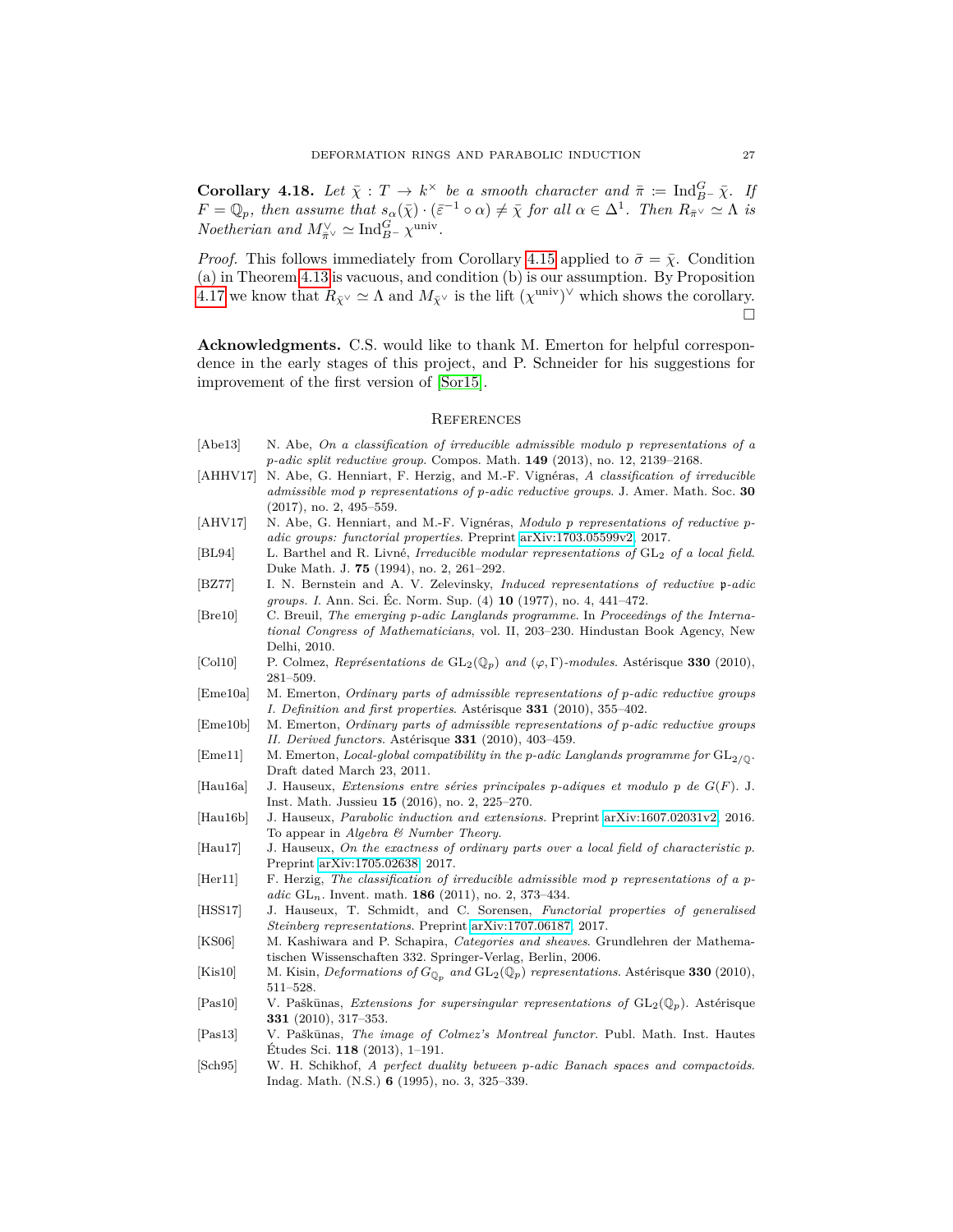**Corollary 4.18.** *Let $\bar{\chi} : T \to k^\times$ be a smooth character and $\bar{\pi} := \operatorname{Ind}_{B^-}^G \bar{\chi}$. If $F = \mathbb{Q}_p$, then assume that $s_\alpha(\bar{\chi}) \cdot (\bar{\varepsilon}^{-1} \circ \alpha) \neq \bar{\chi}$ for all $\alpha \in \Delta^1$. Then $R_{\bar{\pi}^\vee} \simeq \Lambda$ is Noetherian and $M_{\bar{\pi}^\vee}^\vee \simeq \operatorname{Ind}_{B^-}^G \chi^{\mathrm{univ}}$.*

*Proof.* This follows immediately from Corollary 4.15 applied to $\bar{\sigma} = \bar{\chi}$. Condition (a) in Theorem 4.13 is vacuous, and condition (b) is our assumption. By Proposition 4.17 we know that $R_{\bar{\chi}^\vee} \simeq \Lambda$ and $M_{\bar{\chi}^\vee}$ is the lift $(\chi^{\mathrm{univ}})^\vee$ which shows the corollary. $\square$

**Acknowledgments.** C.S. would like to thank M. Emerton for helpful correspondence in the early stages of this project, and P. Schneider for his suggestions for improvement of the first version of [Sor15].

## References

- [Abe13] N. Abe, *On a classification of irreducible admissible modulo p representations of a p-adic split reductive group*. Compos. Math. **149** (2013), no. 12, 2139–2168.
- [AHHV17] N. Abe, G. Henniart, F. Herzig, and M.-F. Vignéras, *A classification of irreducible admissible mod p representations of p-adic reductive groups*. J. Amer. Math. Soc. **30** (2017), no. 2, 495–559.
- [AHV17] N. Abe, G. Henniart, and M.-F. Vignéras, *Modulo p representations of reductive p-adic groups: functorial properties*. Preprint arXiv:1703.05599v2, 2017.
- [BL94] L. Barthel and R. Livné, *Irreducible modular representations of $\mathrm{GL}_2$ of a local field*. Duke Math. J. **75** (1994), no. 2, 261–292.
- [BZ77] I. N. Bernstein and A. V. Zelevinsky, *Induced representations of reductive $\mathfrak{p}$-adic groups. I*. Ann. Sci. Éc. Norm. Sup. (4) **10** (1977), no. 4, 441–472.
- [Bre10] C. Breuil, *The emerging p-adic Langlands programme*. In *Proceedings of the International Congress of Mathematicians*, vol. II, 203–230. Hindustan Book Agency, New Delhi, 2010.
- [Col10] P. Colmez, *Représentations de $\mathrm{GL}_2(\mathbb{Q}_p)$ and $(\varphi, \Gamma)$-modules*. Astérisque **330** (2010), 281–509.
- [Eme10a] M. Emerton, *Ordinary parts of admissible representations of p-adic reductive groups I. Definition and first properties*. Astérisque **331** (2010), 355–402.
- [Eme10b] M. Emerton, *Ordinary parts of admissible representations of p-adic reductive groups II. Derived functors*. Astérisque **331** (2010), 403–459.
- [Eme11] M. Emerton, *Local-global compatibility in the p-adic Langlands programme for $\mathrm{GL}_{2/\mathbb{Q}}$*. Draft dated March 23, 2011.
- [Hau16a] J. Hauseux, *Extensions entre séries principales p-adiques et modulo p de G(F)*. J. Inst. Math. Jussieu **15** (2016), no. 2, 225–270.
- [Hau16b] J. Hauseux, *Parabolic induction and extensions*. Preprint arXiv:1607.02031v2, 2016. To appear in *Algebra & Number Theory*.
- [Hau17] J. Hauseux, *On the exactness of ordinary parts over a local field of characteristic p*. Preprint arXiv:1705.02638, 2017.
- [Her11] F. Herzig, *The classification of irreducible admissible mod p representations of a p-adic $\mathrm{GL}_n$*. Invent. math. **186** (2011), no. 2, 373–434.
- [HSS17] J. Hauseux, T. Schmidt, and C. Sorensen, *Functorial properties of generalised Steinberg representations*. Preprint arXiv:1707.06187, 2017.
- [KS06] M. Kashiwara and P. Schapira, *Categories and sheaves*. Grundlehren der Mathematischen Wissenschaften 332. Springer-Verlag, Berlin, 2006.
- [Kis10] M. Kisin, *Deformations of $G_{\mathbb{Q}_p}$ and $\mathrm{GL}_2(\mathbb{Q}_p)$ representations*. Astérisque **330** (2010), 511–528.
- [Pas10] V. Paškūnas, *Extensions for supersingular representations of $\mathrm{GL}_2(\mathbb{Q}_p)$*. Astérisque **331** (2010), 317–353.
- [Pas13] V. Paškūnas, *The image of Colmez's Montreal functor*. Publ. Math. Inst. Hautes Études Sci. **118** (2013), 1–191.
- [Sch95] W. H. Schikhof, *A perfect duality between p-adic Banach spaces and compactoids*. Indag. Math. (N.S.) **6** (1995), no. 3, 325–339.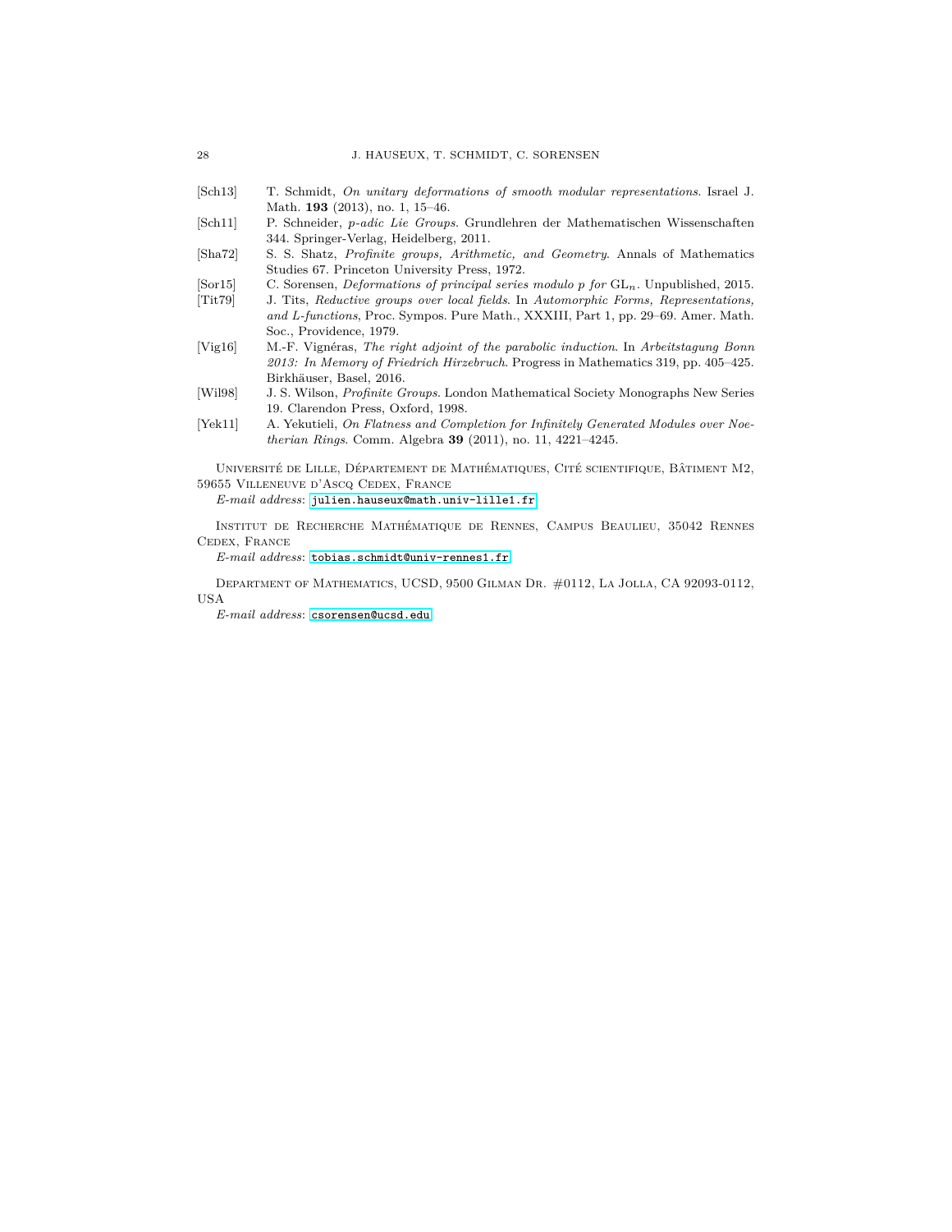[Sch13] T. Schmidt, *On unitary deformations of smooth modular representations*. Israel J. Math. **193** (2013), no. 1, 15–46.

[Sch11] P. Schneider, *p-adic Lie Groups*. Grundlehren der Mathematischen Wissenschaften 344. Springer-Verlag, Heidelberg, 2011.

[Sha72] S. S. Shatz, *Profinite groups, Arithmetic, and Geometry*. Annals of Mathematics Studies 67. Princeton University Press, 1972.

[Sor15] C. Sorensen, *Deformations of principal series modulo p for* $\mathrm{GL}_n$. Unpublished, 2015.

[Tit79] J. Tits, *Reductive groups over local fields*. In *Automorphic Forms, Representations, and L-functions*, Proc. Sympos. Pure Math., XXXIII, Part 1, pp. 29–69. Amer. Math. Soc., Providence, 1979.

[Vig16] M.-F. Vignéras, *The right adjoint of the parabolic induction*. In *Arbeitstagung Bonn 2013: In Memory of Friedrich Hirzebruch*. Progress in Mathematics 319, pp. 405–425. Birkhäuser, Basel, 2016.

[Wil98] J. S. Wilson, *Profinite Groups*. London Mathematical Society Monographs New Series 19. Clarendon Press, Oxford, 1998.

[Yek11] A. Yekutieli, *On Flatness and Completion for Infinitely Generated Modules over Noetherian Rings*. Comm. Algebra **39** (2011), no. 11, 4221–4245.

Université de Lille, Département de Mathématiques, Cité scientifique, Bâtiment M2, 59655 Villeneuve d'Ascq Cedex, France

*E-mail address*: julien.hauseux@math.univ-lille1.fr

Institut de Recherche Mathématique de Rennes, Campus Beaulieu, 35042 Rennes Cedex, France

*E-mail address*: tobias.schmidt@univ-rennes1.fr

Department of Mathematics, UCSD, 9500 Gilman Dr. #0112, La Jolla, CA 92093-0112, USA

*E-mail address*: csorensen@ucsd.edu